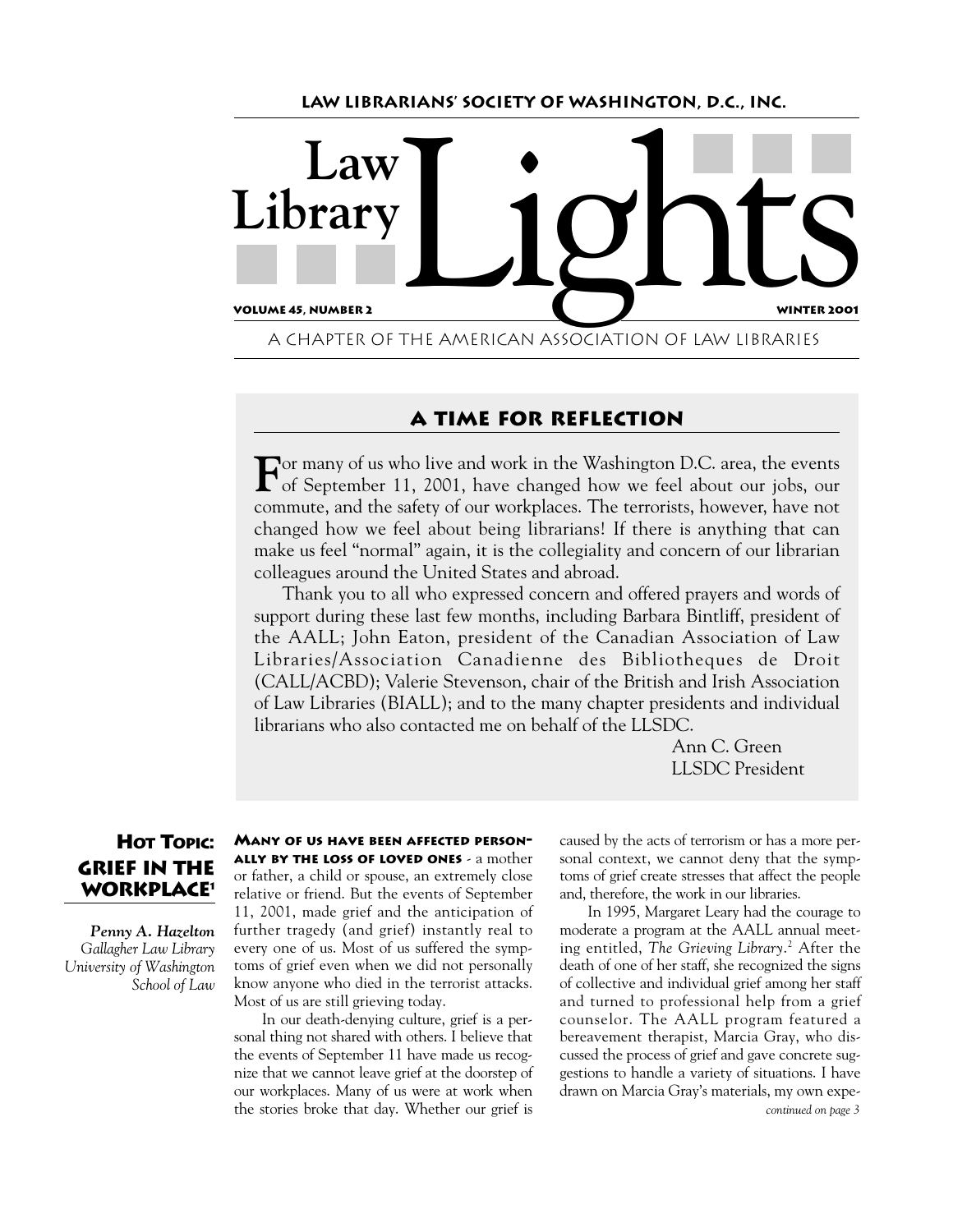LAW LIBRARIANS' SOCIETY OF WASHINGTON, D.C., INC.

# Law Library Lights

VOLUME 45, NUMBER 2 WINTER 2001

A CHAPTER OF THE AMERICAN ASSOCIATION OF LAW LIBRARIES

## A TIME FOR REFLECTION

For many of us who live and work in the Washington D.C. area, the events of September 11, 2001, have changed how we feel about our jobs, our commute, and the safety of our workplaces. The terrorists, however, have not changed how we feel about being librarians! If there is anything that can make us feel "normal" again, it is the collegiality and concern of our librarian colleagues around the United States and abroad.

Thank you to all who expressed concern and offered prayers and words of support during these last few months, including Barbara Bintliff, president of the AALL; John Eaton, president of the Canadian Association of Law Libraries/Association Canadienne des Bibliotheques de Droit (CALL/ACBD); Valerie Stevenson, chair of the British and Irish Association of Law Libraries (BIALL); and to the many chapter presidents and individual librarians who also contacted me on behalf of the LLSDC.

Ann C. Green
LLSDC President

## HOT TOPIC: GRIEF IN THE WORKPLACE[1]

*Penny A. Hazelton*
*Gallagher Law Library*
*University of Washington School of Law*

**MANY OF US HAVE BEEN AFFECTED PERSONALLY BY THE LOSS OF LOVED ONES** - a mother or father, a child or spouse, an extremely close relative or friend. But the events of September 11, 2001, made grief and the anticipation of further tragedy (and grief) instantly real to every one of us. Most of us suffered the symptoms of grief even when we did not personally know anyone who died in the terrorist attacks. Most of us are still grieving today.

In our death-denying culture, grief is a personal thing not shared with others. I believe that the events of September 11 have made us recognize that we cannot leave grief at the doorstep of our workplaces. Many of us were at work when the stories broke that day. Whether our grief is caused by the acts of terrorism or has a more personal context, we cannot deny that the symptoms of grief create stresses that affect the people and, therefore, the work in our libraries.

In 1995, Margaret Leary had the courage to moderate a program at the AALL annual meeting entitled, *The Grieving Library*.[2] After the death of one of her staff, she recognized the signs of collective and individual grief among her staff and turned to professional help from a grief counselor. The AALL program featured a bereavement therapist, Marcia Gray, who discussed the process of grief and gave concrete suggestions to handle a variety of situations. I have drawn on Marcia Gray's materials, my own expe-

*continued on page 3*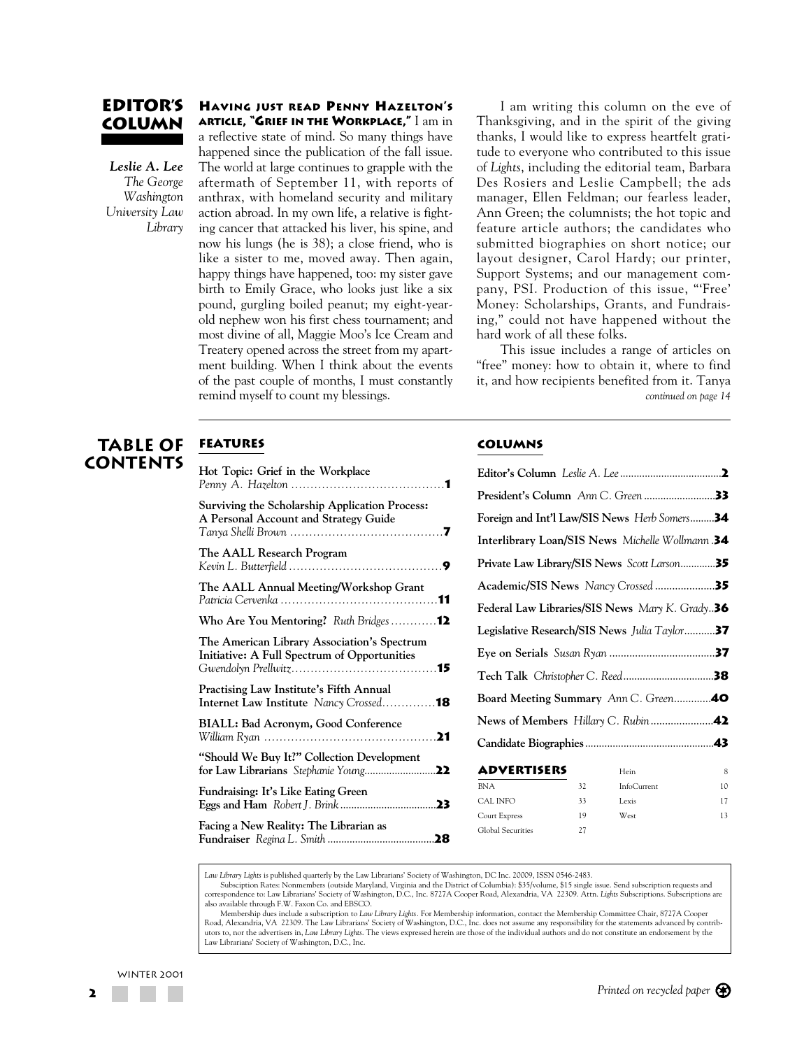## EDITOR'S COLUMN

*Leslie A. Lee*
*The George Washington University Law Library*

**HAVING JUST READ PENNY HAZELTON'S ARTICLE, "GRIEF IN THE WORKPLACE,"** I am in a reflective state of mind. So many things have happened since the publication of the fall issue. The world at large continues to grapple with the aftermath of September 11, with reports of anthrax, with homeland security and military action abroad. In my own life, a relative is fighting cancer that attacked his liver, his spine, and now his lungs (he is 38); a close friend, who is like a sister to me, moved away. Then again, happy things have happened, too: my sister gave birth to Emily Grace, who looks just like a six pound, gurgling boiled peanut; my eight-year-old nephew won his first chess tournament; and most divine of all, Maggie Moo's Ice Cream and Treatery opened across the street from my apartment building. When I think about the events of the past couple of months, I must constantly remind myself to count my blessings.

I am writing this column on the eve of Thanksgiving, and in the spirit of the giving thanks, I would like to express heartfelt gratitude to everyone who contributed to this issue of *Lights*, including the editorial team, Barbara Des Rosiers and Leslie Campbell; the ads manager, Ellen Feldman; our fearless leader, Ann Green; the columnists; the hot topic and feature article authors; the candidates who submitted biographies on short notice; our layout designer, Carol Hardy; our printer, Support Systems; and our management company, PSI. Production of this issue, "'Free' Money: Scholarships, Grants, and Fundraising," could not have happened without the hard work of all these folks.

This issue includes a range of articles on "free" money: how to obtain it, where to find it, and how recipients benefited from it. Tanya

*continued on page 14*

## TABLE OF CONTENTS

### FEATURES

- **Hot Topic: Grief in the Workplace** *Penny A. Hazelton* ..... **1**
- **Surviving the Scholarship Application Process: A Personal Account and Strategy Guide** *Tanya Shelli Brown* ..... **7**
- **The AALL Research Program** *Kevin L. Butterfield* ..... **9**
- **The AALL Annual Meeting/Workshop Grant** *Patricia Cervenka* ..... **11**
- **Who Are You Mentoring?** *Ruth Bridges* ..... **12**
- **The American Library Association's Spectrum Initiative: A Full Spectrum of Opportunities** *Gwendolyn Prellwitz* ..... **15**
- **Practising Law Institute's Fifth Annual Internet Law Institute** *Nancy Crossed* ..... **18**
- **BIALL: Bad Acronym, Good Conference** *William Ryan* ..... **21**
- **"Should We Buy It?" Collection Development for Law Librarians** *Stephanie Young* ..... **22**
- **Fundraising: It's Like Eating Green Eggs and Ham** *Robert J. Brink* ..... **23**
- **Facing a New Reality: The Librarian as Fundraiser** *Regina L. Smith* ..... **28**

### COLUMNS

- **Editor's Column** *Leslie A. Lee* ..... **2**
- **President's Column** *Ann C. Green* ..... **33**
- **Foreign and Int'l Law/SIS News** *Herb Somers* ..... **34**
- **Interlibrary Loan/SIS News** *Michelle Wollmann* ..... **34**
- **Private Law Library/SIS News** *Scott Larson* ..... **35**
- **Academic/SIS News** *Nancy Crossed* ..... **35**
- **Federal Law Libraries/SIS News** *Mary K. Grady* ..... **36**
- **Legislative Research/SIS News** *Julia Taylor* ..... **37**
- **Eye on Serials** *Susan Ryan* ..... **37**
- **Tech Talk** *Christopher C. Reed* ..... **38**
- **Board Meeting Summary** *Ann C. Green* ..... **40**
- **News of Members** *Hillary C. Rubin* ..... **42**
- **Candidate Biographies** ..... **43**

### ADVERTISERS

| | | | |
|---|---|---|---|
| BNA | 32 | Hein | 8 |
| CAL INFO | 33 | InfoCurrent | 10 |
| Court Express | 19 | Lexis | 17 |
| Global Securities | 27 | West | 13 |

*Law Library Lights* is published quarterly by the Law Librarians' Society of Washington, DC Inc. 20009, ISSN 0546-2483.

Subscription Rates: Nonmembers (outside Maryland, Virginia and the District of Columbia): $35/volume, $15 single issue. Send subscription requests and correspondence to: Law Librarians' Society of Washington, D.C., Inc. 8727A Cooper Road, Alexandria, VA 22309. Attn. *Lights* Subscriptions. Subscriptions are also available through F.W. Faxon Co. and EBSCO.

Membership dues include a subscription to *Law Library Lights*. For Membership information, contact the Membership Committee Chair, 8727A Cooper Road, Alexandria, VA 22309. The Law Librarians' Society of Washington, D.C., Inc. does not assume any responsibility for the statements advanced by contributors to, nor the advertisers in, *Law Library Lights*. The views expressed herein are those of the individual authors and do not constitute an endorsement by the Law Librarians' Society of Washington, D.C., Inc.

*Printed on recycled paper*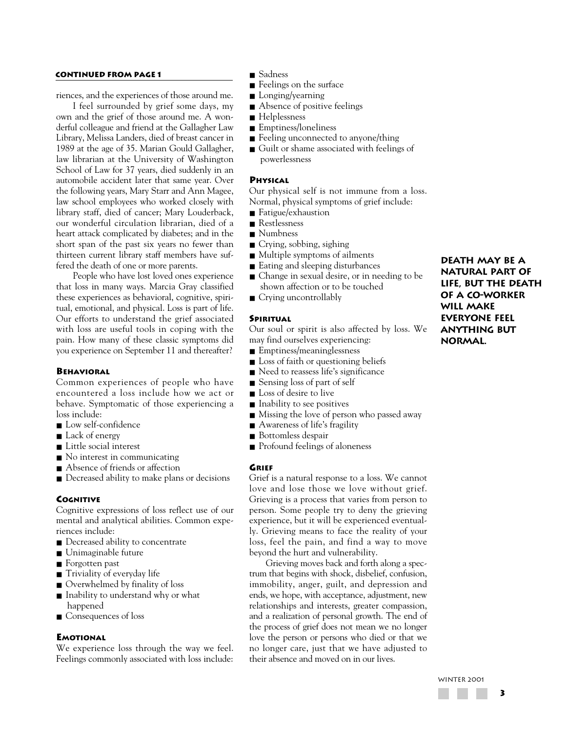**CONTINUED FROM PAGE 1**

riences, and the experiences of those around me.

I feel surrounded by grief some days, my own and the grief of those around me. A wonderful colleague and friend at the Gallagher Law Library, Melissa Landers, died of breast cancer in 1989 at the age of 35. Marian Gould Gallagher, law librarian at the University of Washington School of Law for 37 years, died suddenly in an automobile accident later that same year. Over the following years, Mary Starr and Ann Magee, law school employees who worked closely with library staff, died of cancer; Mary Louderback, our wonderful circulation librarian, died of a heart attack complicated by diabetes; and in the short span of the past six years no fewer than thirteen current library staff members have suffered the death of one or more parents.

People who have lost loved ones experience that loss in many ways. Marcia Gray classified these experiences as behavioral, cognitive, spiritual, emotional, and physical. Loss is part of life. Our efforts to understand the grief associated with loss are useful tools in coping with the pain. How many of these classic symptoms did you experience on September 11 and thereafter?

### Behavioral

Common experiences of people who have encountered a loss include how we act or behave. Symptomatic of those experiencing a loss include:

- Low self-confidence
- Lack of energy
- Little social interest
- No interest in communicating
- Absence of friends or affection
- Decreased ability to make plans or decisions

### Cognitive

Cognitive expressions of loss reflect use of our mental and analytical abilities. Common experiences include:

- Decreased ability to concentrate
- Unimaginable future
- Forgotten past
- Triviality of everyday life
- Overwhelmed by finality of loss
- Inability to understand why or what happened
- Consequences of loss

### Emotional

We experience loss through the way we feel. Feelings commonly associated with loss include:

- Sadness
- Feelings on the surface
- Longing/yearning
- Absence of positive feelings
- Helplessness
- Emptiness/loneliness
- Feeling unconnected to anyone/thing
- Guilt or shame associated with feelings of powerlessness

### Physical

Our physical self is not immune from a loss. Normal, physical symptoms of grief include:

- Fatigue/exhaustion
- Restlessness
- Numbness
- Crying, sobbing, sighing
- Multiple symptoms of ailments
- Eating and sleeping disturbances
- Change in sexual desire, or in needing to be shown affection or to be touched
- Crying uncontrollably

### Spiritual

Our soul or spirit is also affected by loss. We may find ourselves experiencing:

- Emptiness/meaninglessness
- Loss of faith or questioning beliefs
- Need to reassess life's significance
- Sensing loss of part of self
- Loss of desire to live
- Inability to see positives
- Missing the love of person who passed away
- Awareness of life's fragility
- Bottomless despair
- Profound feelings of aloneness

### Grief

Grief is a natural response to a loss. We cannot love and lose those we love without grief. Grieving is a process that varies from person to person. Some people try to deny the grieving experience, but it will be experienced eventually. Grieving means to face the reality of your loss, feel the pain, and find a way to move beyond the hurt and vulnerability.

Grieving moves back and forth along a spectrum that begins with shock, disbelief, confusion, immobility, anger, guilt, and depression and ends, we hope, with acceptance, adjustment, new relationships and interests, greater compassion, and a realization of personal growth. The end of the process of grief does not mean we no longer love the person or persons who died or that we no longer care, just that we have adjusted to their absence and moved on in our lives.

**DEATH MAY BE A NATURAL PART OF LIFE, BUT THE DEATH OF A CO-WORKER WILL MAKE EVERYONE FEEL ANYTHING BUT NORMAL.**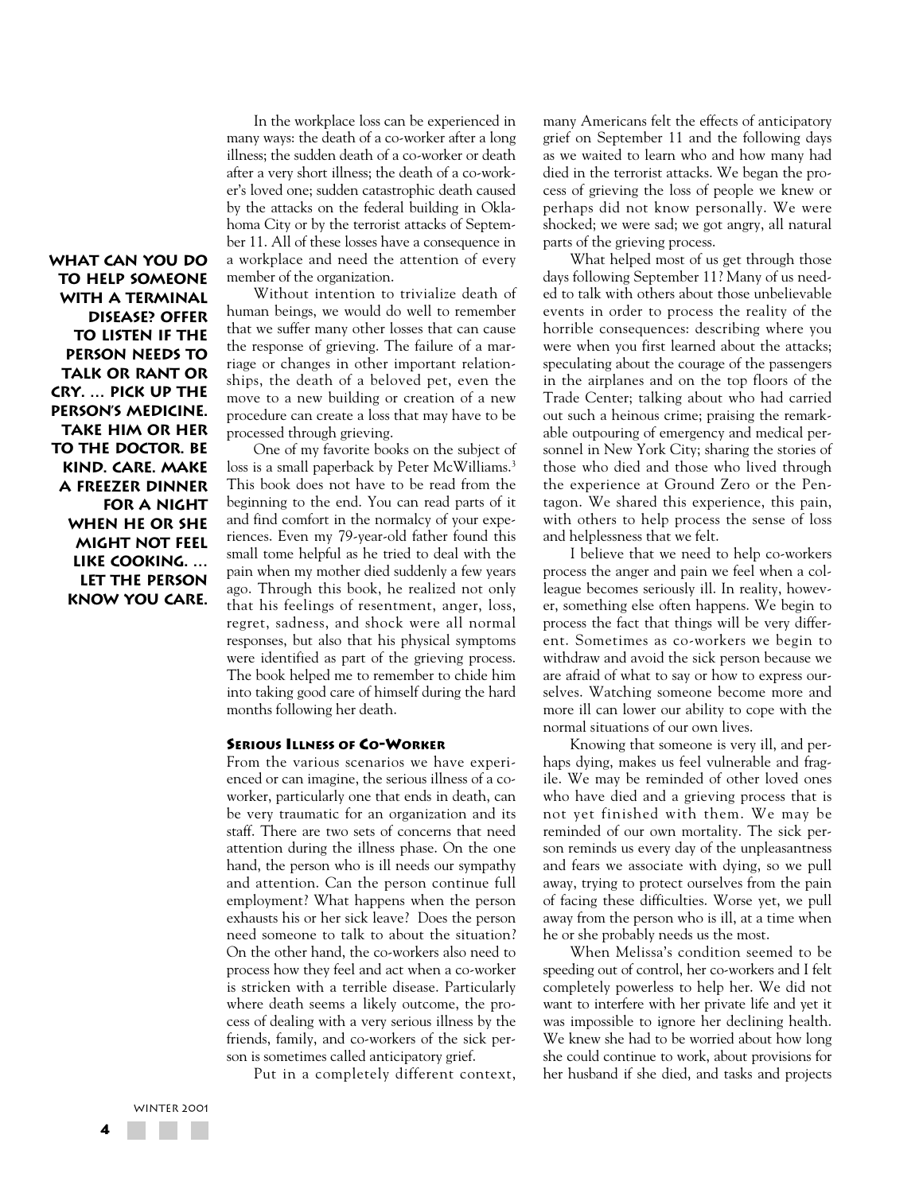**WHAT CAN YOU DO TO HELP SOMEONE WITH A TERMINAL DISEASE? OFFER TO LISTEN IF THE PERSON NEEDS TO TALK OR RANT OR CRY. ... PICK UP THE PERSON'S MEDICINE. TAKE HIM OR HER TO THE DOCTOR. BE KIND. CARE. MAKE A FREEZER DINNER FOR A NIGHT WHEN HE OR SHE MIGHT NOT FEEL LIKE COOKING. ... LET THE PERSON KNOW YOU CARE.**

In the workplace loss can be experienced in many ways: the death of a co-worker after a long illness; the sudden death of a co-worker or death after a very short illness; the death of a co-worker's loved one; sudden catastrophic death caused by the attacks on the federal building in Oklahoma City or by the terrorist attacks of September 11. All of these losses have a consequence in a workplace and need the attention of every member of the organization.

Without intention to trivialize death of human beings, we would do well to remember that we suffer many other losses that can cause the response of grieving. The failure of a marriage or changes in other important relationships, the death of a beloved pet, even the move to a new building or creation of a new procedure can create a loss that may have to be processed through grieving.

One of my favorite books on the subject of loss is a small paperback by Peter McWilliams.[3] This book does not have to be read from the beginning to the end. You can read parts of it and find comfort in the normalcy of your experiences. Even my 79-year-old father found this small tome helpful as he tried to deal with the pain when my mother died suddenly a few years ago. Through this book, he realized not only that his feelings of resentment, anger, loss, regret, sadness, and shock were all normal responses, but also that his physical symptoms were identified as part of the grieving process. The book helped me to remember to chide him into taking good care of himself during the hard months following her death.

### Serious Illness of Co-Worker

From the various scenarios we have experienced or can imagine, the serious illness of a co-worker, particularly one that ends in death, can be very traumatic for an organization and its staff. There are two sets of concerns that need attention during the illness phase. On the one hand, the person who is ill needs our sympathy and attention. Can the person continue full employment? What happens when the person exhausts his or her sick leave? Does the person need someone to talk to about the situation? On the other hand, the co-workers also need to process how they feel and act when a co-worker is stricken with a terrible disease. Particularly where death seems a likely outcome, the process of dealing with a very serious illness by the friends, family, and co-workers of the sick person is sometimes called anticipatory grief.

Put in a completely different context, many Americans felt the effects of anticipatory grief on September 11 and the following days as we waited to learn who and how many had died in the terrorist attacks. We began the process of grieving the loss of people we knew or perhaps did not know personally. We were shocked; we were sad; we got angry, all natural parts of the grieving process.

What helped most of us get through those days following September 11? Many of us needed to talk with others about those unbelievable events in order to process the reality of the horrible consequences: describing where you were when you first learned about the attacks; speculating about the courage of the passengers in the airplanes and on the top floors of the Trade Center; talking about who had carried out such a heinous crime; praising the remarkable outpouring of emergency and medical personnel in New York City; sharing the stories of those who died and those who lived through the experience at Ground Zero or the Pentagon. We shared this experience, this pain, with others to help process the sense of loss and helplessness that we felt.

I believe that we need to help co-workers process the anger and pain we feel when a colleague becomes seriously ill. In reality, however, something else often happens. We begin to process the fact that things will be very different. Sometimes as co-workers we begin to withdraw and avoid the sick person because we are afraid of what to say or how to express ourselves. Watching someone become more and more ill can lower our ability to cope with the normal situations of our own lives.

Knowing that someone is very ill, and perhaps dying, makes us feel vulnerable and fragile. We may be reminded of other loved ones who have died and a grieving process that is not yet finished with them. We may be reminded of our own mortality. The sick person reminds us every day of the unpleasantness and fears we associate with dying, so we pull away, trying to protect ourselves from the pain of facing these difficulties. Worse yet, we pull away from the person who is ill, at a time when he or she probably needs us the most.

When Melissa's condition seemed to be speeding out of control, her co-workers and I felt completely powerless to help her. We did not want to interfere with her private life and yet it was impossible to ignore her declining health. We knew she had to be worried about how long she could continue to work, about provisions for her husband if she died, and tasks and projects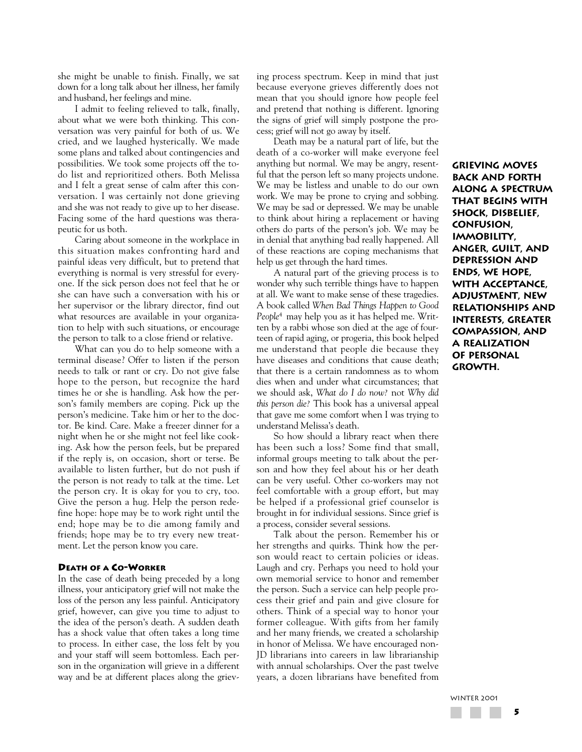she might be unable to finish. Finally, we sat down for a long talk about her illness, her family and husband, her feelings and mine.

I admit to feeling relieved to talk, finally, about what we were both thinking. This conversation was very painful for both of us. We cried, and we laughed hysterically. We made some plans and talked about contingencies and possibilities. We took some projects off the to-do list and reprioritized others. Both Melissa and I felt a great sense of calm after this conversation. I was certainly not done grieving and she was not ready to give up to her disease. Facing some of the hard questions was therapeutic for us both.

Caring about someone in the workplace in this situation makes confronting hard and painful ideas very difficult, but to pretend that everything is normal is very stressful for everyone. If the sick person does not feel that he or she can have such a conversation with his or her supervisor or the library director, find out what resources are available in your organization to help with such situations, or encourage the person to talk to a close friend or relative.

What can you do to help someone with a terminal disease? Offer to listen if the person needs to talk or rant or cry. Do not give false hope to the person, but recognize the hard times he or she is handling. Ask how the person's family members are coping. Pick up the person's medicine. Take him or her to the doctor. Be kind. Care. Make a freezer dinner for a night when he or she might not feel like cooking. Ask how the person feels, but be prepared if the reply is, on occasion, short or terse. Be available to listen further, but do not push if the person is not ready to talk at the time. Let the person cry. It is okay for you to cry, too. Give the person a hug. Help the person redefine hope: hope may be to work right until the end; hope may be to die among family and friends; hope may be to try every new treatment. Let the person know you care.

### Death of a Co-Worker

In the case of death being preceded by a long illness, your anticipatory grief will not make the loss of the person any less painful. Anticipatory grief, however, can give you time to adjust to the idea of the person's death. A sudden death has a shock value that often takes a long time to process. In either case, the loss felt by you and your staff will seem bottomless. Each person in the organization will grieve in a different way and be at different places along the grieving process spectrum. Keep in mind that just because everyone grieves differently does not mean that you should ignore how people feel and pretend that nothing is different. Ignoring the signs of grief will simply postpone the process; grief will not go away by itself.

Death may be a natural part of life, but the death of a co-worker will make everyone feel anything but normal. We may be angry, resentful that the person left so many projects undone. We may be listless and unable to do our own work. We may be prone to crying and sobbing. We may be sad or depressed. We may be unable to think about hiring a replacement or having others do parts of the person's job. We may be in denial that anything bad really happened. All of these reactions are coping mechanisms that help us get through the hard times.

**Grieving moves back and forth along a spectrum that begins with shock, disbelief, confusion, immobility, anger, guilt, and depression and ends, we hope, with acceptance, adjustment, new relationships and interests, greater compassion, and a realization of personal growth.**

A natural part of the grieving process is to wonder why such terrible things have to happen at all. We want to make sense of these tragedies. A book called *When Bad Things Happen to Good People*[4] may help you as it has helped me. Written by a rabbi whose son died at the age of fourteen of rapid aging, or progeria, this book helped me understand that people die because they have diseases and conditions that cause death; that there is a certain randomness as to whom dies when and under what circumstances; that we should ask, *What do I do now?* not *Why did this person die?* This book has a universal appeal that gave me some comfort when I was trying to understand Melissa's death.

So how should a library react when there has been such a loss? Some find that small, informal groups meeting to talk about the person and how they feel about his or her death can be very useful. Other co-workers may not feel comfortable with a group effort, but may be helped if a professional grief counselor is brought in for individual sessions. Since grief is a process, consider several sessions.

Talk about the person. Remember his or her strengths and quirks. Think how the person would react to certain policies or ideas. Laugh and cry. Perhaps you need to hold your own memorial service to honor and remember the person. Such a service can help people process their grief and pain and give closure for others. Think of a special way to honor your former colleague. With gifts from her family and her many friends, we created a scholarship in honor of Melissa. We have encouraged non-JD librarians into careers in law librarianship with annual scholarships. Over the past twelve years, a dozen librarians have benefited from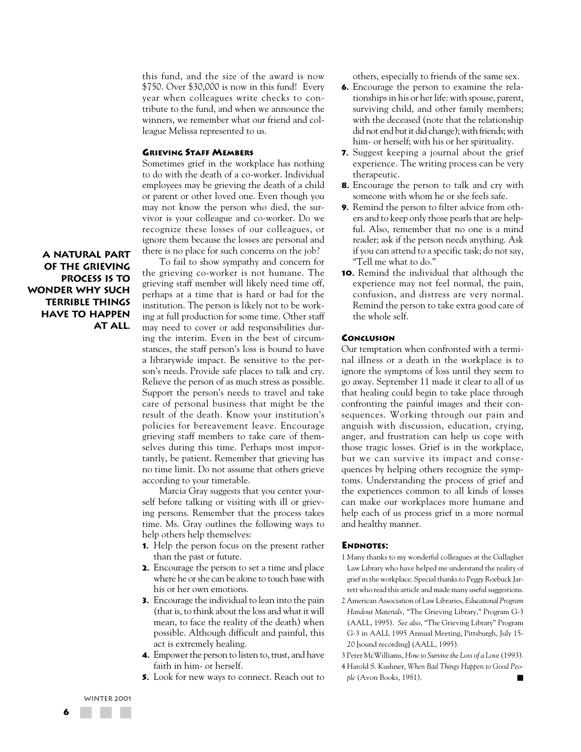this fund, and the size of the award is now $750. Over $30,000 is now in this fund! Every year when colleagues write checks to contribute to the fund, and when we announce the winners, we remember what our friend and colleague Melissa represented to us.

### Grieving Staff Members

Sometimes grief in the workplace has nothing to do with the death of a co-worker. Individual employees may be grieving the death of a child or parent or other loved one. Even though you may not know the person who died, the survivor is your colleague and co-worker. Do we recognize these losses of our colleagues, or ignore them because the losses are personal and there is no place for such concerns on the job?

**A natural part of the grieving process is to wonder why such terrible things have to happen at all.**

To fail to show sympathy and concern for the grieving co-worker is not humane. The grieving staff member will likely need time off, perhaps at a time that is hard or bad for the institution. The person is likely not to be working at full production for some time. Other staff may need to cover or add responsibilities during the interim. Even in the best of circumstances, the staff person's loss is bound to have a librarywide impact. Be sensitive to the person's needs. Provide safe places to talk and cry. Relieve the person of as much stress as possible. Support the person's needs to travel and take care of personal business that might be the result of the death. Know your institution's policies for bereavement leave. Encourage grieving staff members to take care of themselves during this time. Perhaps most importantly, be patient. Remember that grieving has no time limit. Do not assume that others grieve according to your timetable.

Marcia Gray suggests that you center yourself before talking or visiting with ill or grieving persons. Remember that the process takes time. Ms. Gray outlines the following ways to help others help themselves:

1. Help the person focus on the present rather than the past or future.
2. Encourage the person to set a time and place where he or she can be alone to touch base with his or her own emotions.
3. Encourage the individual to lean into the pain (that is, to think about the loss and what it will mean, to face the reality of the death) when possible. Although difficult and painful, this act is extremely healing.
4. Empower the person to listen to, trust, and have faith in him- or herself.
5. Look for new ways to connect. Reach out to others, especially to friends of the same sex.
6. Encourage the person to examine the relationships in his or her life: with spouse, parent, surviving child, and other family members; with the deceased (note that the relationship did not end but it did change); with friends; with him- or herself; with his or her spirituality.
7. Suggest keeping a journal about the grief experience. The writing process can be very therapeutic.
8. Encourage the person to talk and cry with someone with whom he or she feels safe.
9. Remind the person to filter advice from others and to keep only those pearls that are helpful. Also, remember that no one is a mind reader; ask if the person needs anything. Ask if you can attend to a specific task; do not say, "Tell me what to do."
10. Remind the individual that although the experience may not feel normal, the pain, confusion, and distress are very normal. Remind the person to take extra good care of the whole self.

### Conclusion

Our temptation when confronted with a terminal illness or a death in the workplace is to ignore the symptoms of loss until they seem to go away. September 11 made it clear to all of us that healing could begin to take place through confronting the painful images and their consequences. Working through our pain and anguish with discussion, education, crying, anger, and frustration can help us cope with those tragic losses. Grief is in the workplace, but we can survive its impact and consequences by helping others recognize the symptoms. Understanding the process of grief and the experiences common to all kinds of losses can make our workplaces more humane and help each of us process grief in a more normal and healthy manner.

### Endnotes:

1 Many thanks to my wonderful colleagues at the Gallagher Law Library who have helped me understand the reality of grief in the workplace. Special thanks to Peggy Roebuck Jarrett who read this article and made many useful suggestions.

2 American Association of Law Libraries, *Educational Program Handout Materials*, "The Grieving Library," Program G-3 (AALL, 1995). *See also*, "The Grieving Library" Program G-3 in AALL 1995 Annual Meeting, Pittsburgh, July 15-20 [sound recording] (AALL, 1995).

3 Peter McWilliams, *How to Survive the Loss of a Love* (1993).

4 Harold S. Kushner, *When Bad Things Happen to Good People* (Avon Books, 1981).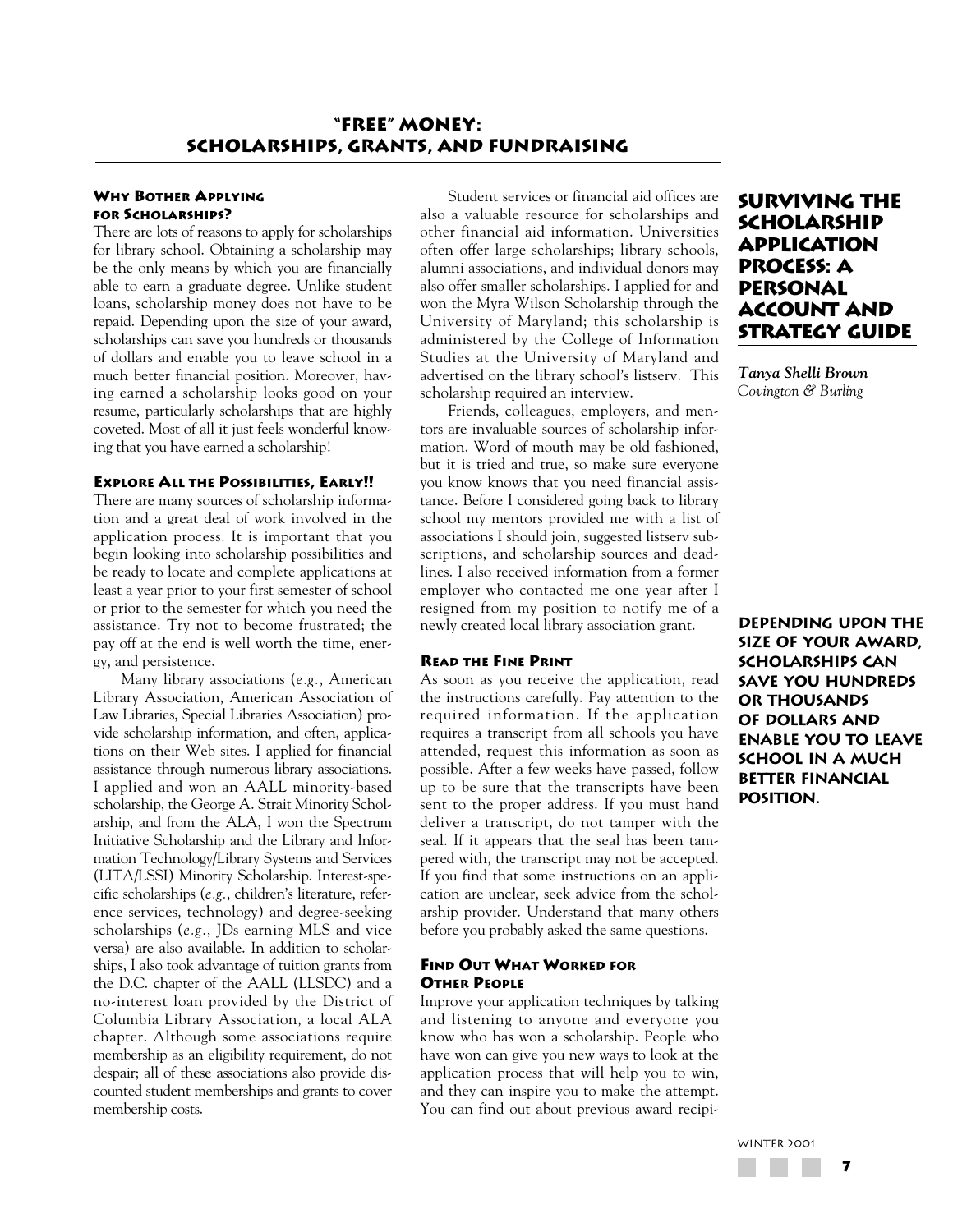# "FREE" MONEY: SCHOLARSHIPS, GRANTS, AND FUNDRAISING

## SURVIVING THE SCHOLARSHIP APPLICATION PROCESS: A PERSONAL ACCOUNT AND STRATEGY GUIDE

***Tanya Shelli Brown***
*Covington & Burling*

### WHY BOTHER APPLYING FOR SCHOLARSHIPS?

There are lots of reasons to apply for scholarships for library school. Obtaining a scholarship may be the only means by which you are financially able to earn a graduate degree. Unlike student loans, scholarship money does not have to be repaid. Depending upon the size of your award, scholarships can save you hundreds or thousands of dollars and enable you to leave school in a much better financial position. Moreover, having earned a scholarship looks good on your resume, particularly scholarships that are highly coveted. Most of all it just feels wonderful knowing that you have earned a scholarship!

### EXPLORE ALL THE POSSIBILITIES, EARLY!!

There are many sources of scholarship information and a great deal of work involved in the application process. It is important that you begin looking into scholarship possibilities and be ready to locate and complete applications at least a year prior to your first semester of school or prior to the semester for which you need the assistance. Try not to become frustrated; the pay off at the end is well worth the time, energy, and persistence.

Many library associations (*e.g.*, American Library Association, American Association of Law Libraries, Special Libraries Association) provide scholarship information, and often, applications on their Web sites. I applied for financial assistance through numerous library associations. I applied and won an AALL minority-based scholarship, the George A. Strait Minority Scholarship, and from the ALA, I won the Spectrum Initiative Scholarship and the Library and Information Technology/Library Systems and Services (LITA/LSSI) Minority Scholarship. Interest-specific scholarships (*e.g.*, children's literature, reference services, technology) and degree-seeking scholarships (*e.g.*, JDs earning MLS and vice versa) are also available. In addition to scholarships, I also took advantage of tuition grants from the D.C. chapter of the AALL (LLSDC) and a no-interest loan provided by the District of Columbia Library Association, a local ALA chapter. Although some associations require membership as an eligibility requirement, do not despair; all of these associations also provide discounted student memberships and grants to cover membership costs.

Student services or financial aid offices are also a valuable resource for scholarships and other financial aid information. Universities often offer large scholarships; library schools, alumni associations, and individual donors may also offer smaller scholarships. I applied for and won the Myra Wilson Scholarship through the University of Maryland; this scholarship is administered by the College of Information Studies at the University of Maryland and advertised on the library school's listserv. This scholarship required an interview.

Friends, colleagues, employers, and mentors are invaluable sources of scholarship information. Word of mouth may be old fashioned, but it is tried and true, so make sure everyone you know knows that you need financial assistance. Before I considered going back to library school my mentors provided me with a list of associations I should join, suggested listserv subscriptions, and scholarship sources and deadlines. I also received information from a former employer who contacted me one year after I resigned from my position to notify me of a newly created local library association grant.

**DEPENDING UPON THE SIZE OF YOUR AWARD, SCHOLARSHIPS CAN SAVE YOU HUNDREDS OR THOUSANDS OF DOLLARS AND ENABLE YOU TO LEAVE SCHOOL IN A MUCH BETTER FINANCIAL POSITION.**

### READ THE FINE PRINT

As soon as you receive the application, read the instructions carefully. Pay attention to the required information. If the application requires a transcript from all schools you have attended, request this information as soon as possible. After a few weeks have passed, follow up to be sure that the transcripts have been sent to the proper address. If you must hand deliver a transcript, do not tamper with the seal. If it appears that the seal has been tampered with, the transcript may not be accepted. If you find that some instructions on an application are unclear, seek advice from the scholarship provider. Understand that many others before you probably asked the same questions.

### FIND OUT WHAT WORKED FOR OTHER PEOPLE

Improve your application techniques by talking and listening to anyone and everyone you know who has won a scholarship. People who have won can give you new ways to look at the application process that will help you to win, and they can inspire you to make the attempt. You can find out about previous award recipi-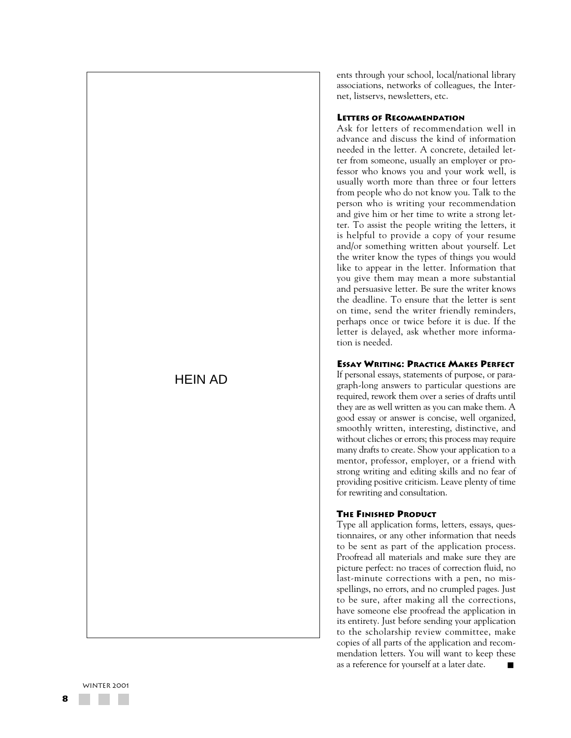HEIN AD

ents through your school, local/national library associations, networks of colleagues, the Internet, listservs, newsletters, etc.

### Letters of Recommendation

Ask for letters of recommendation well in advance and discuss the kind of information needed in the letter. A concrete, detailed letter from someone, usually an employer or professor who knows you and your work well, is usually worth more than three or four letters from people who do not know you. Talk to the person who is writing your recommendation and give him or her time to write a strong letter. To assist the people writing the letters, it is helpful to provide a copy of your resume and/or something written about yourself. Let the writer know the types of things you would like to appear in the letter. Information that you give them may mean a more substantial and persuasive letter. Be sure the writer knows the deadline. To ensure that the letter is sent on time, send the writer friendly reminders, perhaps once or twice before it is due. If the letter is delayed, ask whether more information is needed.

### Essay Writing: Practice Makes Perfect

If personal essays, statements of purpose, or paragraph-long answers to particular questions are required, rework them over a series of drafts until they are as well written as you can make them. A good essay or answer is concise, well organized, smoothly written, interesting, distinctive, and without cliches or errors; this process may require many drafts to create. Show your application to a mentor, professor, employer, or a friend with strong writing and editing skills and no fear of providing positive criticism. Leave plenty of time for rewriting and consultation.

### The Finished Product

Type all application forms, letters, essays, questionnaires, or any other information that needs to be sent as part of the application process. Proofread all materials and make sure they are picture perfect: no traces of correction fluid, no last-minute corrections with a pen, no misspellings, no errors, and no crumpled pages. Just to be sure, after making all the corrections, have someone else proofread the application in its entirety. Just before sending your application to the scholarship review committee, make copies of all parts of the application and recommendation letters. You will want to keep these as a reference for yourself at a later date. ■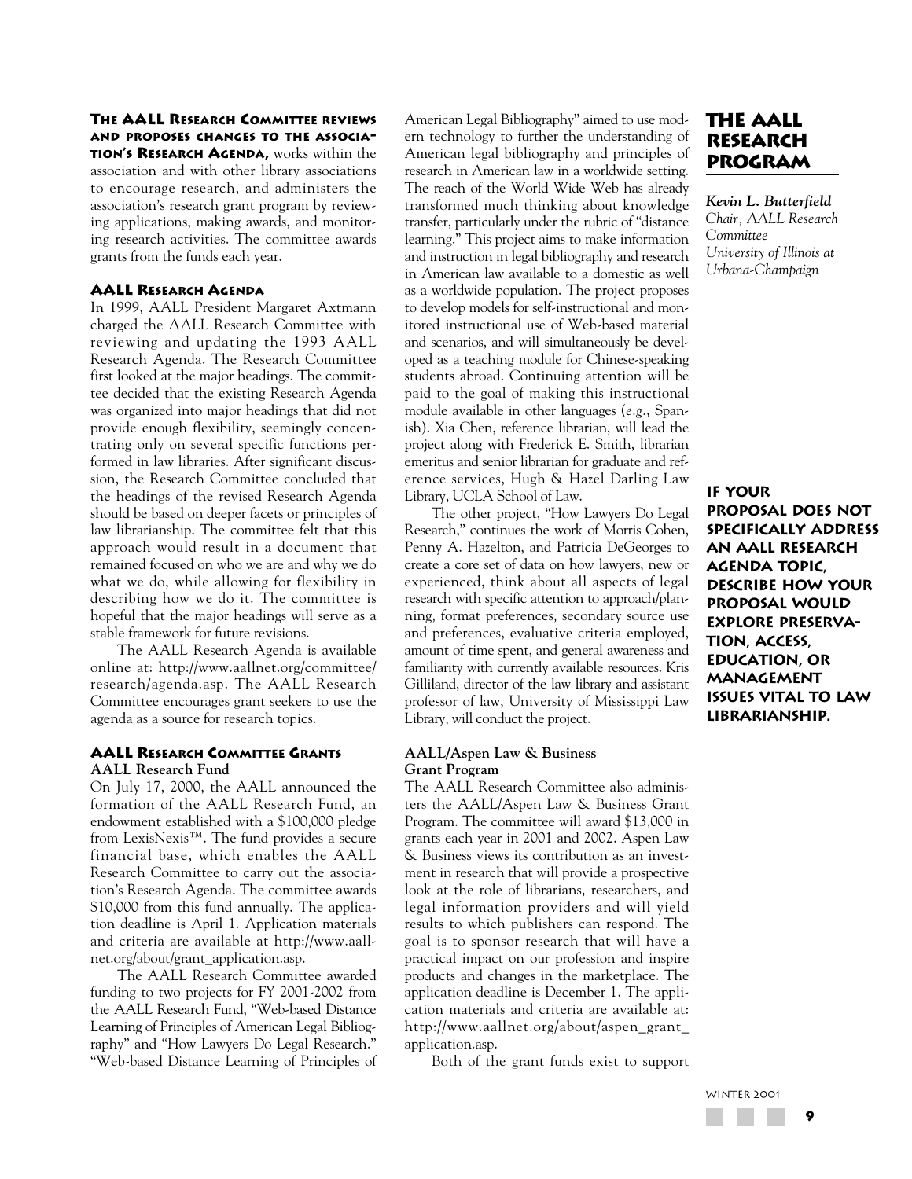# The AALL Research Program

*Kevin L. Butterfield*
*Chair, AALL Research Committee*
*University of Illinois at Urbana-Champaign*

**The AALL Research Committee reviews and proposes changes to the association's Research Agenda,** works within the association and with other library associations to encourage research, and administers the association's research grant program by reviewing applications, making awards, and monitoring research activities. The committee awards grants from the funds each year.

## AALL Research Agenda

In 1999, AALL President Margaret Axtmann charged the AALL Research Committee with reviewing and updating the 1993 AALL Research Agenda. The Research Committee first looked at the major headings. The committee decided that the existing Research Agenda was organized into major headings that did not provide enough flexibility, seemingly concentrating only on several specific functions performed in law libraries. After significant discussion, the Research Committee concluded that the headings of the revised Research Agenda should be based on deeper facets or principles of law librarianship. The committee felt that this approach would result in a document that remained focused on who we are and why we do what we do, while allowing for flexibility in describing how we do it. The committee is hopeful that the major headings will serve as a stable framework for future revisions.

The AALL Research Agenda is available online at: http://www.aallnet.org/committee/research/agenda.asp. The AALL Research Committee encourages grant seekers to use the agenda as a source for research topics.

## AALL Research Committee Grants

### AALL Research Fund

On July 17, 2000, the AALL announced the formation of the AALL Research Fund, an endowment established with a $100,000 pledge from LexisNexis™. The fund provides a secure financial base, which enables the AALL Research Committee to carry out the association's Research Agenda. The committee awards $10,000 from this fund annually. The application deadline is April 1. Application materials and criteria are available at http://www.aallnet.org/about/grant_application.asp.

The AALL Research Committee awarded funding to two projects for FY 2001-2002 from the AALL Research Fund, "Web-based Distance Learning of Principles of American Legal Bibliography" and "How Lawyers Do Legal Research." "Web-based Distance Learning of Principles of American Legal Bibliography" aimed to use modern technology to further the understanding of American legal bibliography and principles of research in American law in a worldwide setting. The reach of the World Wide Web has already transformed much thinking about knowledge transfer, particularly under the rubric of "distance learning." This project aims to make information and instruction in legal bibliography and research in American law available to a domestic as well as a worldwide population. The project proposes to develop models for self-instructional and monitored instructional use of Web-based material and scenarios, and will simultaneously be developed as a teaching module for Chinese-speaking students abroad. Continuing attention will be paid to the goal of making this instructional module available in other languages (*e.g.*, Spanish). Xia Chen, reference librarian, will lead the project along with Frederick E. Smith, librarian emeritus and senior librarian for graduate and reference services, Hugh & Hazel Darling Law Library, UCLA School of Law.

The other project, "How Lawyers Do Legal Research," continues the work of Morris Cohen, Penny A. Hazelton, and Patricia DeGeorges to create a core set of data on how lawyers, new or experienced, think about all aspects of legal research with specific attention to approach/planning, format preferences, secondary source use and preferences, evaluative criteria employed, amount of time spent, and general awareness and familiarity with currently available resources. Kris Gilliland, director of the law library and assistant professor of law, University of Mississippi Law Library, will conduct the project.

### AALL/Aspen Law & Business Grant Program

The AALL Research Committee also administers the AALL/Aspen Law & Business Grant Program. The committee will award $13,000 in grants each year in 2001 and 2002. Aspen Law & Business views its contribution as an investment in research that will provide a prospective look at the role of librarians, researchers, and legal information providers and will yield results to which publishers can respond. The goal is to sponsor research that will have a practical impact on our profession and inspire products and changes in the marketplace. The application deadline is December 1. The application materials and criteria are available at: http://www.aallnet.org/about/aspen_grant_application.asp.

Both of the grant funds exist to support

**If your proposal does not specifically address an AALL Research Agenda topic, describe how your proposal would explore preservation, access, education, or management issues vital to law librarianship.**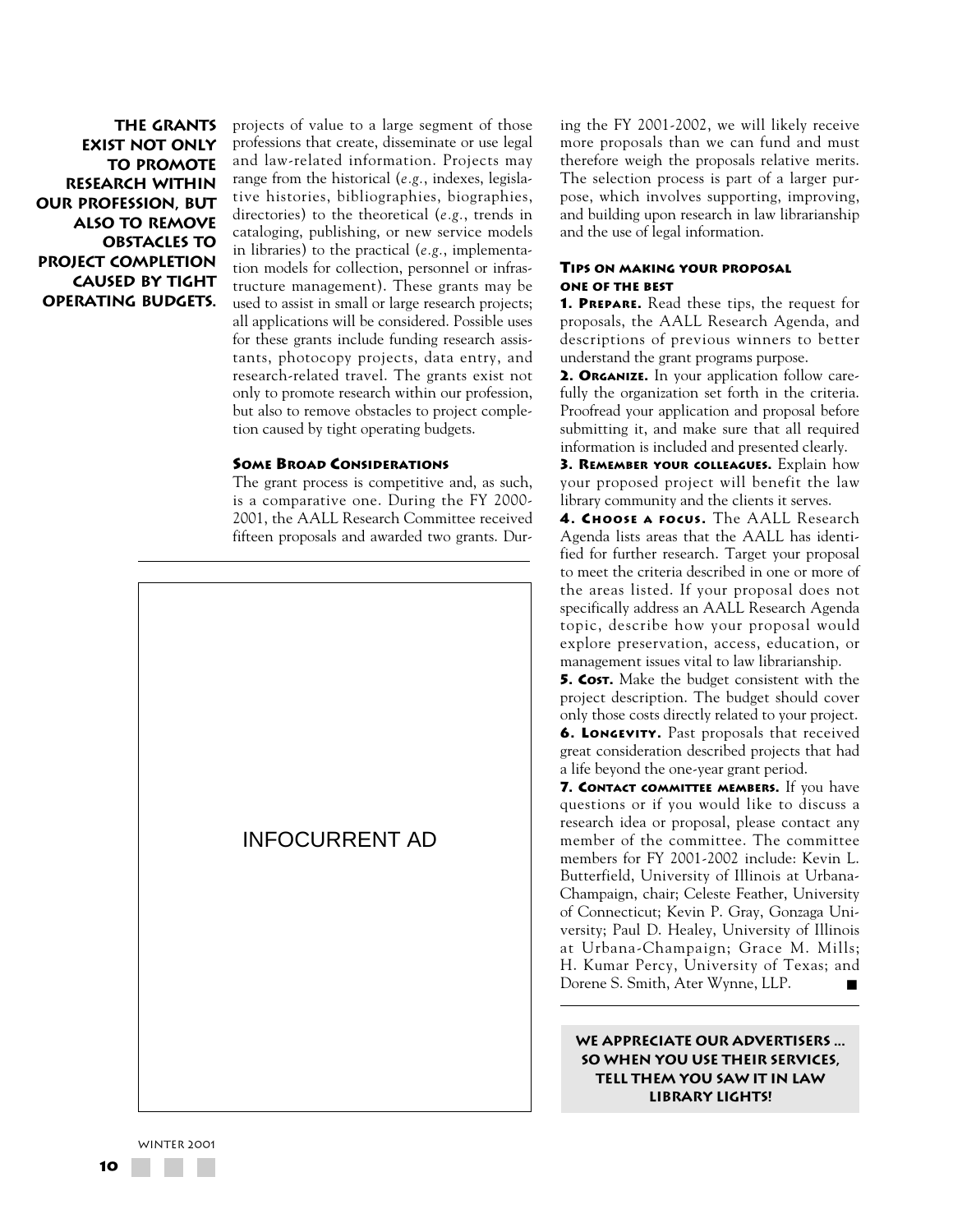**THE GRANTS EXIST NOT ONLY TO PROMOTE RESEARCH WITHIN OUR PROFESSION, BUT ALSO TO REMOVE OBSTACLES TO PROJECT COMPLETION CAUSED BY TIGHT OPERATING BUDGETS.**

projects of value to a large segment of those professions that create, disseminate or use legal and law-related information. Projects may range from the historical (*e.g.*, indexes, legislative histories, bibliographies, biographies, directories) to the theoretical (*e.g.*, trends in cataloging, publishing, or new service models in libraries) to the practical (*e.g.*, implementation models for collection, personnel or infrastructure management). These grants may be used to assist in small or large research projects; all applications will be considered. Possible uses for these grants include funding research assistants, photocopy projects, data entry, and research-related travel. The grants exist not only to promote research within our profession, but also to remove obstacles to project completion caused by tight operating budgets.

### Some Broad Considerations

The grant process is competitive and, as such, is a comparative one. During the FY 2000-2001, the AALL Research Committee received fifteen proposals and awarded two grants. During the FY 2001-2002, we will likely receive more proposals than we can fund and must therefore weigh the proposals relative merits. The selection process is part of a larger purpose, which involves supporting, improving, and building upon research in law librarianship and the use of legal information.

INFOCURRENT AD

### Tips on Making Your Proposal One of the Best

**1. Prepare.** Read these tips, the request for proposals, the AALL Research Agenda, and descriptions of previous winners to better understand the grant programs purpose.

**2. Organize.** In your application follow carefully the organization set forth in the criteria. Proofread your application and proposal before submitting it, and make sure that all required information is included and presented clearly.

**3. Remember your colleagues.** Explain how your proposed project will benefit the law library community and the clients it serves.

**4. Choose a focus.** The AALL Research Agenda lists areas that the AALL has identified for further research. Target your proposal to meet the criteria described in one or more of the areas listed. If your proposal does not specifically address an AALL Research Agenda topic, describe how your proposal would explore preservation, access, education, or management issues vital to law librarianship.

**5. Cost.** Make the budget consistent with the project description. The budget should cover only those costs directly related to your project.

**6. Longevity.** Past proposals that received great consideration described projects that had a life beyond the one-year grant period.

**7. Contact committee members.** If you have questions or if you would like to discuss a research idea or proposal, please contact any member of the committee. The committee members for FY 2001-2002 include: Kevin L. Butterfield, University of Illinois at Urbana-Champaign, chair; Celeste Feather, University of Connecticut; Kevin P. Gray, Gonzaga University; Paul D. Healey, University of Illinois at Urbana-Champaign; Grace M. Mills; H. Kumar Percy, University of Texas; and Dorene S. Smith, Ater Wynne, LLP. ■

**WE APPRECIATE OUR ADVERTISERS ... SO WHEN YOU USE THEIR SERVICES, TELL THEM YOU SAW IT IN LAW LIBRARY LIGHTS!**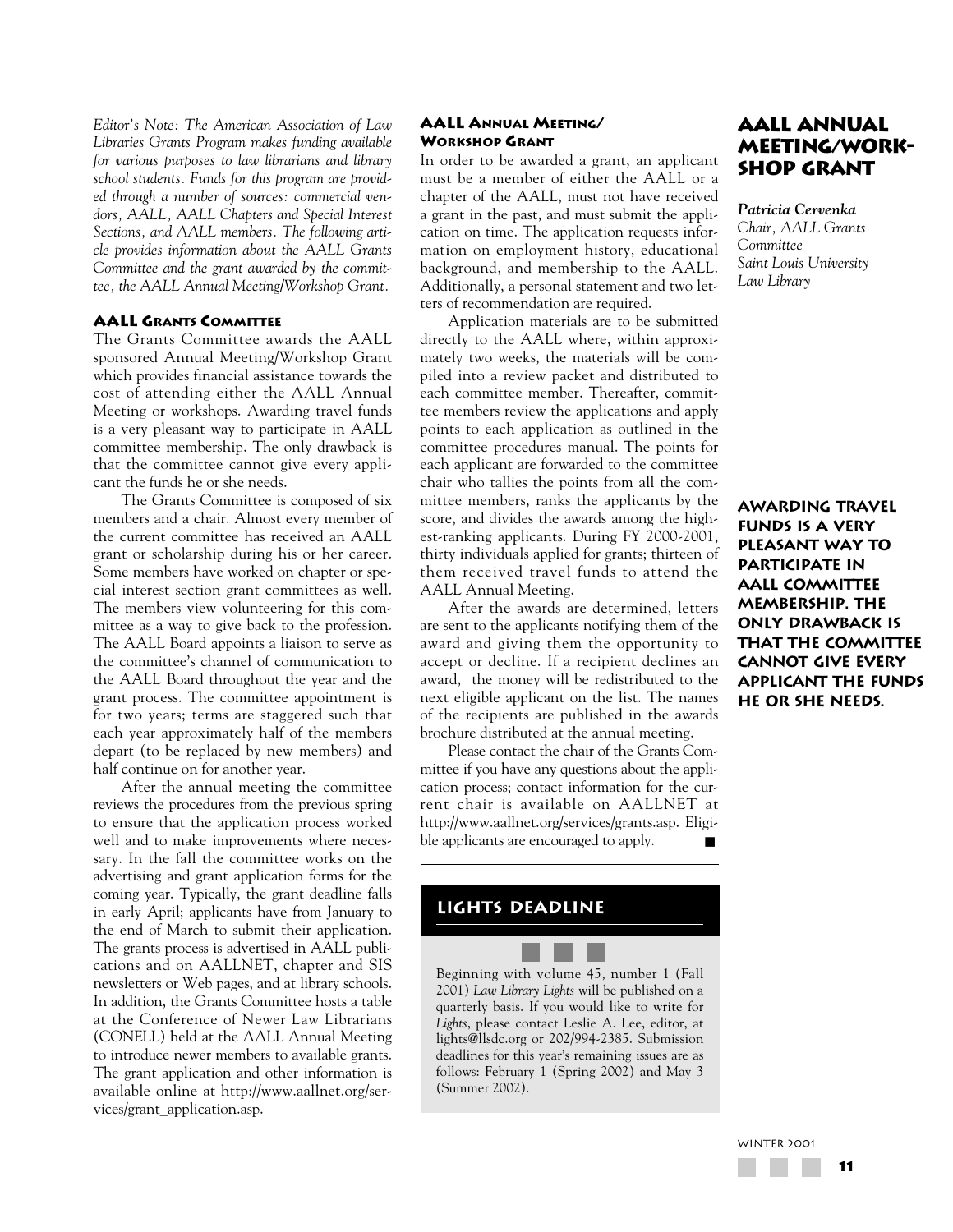# AALL Annual Meeting/Workshop Grant

***Patricia Cervenka***
*Chair, AALL Grants Committee*
*Saint Louis University Law Library*

*Editor's Note: The American Association of Law Libraries Grants Program makes funding available for various purposes to law librarians and library school students. Funds for this program are provided through a number of sources: commercial vendors, AALL, AALL Chapters and Special Interest Sections, and AALL members. The following article provides information about the AALL Grants Committee and the grant awarded by the committee, the AALL Annual Meeting/Workshop Grant.*

### AALL Grants Committee

The Grants Committee awards the AALL sponsored Annual Meeting/Workshop Grant which provides financial assistance towards the cost of attending either the AALL Annual Meeting or workshops. Awarding travel funds is a very pleasant way to participate in AALL committee membership. The only drawback is that the committee cannot give every applicant the funds he or she needs.

The Grants Committee is composed of six members and a chair. Almost every member of the current committee has received an AALL grant or scholarship during his or her career. Some members have worked on chapter or special interest section grant committees as well. The members view volunteering for this committee as a way to give back to the profession. The AALL Board appoints a liaison to serve as the committee's channel of communication to the AALL Board throughout the year and the grant process. The committee appointment is for two years; terms are staggered such that each year approximately half of the members depart (to be replaced by new members) and half continue on for another year.

After the annual meeting the committee reviews the procedures from the previous spring to ensure that the application process worked well and to make improvements where necessary. In the fall the committee works on the advertising and grant application forms for the coming year. Typically, the grant deadline falls in early April; applicants have from January to the end of March to submit their application. The grants process is advertised in AALL publications and on AALLNET, chapter and SIS newsletters or Web pages, and at library schools. In addition, the Grants Committee hosts a table at the Conference of Newer Law Librarians (CONELL) held at the AALL Annual Meeting to introduce newer members to available grants. The grant application and other information is available online at http://www.aallnet.org/services/grant_application.asp.

### AALL Annual Meeting/Workshop Grant

In order to be awarded a grant, an applicant must be a member of either the AALL or a chapter of the AALL, must not have received a grant in the past, and must submit the application on time. The application requests information on employment history, educational background, and membership to the AALL. Additionally, a personal statement and two letters of recommendation are required.

Application materials are to be submitted directly to the AALL where, within approximately two weeks, the materials will be compiled into a review packet and distributed to each committee member. Thereafter, committee members review the applications and apply points to each application as outlined in the committee procedures manual. The points for each applicant are forwarded to the committee chair who tallies the points from all the committee members, ranks the applicants by the score, and divides the awards among the highest-ranking applicants. During FY 2000-2001, thirty individuals applied for grants; thirteen of them received travel funds to attend the AALL Annual Meeting.

After the awards are determined, letters are sent to the applicants notifying them of the award and giving them the opportunity to accept or decline. If a recipient declines an award, the money will be redistributed to the next eligible applicant on the list. The names of the recipients are published in the awards brochure distributed at the annual meeting.

Please contact the chair of the Grants Committee if you have any questions about the application process; contact information for the current chair is available on AALLNET at http://www.aallnet.org/services/grants.asp. Eligible applicants are encouraged to apply. ■

**AWARDING TRAVEL FUNDS IS A VERY PLEASANT WAY TO PARTICIPATE IN AALL COMMITTEE MEMBERSHIP. THE ONLY DRAWBACK IS THAT THE COMMITTEE CANNOT GIVE EVERY APPLICANT THE FUNDS HE OR SHE NEEDS.**

## Lights Deadline

Beginning with volume 45, number 1 (Fall 2001) *Law Library Lights* will be published on a quarterly basis. If you would like to write for *Lights*, please contact Leslie A. Lee, editor, at lights@llsdc.org or 202/994-2385. Submission deadlines for this year's remaining issues are as follows: February 1 (Spring 2002) and May 3 (Summer 2002).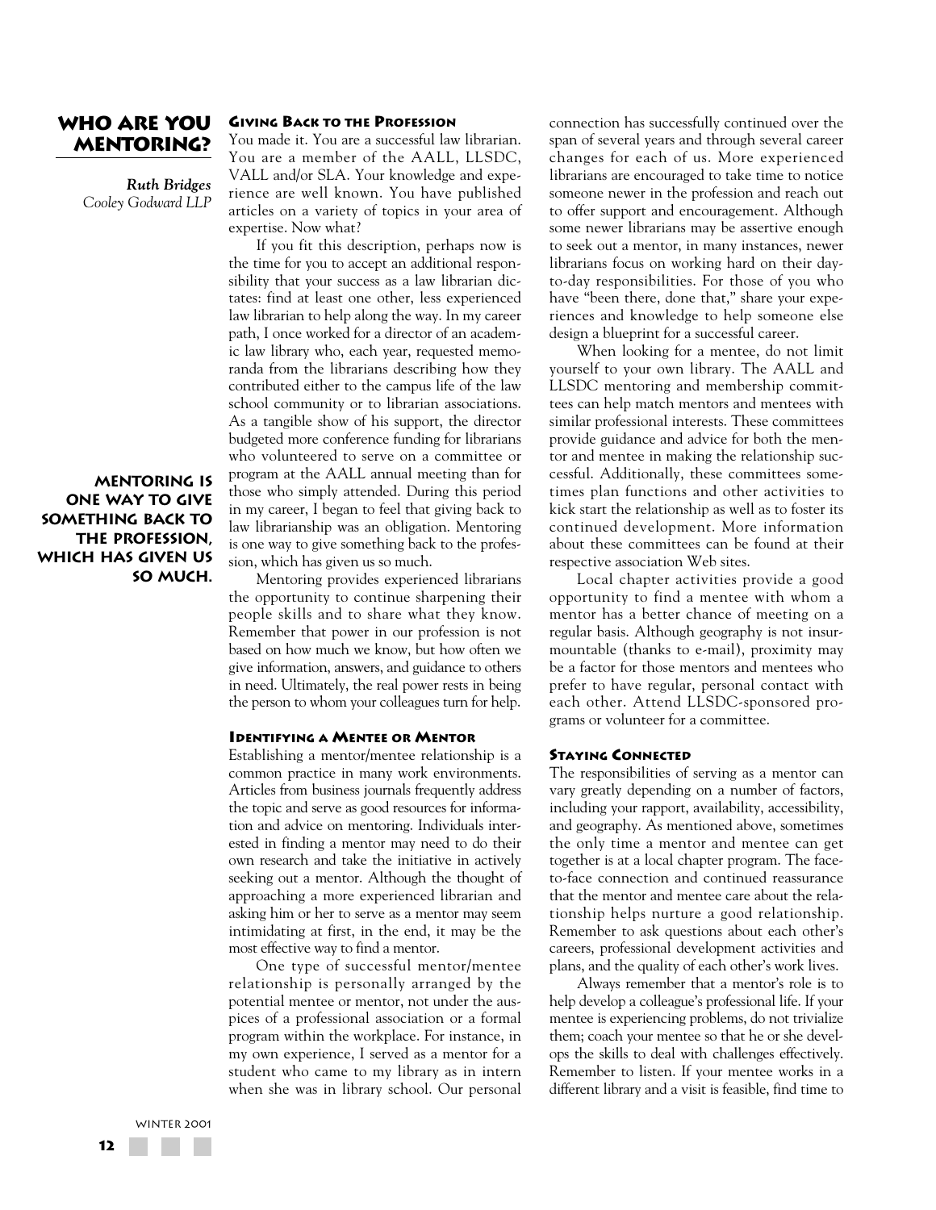# Who Are You Mentoring?

*Ruth Bridges*
*Cooley Godward LLP*

## Giving Back to the Profession

You made it. You are a successful law librarian. You are a member of the AALL, LLSDC, VALL and/or SLA. Your knowledge and experience are well known. You have published articles on a variety of topics in your area of expertise. Now what?

If you fit this description, perhaps now is the time for you to accept an additional responsibility that your success as a law librarian dictates: find at least one other, less experienced law librarian to help along the way. In my career path, I once worked for a director of an academic law library who, each year, requested memoranda from the librarians describing how they contributed either to the campus life of the law school community or to librarian associations. As a tangible show of his support, the director budgeted more conference funding for librarians who volunteered to serve on a committee or program at the AALL annual meeting than for those who simply attended. During this period in my career, I began to feel that giving back to law librarianship was an obligation. Mentoring is one way to give something back to the profession, which has given us so much.

**Mentoring is one way to give something back to the profession, which has given us so much.**

Mentoring provides experienced librarians the opportunity to continue sharpening their people skills and to share what they know. Remember that power in our profession is not based on how much we know, but how often we give information, answers, and guidance to others in need. Ultimately, the real power rests in being the person to whom your colleagues turn for help.

## Identifying a Mentee or Mentor

Establishing a mentor/mentee relationship is a common practice in many work environments. Articles from business journals frequently address the topic and serve as good resources for information and advice on mentoring. Individuals interested in finding a mentor may need to do their own research and take the initiative in actively seeking out a mentor. Although the thought of approaching a more experienced librarian and asking him or her to serve as a mentor may seem intimidating at first, in the end, it may be the most effective way to find a mentor.

One type of successful mentor/mentee relationship is personally arranged by the potential mentee or mentor, not under the auspices of a professional association or a formal program within the workplace. For instance, in my own experience, I served as a mentor for a student who came to my library as in intern when she was in library school. Our personal connection has successfully continued over the span of several years and through several career changes for each of us. More experienced librarians are encouraged to take time to notice someone newer in the profession and reach out to offer support and encouragement. Although some newer librarians may be assertive enough to seek out a mentor, in many instances, newer librarians focus on working hard on their day-to-day responsibilities. For those of you who have "been there, done that," share your experiences and knowledge to help someone else design a blueprint for a successful career.

When looking for a mentee, do not limit yourself to your own library. The AALL and LLSDC mentoring and membership committees can help match mentors and mentees with similar professional interests. These committees provide guidance and advice for both the mentor and mentee in making the relationship successful. Additionally, these committees sometimes plan functions and other activities to kick start the relationship as well as to foster its continued development. More information about these committees can be found at their respective association Web sites.

Local chapter activities provide a good opportunity to find a mentee with whom a mentor has a better chance of meeting on a regular basis. Although geography is not insurmountable (thanks to e-mail), proximity may be a factor for those mentors and mentees who prefer to have regular, personal contact with each other. Attend LLSDC-sponsored programs or volunteer for a committee.

## Staying Connected

The responsibilities of serving as a mentor can vary greatly depending on a number of factors, including your rapport, availability, accessibility, and geography. As mentioned above, sometimes the only time a mentor and mentee can get together is at a local chapter program. The face-to-face connection and continued reassurance that the mentor and mentee care about the relationship helps nurture a good relationship. Remember to ask questions about each other's careers, professional development activities and plans, and the quality of each other's work lives.

Always remember that a mentor's role is to help develop a colleague's professional life. If your mentee is experiencing problems, do not trivialize them; coach your mentee so that he or she develops the skills to deal with challenges effectively. Remember to listen. If your mentee works in a different library and a visit is feasible, find time to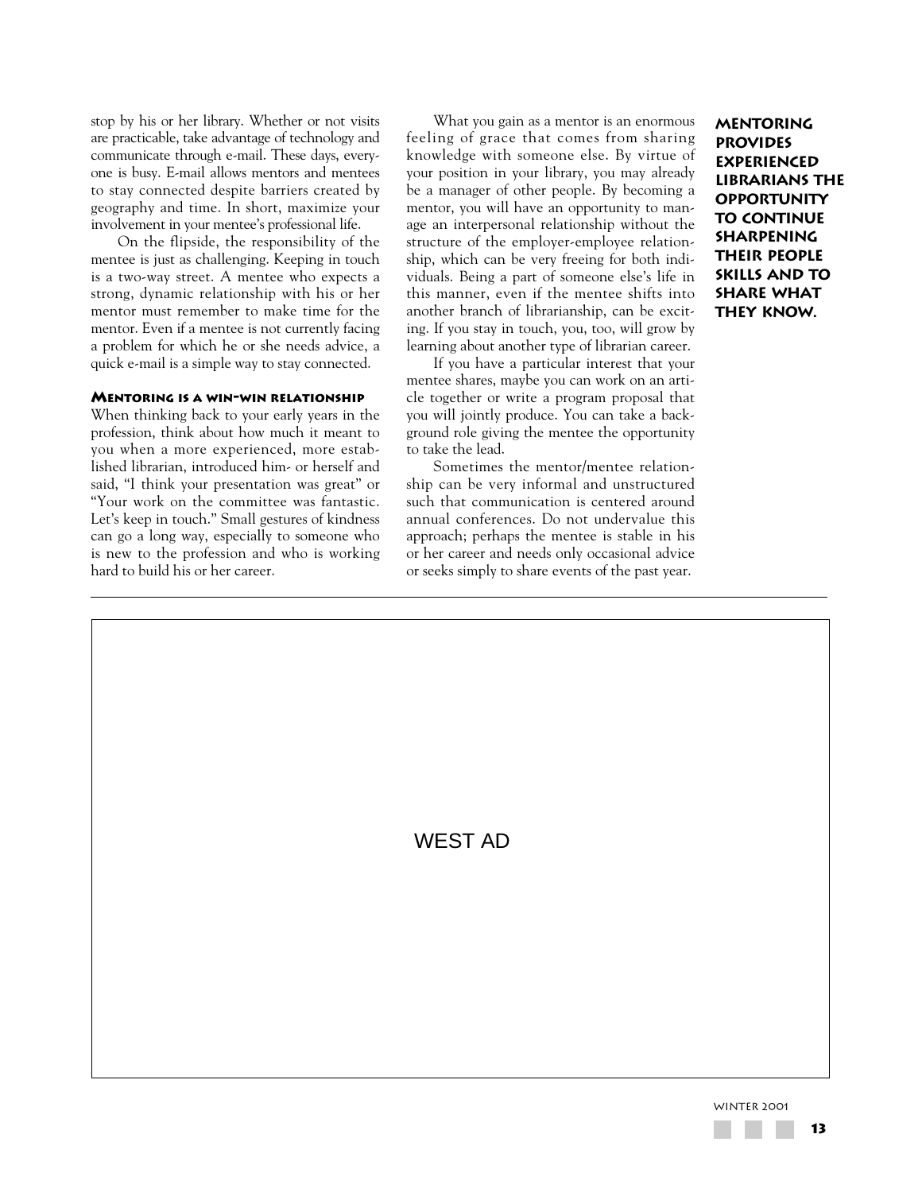stop by his or her library. Whether or not visits are practicable, take advantage of technology and communicate through e-mail. These days, everyone is busy. E-mail allows mentors and mentees to stay connected despite barriers created by geography and time. In short, maximize your involvement in your mentee's professional life.

On the flipside, the responsibility of the mentee is just as challenging. Keeping in touch is a two-way street. A mentee who expects a strong, dynamic relationship with his or her mentor must remember to make time for the mentor. Even if a mentee is not currently facing a problem for which he or she needs advice, a quick e-mail is a simple way to stay connected.

### Mentoring is a win-win relationship

When thinking back to your early years in the profession, think about how much it meant to you when a more experienced, more established librarian, introduced him- or herself and said, "I think your presentation was great" or "Your work on the committee was fantastic. Let's keep in touch." Small gestures of kindness can go a long way, especially to someone who is new to the profession and who is working hard to build his or her career.

What you gain as a mentor is an enormous feeling of grace that comes from sharing knowledge with someone else. By virtue of your position in your library, you may already be a manager of other people. By becoming a mentor, you will have an opportunity to manage an interpersonal relationship without the structure of the employer-employee relationship, which can be very freeing for both individuals. Being a part of someone else's life in this manner, even if the mentee shifts into another branch of librarianship, can be exciting. If you stay in touch, you, too, will grow by learning about another type of librarian career.

If you have a particular interest that your mentee shares, maybe you can work on an article together or write a program proposal that you will jointly produce. You can take a background role giving the mentee the opportunity to take the lead.

Sometimes the mentor/mentee relationship can be very informal and unstructured such that communication is centered around annual conferences. Do not undervalue this approach; perhaps the mentee is stable in his or her career and needs only occasional advice or seeks simply to share events of the past year.

**MENTORING PROVIDES EXPERIENCED LIBRARIANS THE OPPORTUNITY TO CONTINUE SHARPENING THEIR PEOPLE SKILLS AND TO SHARE WHAT THEY KNOW.**

WEST AD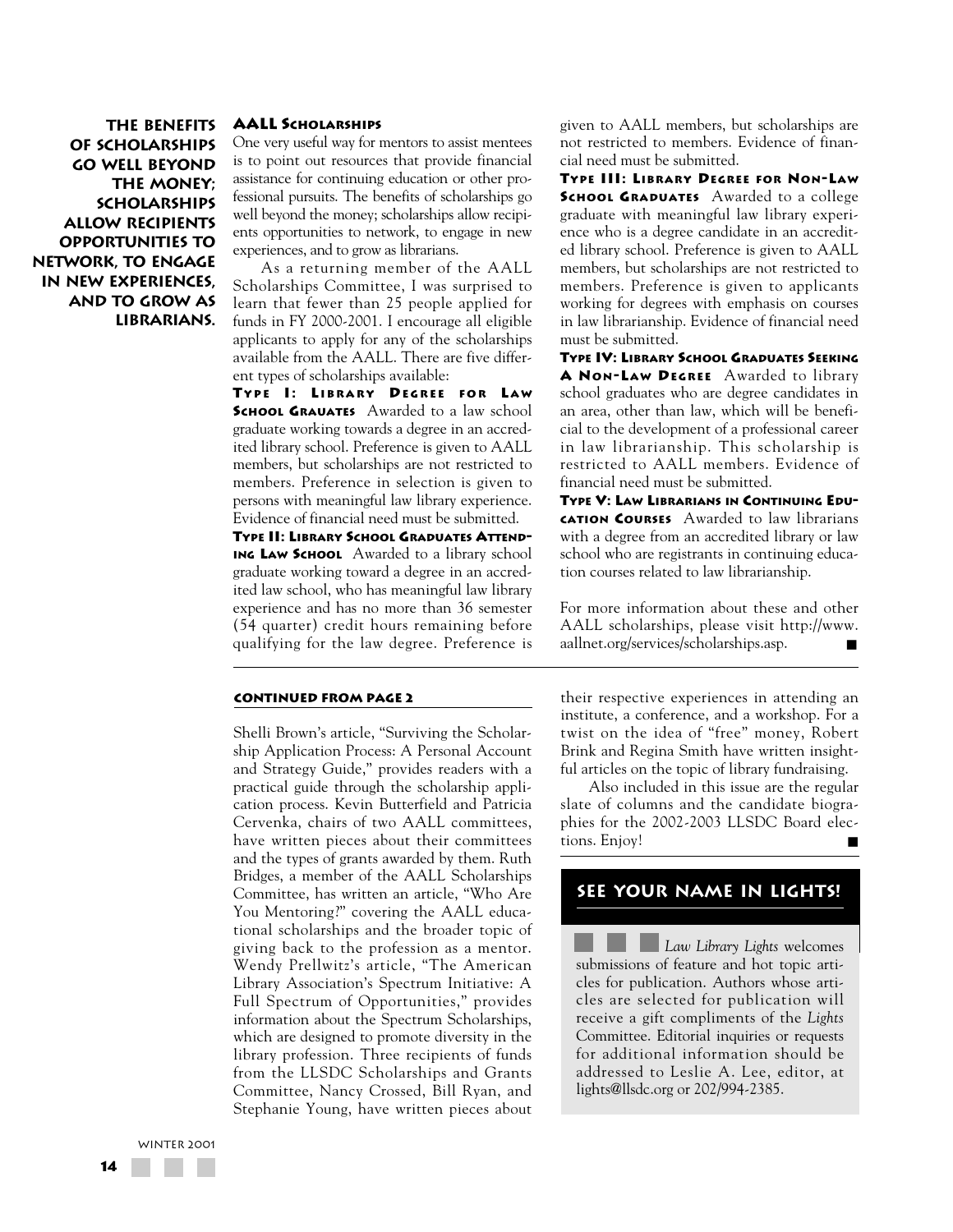**THE BENEFITS OF SCHOLARSHIPS GO WELL BEYOND THE MONEY; SCHOLARSHIPS ALLOW RECIPIENTS OPPORTUNITIES TO NETWORK, TO ENGAGE IN NEW EXPERIENCES, AND TO GROW AS LIBRARIANS.**

### AALL Scholarships

One very useful way for mentors to assist mentees is to point out resources that provide financial assistance for continuing education or other professional pursuits. The benefits of scholarships go well beyond the money; scholarships allow recipients opportunities to network, to engage in new experiences, and to grow as librarians.

As a returning member of the AALL Scholarships Committee, I was surprised to learn that fewer than 25 people applied for funds in FY 2000-2001. I encourage all eligible applicants to apply for any of the scholarships available from the AALL. There are five different types of scholarships available:

**Type I: Library Degree for Law School Grauates** Awarded to a law school graduate working towards a degree in an accredited library school. Preference is given to AALL members, but scholarships are not restricted to members. Preference in selection is given to persons with meaningful law library experience. Evidence of financial need must be submitted.

**Type II: Library School Graduates Attending Law School** Awarded to a library school graduate working toward a degree in an accredited law school, who has meaningful law library experience and has no more than 36 semester (54 quarter) credit hours remaining before qualifying for the law degree. Preference is given to AALL members, but scholarships are not restricted to members. Evidence of financial need must be submitted.

**Type III: Library Degree for Non-Law School Graduates** Awarded to a college graduate with meaningful law library experience who is a degree candidate in an accredited library school. Preference is given to AALL members, but scholarships are not restricted to members. Preference is given to applicants working for degrees with emphasis on courses in law librarianship. Evidence of financial need must be submitted.

**Type IV: Library School Graduates Seeking a Non-Law Degree** Awarded to library school graduates who are degree candidates in an area, other than law, which will be beneficial to the development of a professional career in law librarianship. This scholarship is restricted to AALL members. Evidence of financial need must be submitted.

**Type V: Law Librarians in Continuing Education Courses** Awarded to law librarians with a degree from an accredited library or law school who are registrants in continuing education courses related to law librarianship.

For more information about these and other AALL scholarships, please visit http://www.aallnet.org/services/scholarships.asp. ■

---

**CONTINUED FROM PAGE 2**

Shelli Brown's article, "Surviving the Scholarship Application Process: A Personal Account and Strategy Guide," provides readers with a practical guide through the scholarship application process. Kevin Butterfield and Patricia Cervenka, chairs of two AALL committees, have written pieces about their committees and the types of grants awarded by them. Ruth Bridges, a member of the AALL Scholarships Committee, has written an article, "Who Are You Mentoring?" covering the AALL educational scholarships and the broader topic of giving back to the profession as a mentor. Wendy Prellwitz's article, "The American Library Association's Spectrum Initiative: A Full Spectrum of Opportunities," provides information about the Spectrum Scholarships, which are designed to promote diversity in the library profession. Three recipients of funds from the LLSDC Scholarships and Grants Committee, Nancy Crossed, Bill Ryan, and Stephanie Young, have written pieces about their respective experiences in attending an institute, a conference, and a workshop. For a twist on the idea of "free" money, Robert Brink and Regina Smith have written insightful articles on the topic of library fundraising.

Also included in this issue are the regular slate of columns and the candidate biographies for the 2002-2003 LLSDC Board elections. Enjoy! ■

## SEE YOUR NAME IN LIGHTS!

*Law Library Lights* welcomes submissions of feature and hot topic articles for publication. Authors whose articles are selected for publication will receive a gift compliments of the *Lights* Committee. Editorial inquiries or requests for additional information should be addressed to Leslie A. Lee, editor, at lights@llsdc.org or 202/994-2385.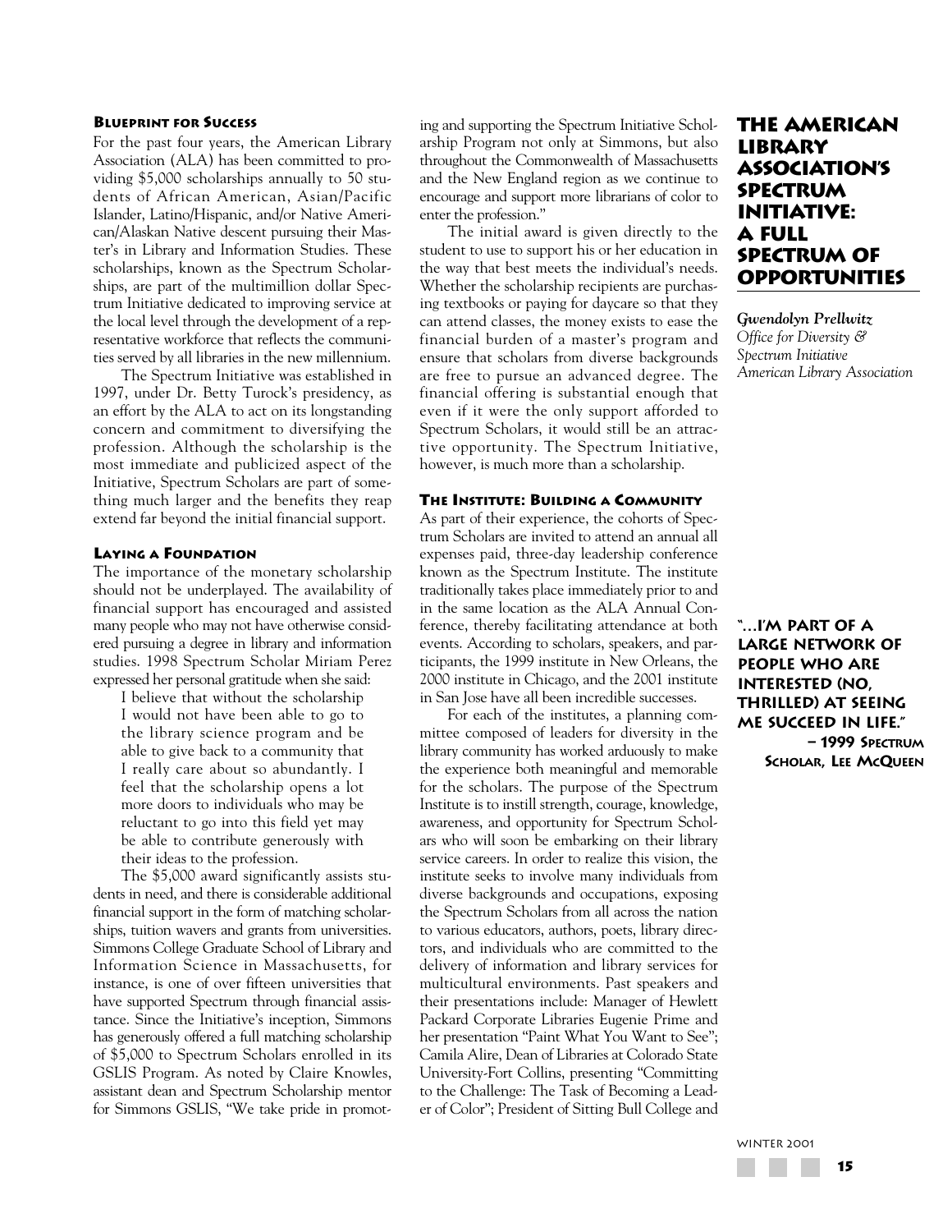# The American Library Association's Spectrum Initiative: A Full Spectrum of Opportunities

*Gwendolyn Prellwitz*
*Office for Diversity & Spectrum Initiative*
*American Library Association*

## Blueprint for Success

For the past four years, the American Library Association (ALA) has been committed to providing $5,000 scholarships annually to 50 students of African American, Asian/Pacific Islander, Latino/Hispanic, and/or Native American/Alaskan Native descent pursuing their Master's in Library and Information Studies. These scholarships, known as the Spectrum Scholarships, are part of the multimillion dollar Spectrum Initiative dedicated to improving service at the local level through the development of a representative workforce that reflects the communities served by all libraries in the new millennium.

The Spectrum Initiative was established in 1997, under Dr. Betty Turock's presidency, as an effort by the ALA to act on its longstanding concern and commitment to diversifying the profession. Although the scholarship is the most immediate and publicized aspect of the Initiative, Spectrum Scholars are part of something much larger and the benefits they reap extend far beyond the initial financial support.

## Laying a Foundation

The importance of the monetary scholarship should not be underplayed. The availability of financial support has encouraged and assisted many people who may not have otherwise considered pursuing a degree in library and information studies. 1998 Spectrum Scholar Miriam Perez expressed her personal gratitude when she said:

> I believe that without the scholarship I would not have been able to go to the library science program and be able to give back to a community that I really care about so abundantly. I feel that the scholarship opens a lot more doors to individuals who may be reluctant to go into this field yet may be able to contribute generously with their ideas to the profession.

The $5,000 award significantly assists students in need, and there is considerable additional financial support in the form of matching scholarships, tuition wavers and grants from universities. Simmons College Graduate School of Library and Information Science in Massachusetts, for instance, is one of over fifteen universities that have supported Spectrum through financial assistance. Since the Initiative's inception, Simmons has generously offered a full matching scholarship of $5,000 to Spectrum Scholars enrolled in its GSLIS Program. As noted by Claire Knowles, assistant dean and Spectrum Scholarship mentor for Simmons GSLIS, "We take pride in promoting and supporting the Spectrum Initiative Scholarship Program not only at Simmons, but also throughout the Commonwealth of Massachusetts and the New England region as we continue to encourage and support more librarians of color to enter the profession."

The initial award is given directly to the student to use to support his or her education in the way that best meets the individual's needs. Whether the scholarship recipients are purchasing textbooks or paying for daycare so that they can attend classes, the money exists to ease the financial burden of a master's program and ensure that scholars from diverse backgrounds are free to pursue an advanced degree. The financial offering is substantial enough that even if it were the only support afforded to Spectrum Scholars, it would still be an attractive opportunity. The Spectrum Initiative, however, is much more than a scholarship.

## The Institute: Building a Community

As part of their experience, the cohorts of Spectrum Scholars are invited to attend an annual all expenses paid, three-day leadership conference known as the Spectrum Institute. The institute traditionally takes place immediately prior to and in the same location as the ALA Annual Conference, thereby facilitating attendance at both events. According to scholars, speakers, and participants, the 1999 institute in New Orleans, the 2000 institute in Chicago, and the 2001 institute in San Jose have all been incredible successes.

> **"…I'm part of a large network of people who are interested (no, thrilled) at seeing me succeed in life."**
> **– 1999 Spectrum Scholar, Lee McQueen**

For each of the institutes, a planning committee composed of leaders for diversity in the library community has worked arduously to make the experience both meaningful and memorable for the scholars. The purpose of the Spectrum Institute is to instill strength, courage, knowledge, awareness, and opportunity for Spectrum Scholars who will soon be embarking on their library service careers. In order to realize this vision, the institute seeks to involve many individuals from diverse backgrounds and occupations, exposing the Spectrum Scholars from all across the nation to various educators, authors, poets, library directors, and individuals who are committed to the delivery of information and library services for multicultural environments. Past speakers and their presentations include: Manager of Hewlett Packard Corporate Libraries Eugenie Prime and her presentation "Paint What You Want to See"; Camila Alire, Dean of Libraries at Colorado State University-Fort Collins, presenting "Committing to the Challenge: The Task of Becoming a Leader of Color"; President of Sitting Bull College and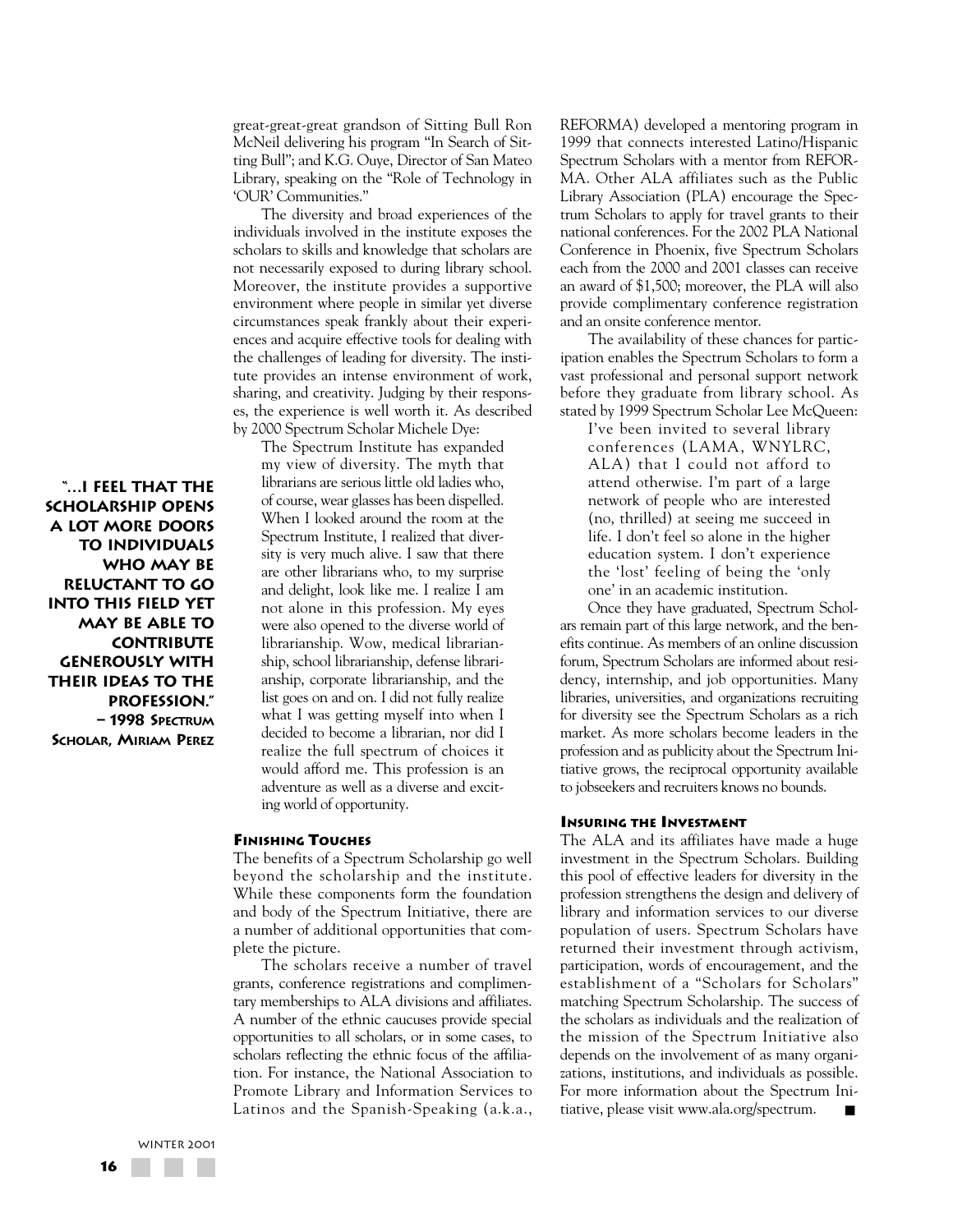great-great-great grandson of Sitting Bull Ron McNeil delivering his program "In Search of Sitting Bull"; and K.G. Ouye, Director of San Mateo Library, speaking on the "Role of Technology in 'OUR' Communities."

The diversity and broad experiences of the individuals involved in the institute exposes the scholars to skills and knowledge that scholars are not necessarily exposed to during library school. Moreover, the institute provides a supportive environment where people in similar yet diverse circumstances speak frankly about their experiences and acquire effective tools for dealing with the challenges of leading for diversity. The institute provides an intense environment of work, sharing, and creativity. Judging by their responses, the experience is well worth it. As described by 2000 Spectrum Scholar Michele Dye:

> The Spectrum Institute has expanded my view of diversity. The myth that librarians are serious little old ladies who, of course, wear glasses has been dispelled. When I looked around the room at the Spectrum Institute, I realized that diversity is very much alive. I saw that there are other librarians who, to my surprise and delight, look like me. I realize I am not alone in this profession. My eyes were also opened to the diverse world of librarianship. Wow, medical librarianship, school librarianship, defense librarianship, corporate librarianship, and the list goes on and on. I did not fully realize what I was getting myself into when I decided to become a librarian, nor did I realize the full spectrum of choices it would afford me. This profession is an adventure as well as a diverse and exciting world of opportunity.

**"...I feel that the scholarship opens a lot more doors to individuals who may be reluctant to go into this field yet may be able to contribute generously with their ideas to the profession." – 1998 Spectrum Scholar, Miriam Perez**

### Finishing Touches

The benefits of a Spectrum Scholarship go well beyond the scholarship and the institute. While these components form the foundation and body of the Spectrum Initiative, there are a number of additional opportunities that complete the picture.

The scholars receive a number of travel grants, conference registrations and complimentary memberships to ALA divisions and affiliates. A number of the ethnic caucuses provide special opportunities to all scholars, or in some cases, to scholars reflecting the ethnic focus of the affiliation. For instance, the National Association to Promote Library and Information Services to Latinos and the Spanish-Speaking (a.k.a., REFORMA) developed a mentoring program in 1999 that connects interested Latino/Hispanic Spectrum Scholars with a mentor from REFORMA. Other ALA affiliates such as the Public Library Association (PLA) encourage the Spectrum Scholars to apply for travel grants to their national conferences. For the 2002 PLA National Conference in Phoenix, five Spectrum Scholars each from the 2000 and 2001 classes can receive an award of $1,500; moreover, the PLA will also provide complimentary conference registration and an onsite conference mentor.

The availability of these chances for participation enables the Spectrum Scholars to form a vast professional and personal support network before they graduate from library school. As stated by 1999 Spectrum Scholar Lee McQueen:

> I've been invited to several library conferences (LAMA, WNYLRC, ALA) that I could not afford to attend otherwise. I'm part of a large network of people who are interested (no, thrilled) at seeing me succeed in life. I don't feel so alone in the higher education system. I don't experience the 'lost' feeling of being the 'only one' in an academic institution.

Once they have graduated, Spectrum Scholars remain part of this large network, and the benefits continue. As members of an online discussion forum, Spectrum Scholars are informed about residency, internship, and job opportunities. Many libraries, universities, and organizations recruiting for diversity see the Spectrum Scholars as a rich market. As more scholars become leaders in the profession and as publicity about the Spectrum Initiative grows, the reciprocal opportunity available to jobseekers and recruiters knows no bounds.

### Insuring the Investment

The ALA and its affiliates have made a huge investment in the Spectrum Scholars. Building this pool of effective leaders for diversity in the profession strengthens the design and delivery of library and information services to our diverse population of users. Spectrum Scholars have returned their investment through activism, participation, words of encouragement, and the establishment of a "Scholars for Scholars" matching Spectrum Scholarship. The success of the scholars as individuals and the realization of the mission of the Spectrum Initiative also depends on the involvement of as many organizations, institutions, and individuals as possible. For more information about the Spectrum Initiative, please visit www.ala.org/spectrum. ■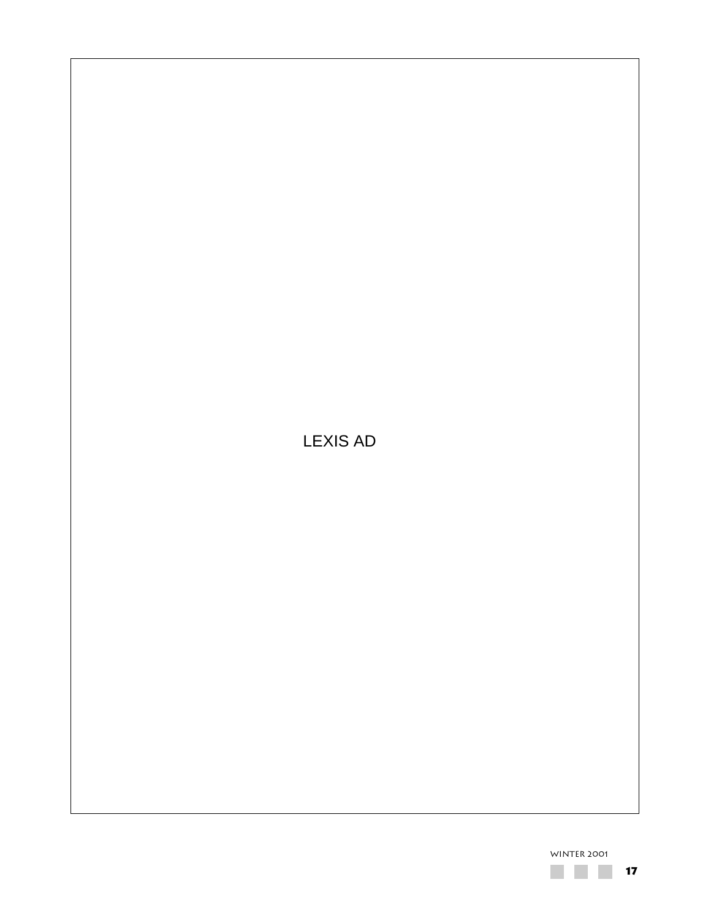LEXIS AD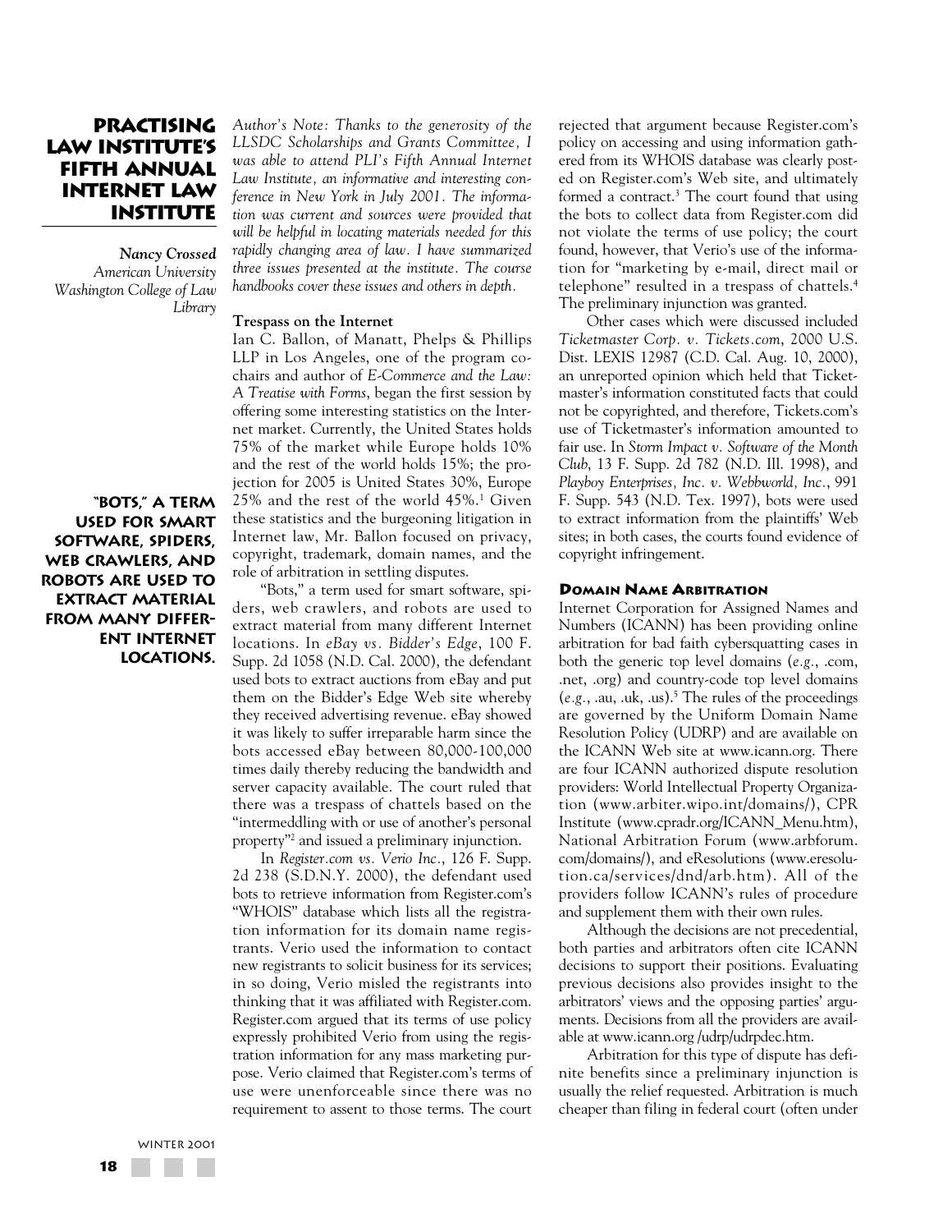# Practising Law Institute's Fifth Annual Internet Law Institute

*Nancy Crossed*
*American University Washington College of Law Library*

*Author's Note: Thanks to the generosity of the LLSDC Scholarships and Grants Committee, I was able to attend PLI's Fifth Annual Internet Law Institute, an informative and interesting conference in New York in July 2001. The information was current and sources were provided that will be helpful in locating materials needed for this rapidly changing area of law. I have summarized three issues presented at the institute. The course handbooks cover these issues and others in depth.*

**Trespass on the Internet**

Ian C. Ballon, of Manatt, Phelps & Phillips LLP in Los Angeles, one of the program co-chairs and author of *E-Commerce and the Law: A Treatise with Forms*, began the first session by offering some interesting statistics on the Internet market. Currently, the United States holds 75% of the market while Europe holds 10% and the rest of the world holds 15%; the projection for 2005 is United States 30%, Europe 25% and the rest of the world 45%.[1] Given these statistics and the burgeoning litigation in Internet law, Mr. Ballon focused on privacy, copyright, trademark, domain names, and the role of arbitration in settling disputes.

> **"Bots," a term used for smart software, spiders, web crawlers, and robots are used to extract material from many different Internet locations.**

"Bots," a term used for smart software, spiders, web crawlers, and robots are used to extract material from many different Internet locations. In *eBay vs. Bidder's Edge*, 100 F. Supp. 2d 1058 (N.D. Cal. 2000), the defendant used bots to extract auctions from eBay and put them on the Bidder's Edge Web site whereby they received advertising revenue. eBay showed it was likely to suffer irreparable harm since the bots accessed eBay between 80,000-100,000 times daily thereby reducing the bandwidth and server capacity available. The court ruled that there was a trespass of chattels based on the "intermeddling with or use of another's personal property"[2] and issued a preliminary injunction.

In *Register.com vs. Verio Inc*., 126 F. Supp. 2d 238 (S.D.N.Y. 2000), the defendant used bots to retrieve information from Register.com's "WHOIS" database which lists all the registration information for its domain name registrants. Verio used the information to contact new registrants to solicit business for its services; in so doing, Verio misled the registrants into thinking that it was affiliated with Register.com. Register.com argued that its terms of use policy expressly prohibited Verio from using the registration information for any mass marketing purpose. Verio claimed that Register.com's terms of use were unenforceable since there was no requirement to assent to those terms. The court rejected that argument because Register.com's policy on accessing and using information gathered from its WHOIS database was clearly posted on Register.com's Web site, and ultimately formed a contract.[3] The court found that using the bots to collect data from Register.com did not violate the terms of use policy; the court found, however, that Verio's use of the information for "marketing by e-mail, direct mail or telephone" resulted in a trespass of chattels.[4] The preliminary injunction was granted.

Other cases which were discussed included *Ticketmaster Corp. v. Tickets.com*, 2000 U.S. Dist. LEXIS 12987 (C.D. Cal. Aug. 10, 2000), an unreported opinion which held that Ticketmaster's information constituted facts that could not be copyrighted, and therefore, Tickets.com's use of Ticketmaster's information amounted to fair use. In *Storm Impact v. Software of the Month Club*, 13 F. Supp. 2d 782 (N.D. Ill. 1998), and *Playboy Enterprises, Inc. v. Webbworld, Inc*., 991 F. Supp. 543 (N.D. Tex. 1997), bots were used to extract information from the plaintiffs' Web sites; in both cases, the courts found evidence of copyright infringement.

**Domain Name Arbitration**

Internet Corporation for Assigned Names and Numbers (ICANN) has been providing online arbitration for bad faith cybersquatting cases in both the generic top level domains (*e.g*., .com, .net, .org) and country-code top level domains (*e.g*., .au, .uk, .us).[5] The rules of the proceedings are governed by the Uniform Domain Name Resolution Policy (UDRP) and are available on the ICANN Web site at www.icann.org. There are four ICANN authorized dispute resolution providers: World Intellectual Property Organization (www.arbiter.wipo.int/domains/), CPR Institute (www.cpradr.org/ICANN_Menu.htm), National Arbitration Forum (www.arbforum.com/domains/), and eResolutions (www.eresolution.ca/services/dnd/arb.htm). All of the providers follow ICANN's rules of procedure and supplement them with their own rules.

Although the decisions are not precedential, both parties and arbitrators often cite ICANN decisions to support their positions. Evaluating previous decisions also provides insight to the arbitrators' views and the opposing parties' arguments. Decisions from all the providers are available at www.icann.org /udrp/udrpdec.htm.

Arbitration for this type of dispute has definite benefits since a preliminary injunction is usually the relief requested. Arbitration is much cheaper than filing in federal court (often under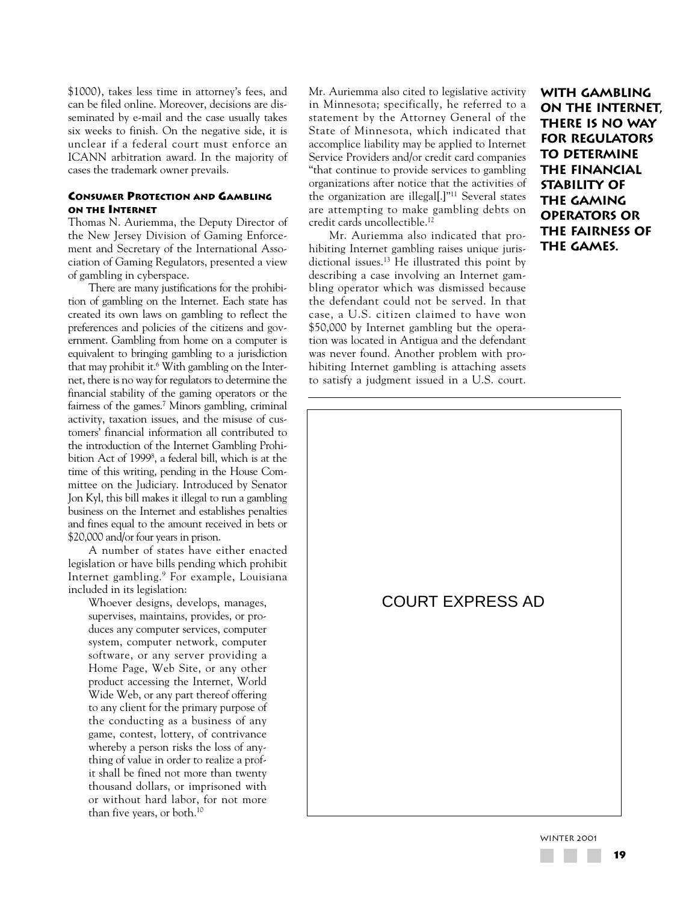$1000), takes less time in attorney's fees, and can be filed online. Moreover, decisions are disseminated by e-mail and the case usually takes six weeks to finish. On the negative side, it is unclear if a federal court must enforce an ICANN arbitration award. In the majority of cases the trademark owner prevails.

### Consumer Protection and Gambling on the Internet

Thomas N. Auriemma, the Deputy Director of the New Jersey Division of Gaming Enforcement and Secretary of the International Association of Gaming Regulators, presented a view of gambling in cyberspace.

There are many justifications for the prohibition of gambling on the Internet. Each state has created its own laws on gambling to reflect the preferences and policies of the citizens and government. Gambling from home on a computer is equivalent to bringing gambling to a jurisdiction that may prohibit it.[6] With gambling on the Internet, there is no way for regulators to determine the financial stability of the gaming operators or the fairness of the games.[7] Minors gambling, criminal activity, taxation issues, and the misuse of customers' financial information all contributed to the introduction of the Internet Gambling Prohibition Act of 1999[8], a federal bill, which is at the time of this writing, pending in the House Committee on the Judiciary. Introduced by Senator Jon Kyl, this bill makes it illegal to run a gambling business on the Internet and establishes penalties and fines equal to the amount received in bets or $20,000 and/or four years in prison.

A number of states have either enacted legislation or have bills pending which prohibit Internet gambling.[9] For example, Louisiana included in its legislation:

> Whoever designs, develops, manages, supervises, maintains, provides, or produces any computer services, computer system, computer network, computer software, or any server providing a Home Page, Web Site, or any other product accessing the Internet, World Wide Web, or any part thereof offering to any client for the primary purpose of the conducting as a business of any game, contest, lottery, of contrivance whereby a person risks the loss of anything of value in order to realize a profit shall be fined not more than twenty thousand dollars, or imprisoned with or without hard labor, for not more than five years, or both.[10]

Mr. Auriemma also cited to legislative activity in Minnesota; specifically, he referred to a statement by the Attorney General of the State of Minnesota, which indicated that accomplice liability may be applied to Internet Service Providers and/or credit card companies "that continue to provide services to gambling organizations after notice that the activities of the organization are illegal[.]"[11] Several states are attempting to make gambling debts on credit cards uncollectible.[12]

Mr. Auriemma also indicated that prohibiting Internet gambling raises unique jurisdictional issues.[13] He illustrated this point by describing a case involving an Internet gambling operator which was dismissed because the defendant could not be served. In that case, a U.S. citizen claimed to have won $50,000 by Internet gambling but the operation was located in Antigua and the defendant was never found. Another problem with prohibiting Internet gambling is attaching assets to satisfy a judgment issued in a U.S. court.

**WITH GAMBLING ON THE INTERNET, THERE IS NO WAY FOR REGULATORS TO DETERMINE THE FINANCIAL STABILITY OF THE GAMING OPERATORS OR THE FAIRNESS OF THE GAMES.**

COURT EXPRESS AD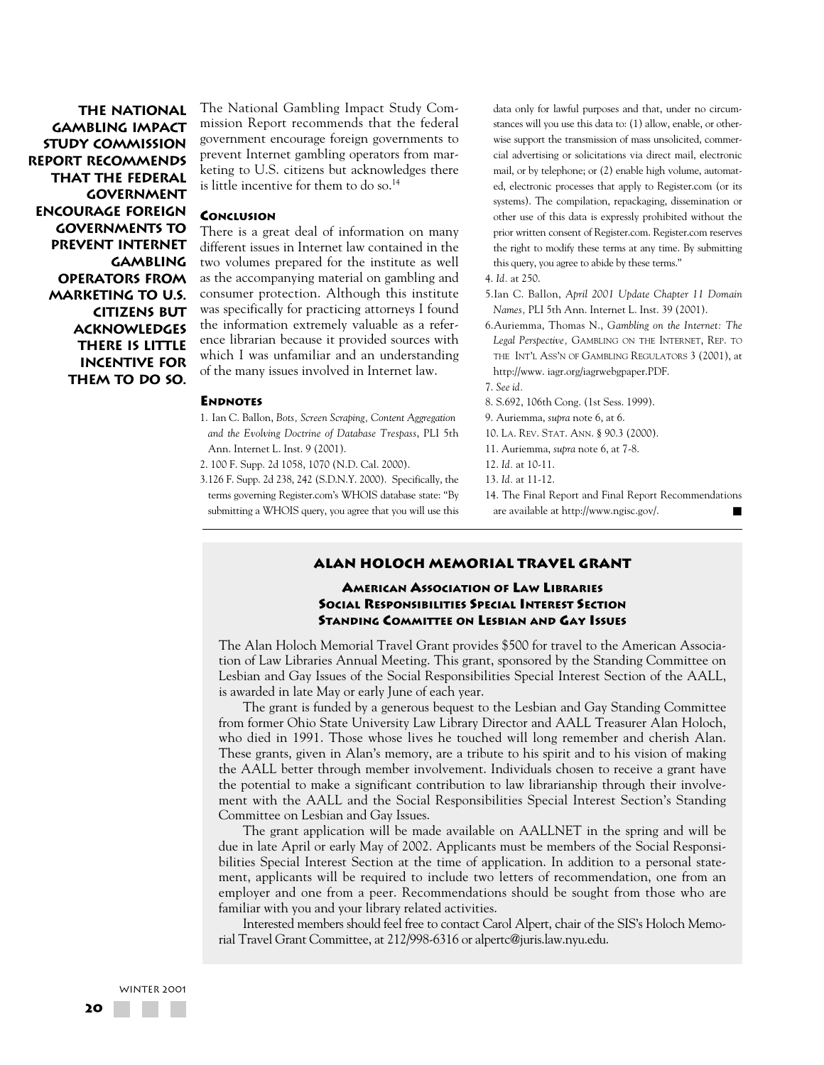**THE NATIONAL GAMBLING IMPACT STUDY COMMISSION REPORT RECOMMENDS THAT THE FEDERAL GOVERNMENT ENCOURAGE FOREIGN GOVERNMENTS TO PREVENT INTERNET GAMBLING OPERATORS FROM MARKETING TO U.S. CITIZENS BUT ACKNOWLEDGES THERE IS LITTLE INCENTIVE FOR THEM TO DO SO.**

The National Gambling Impact Study Commission Report recommends that the federal government encourage foreign governments to prevent Internet gambling operators from marketing to U.S. citizens but acknowledges there is little incentive for them to do so.[14]

### Conclusion

There is a great deal of information on many different issues in Internet law contained in the two volumes prepared for the institute as well as the accompanying material on gambling and consumer protection. Although this institute was specifically for practicing attorneys I found the information extremely valuable as a reference librarian because it provided sources with which I was unfamiliar and an understanding of the many issues involved in Internet law.

### Endnotes

1. Ian C. Ballon, *Bots, Screen Scraping, Content Aggregation and the Evolving Doctrine of Database Trespass*, PLI 5th Ann. Internet L. Inst. 9 (2001).
2. 100 F. Supp. 2d 1058, 1070 (N.D. Cal. 2000).
3. 126 F. Supp. 2d 238, 242 (S.D.N.Y. 2000). Specifically, the terms governing Register.com's WHOIS database state: "By submitting a WHOIS query, you agree that you will use this data only for lawful purposes and that, under no circumstances will you use this data to: (1) allow, enable, or otherwise support the transmission of mass unsolicited, commercial advertising or solicitations via direct mail, electronic mail, or by telephone; or (2) enable high volume, automated, electronic processes that apply to Register.com (or its systems). The compilation, repackaging, dissemination or other use of this data is expressly prohibited without the prior written consent of Register.com. Register.com reserves the right to modify these terms at any time. By submitting this query, you agree to abide by these terms."
4. *Id.* at 250.
5. Ian C. Ballon, *April 2001 Update Chapter 11 Domain Names*, PLI 5th Ann. Internet L. Inst. 39 (2001).
6. Auriemma, Thomas N., *Gambling on the Internet: The Legal Perspective*, GAMBLING ON THE INTERNET, REP. TO THE INT'L ASS'N OF GAMBLING REGULATORS 3 (2001), at http://www. iagr.org/iagrwebgpaper.PDF.
7. *See id.*
8. S.692, 106th Cong. (1st Sess. 1999).
9. Auriemma, *supra* note 6, at 6.
10. LA. REV. STAT. ANN. § 90.3 (2000).
11. Auriemma, *supra* note 6, at 7-8.
12. *Id.* at 10-11.
13. *Id.* at 11-12.
14. The Final Report and Final Report Recommendations are available at http://www.ngisc.gov/.

## ALAN HOLOCH MEMORIAL TRAVEL GRANT

**American Association of Law Libraries**
**Social Responsibilities Special Interest Section**
**Standing Committee on Lesbian and Gay Issues**

The Alan Holoch Memorial Travel Grant provides $500 for travel to the American Association of Law Libraries Annual Meeting. This grant, sponsored by the Standing Committee on Lesbian and Gay Issues of the Social Responsibilities Special Interest Section of the AALL, is awarded in late May or early June of each year.

The grant is funded by a generous bequest to the Lesbian and Gay Standing Committee from former Ohio State University Law Library Director and AALL Treasurer Alan Holoch, who died in 1991. Those whose lives he touched will long remember and cherish Alan. These grants, given in Alan's memory, are a tribute to his spirit and to his vision of making the AALL better through member involvement. Individuals chosen to receive a grant have the potential to make a significant contribution to law librarianship through their involvement with the AALL and the Social Responsibilities Special Interest Section's Standing Committee on Lesbian and Gay Issues.

The grant application will be made available on AALLNET in the spring and will be due in late April or early May of 2002. Applicants must be members of the Social Responsibilities Special Interest Section at the time of application. In addition to a personal statement, applicants will be required to include two letters of recommendation, one from an employer and one from a peer. Recommendations should be sought from those who are familiar with you and your library related activities.

Interested members should feel free to contact Carol Alpert, chair of the SIS's Holoch Memorial Travel Grant Committee, at 212/998-6316 or alpertc@juris.law.nyu.edu.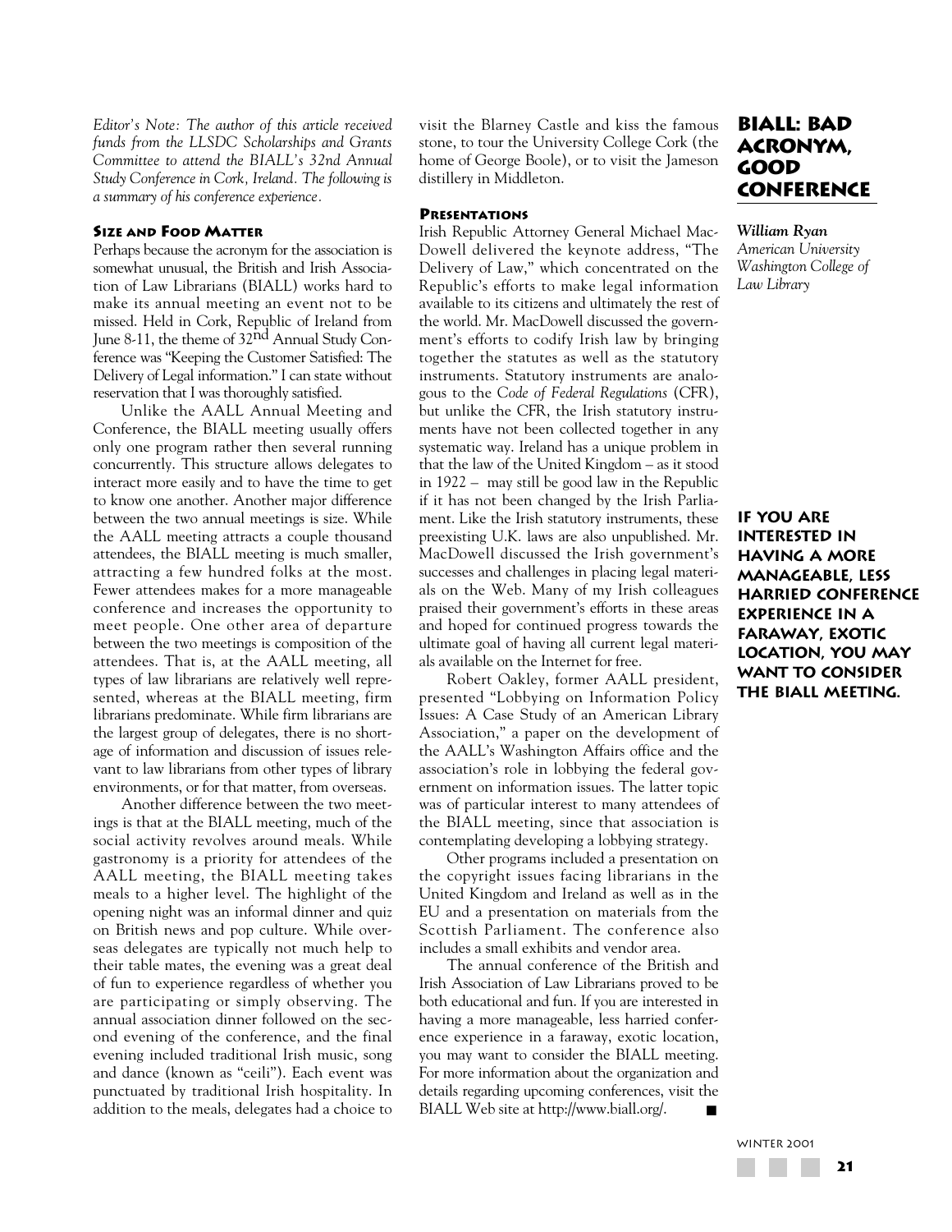# BIALL: Bad Acronym, Good Conference

*William Ryan*
*American University Washington College of Law Library*

*Editor's Note: The author of this article received funds from the LLSDC Scholarships and Grants Committee to attend the BIALL's 32nd Annual Study Conference in Cork, Ireland. The following is a summary of his conference experience.*

### Size and Food Matter

Perhaps because the acronym for the association is somewhat unusual, the British and Irish Association of Law Librarians (BIALL) works hard to make its annual meeting an event not to be missed. Held in Cork, Republic of Ireland from June 8-11, the theme of 32nd Annual Study Conference was "Keeping the Customer Satisfied: The Delivery of Legal information." I can state without reservation that I was thoroughly satisfied.

Unlike the AALL Annual Meeting and Conference, the BIALL meeting usually offers only one program rather then several running concurrently. This structure allows delegates to interact more easily and to have the time to get to know one another. Another major difference between the two annual meetings is size. While the AALL meeting attracts a couple thousand attendees, the BIALL meeting is much smaller, attracting a few hundred folks at the most. Fewer attendees makes for a more manageable conference and increases the opportunity to meet people. One other area of departure between the two meetings is composition of the attendees. That is, at the AALL meeting, all types of law librarians are relatively well represented, whereas at the BIALL meeting, firm librarians predominate. While firm librarians are the largest group of delegates, there is no shortage of information and discussion of issues relevant to law librarians from other types of library environments, or for that matter, from overseas.

Another difference between the two meetings is that at the BIALL meeting, much of the social activity revolves around meals. While gastronomy is a priority for attendees of the AALL meeting, the BIALL meeting takes meals to a higher level. The highlight of the opening night was an informal dinner and quiz on British news and pop culture. While overseas delegates are typically not much help to their table mates, the evening was a great deal of fun to experience regardless of whether you are participating or simply observing. The annual association dinner followed on the second evening of the conference, and the final evening included traditional Irish music, song and dance (known as "ceili"). Each event was punctuated by traditional Irish hospitality. In addition to the meals, delegates had a choice to visit the Blarney Castle and kiss the famous stone, to tour the University College Cork (the home of George Boole), or to visit the Jameson distillery in Middleton.

### Presentations

Irish Republic Attorney General Michael MacDowell delivered the keynote address, "The Delivery of Law," which concentrated on the Republic's efforts to make legal information available to its citizens and ultimately the rest of the world. Mr. MacDowell discussed the government's efforts to codify Irish law by bringing together the statutes as well as the statutory instruments. Statutory instruments are analogous to the *Code of Federal Regulations* (CFR), but unlike the CFR, the Irish statutory instruments have not been collected together in any systematic way. Ireland has a unique problem in that the law of the United Kingdom – as it stood in 1922 – may still be good law in the Republic if it has not been changed by the Irish Parliament. Like the Irish statutory instruments, these preexisting U.K. laws are also unpublished. Mr. MacDowell discussed the Irish government's successes and challenges in placing legal materials on the Web. Many of my Irish colleagues praised their government's efforts in these areas and hoped for continued progress towards the ultimate goal of having all current legal materials available on the Internet for free.

Robert Oakley, former AALL president, presented "Lobbying on Information Policy Issues: A Case Study of an American Library Association," a paper on the development of the AALL's Washington Affairs office and the association's role in lobbying the federal government on information issues. The latter topic was of particular interest to many attendees of the BIALL meeting, since that association is contemplating developing a lobbying strategy.

Other programs included a presentation on the copyright issues facing librarians in the United Kingdom and Ireland as well as in the EU and a presentation on materials from the Scottish Parliament. The conference also includes a small exhibits and vendor area.

The annual conference of the British and Irish Association of Law Librarians proved to be both educational and fun. If you are interested in having a more manageable, less harried conference experience in a faraway, exotic location, you may want to consider the BIALL meeting. For more information about the organization and details regarding upcoming conferences, visit the BIALL Web site at http://www.biall.org/. ■

**If you are interested in having a more manageable, less harried conference experience in a faraway, exotic location, you may want to consider the BIALL meeting.**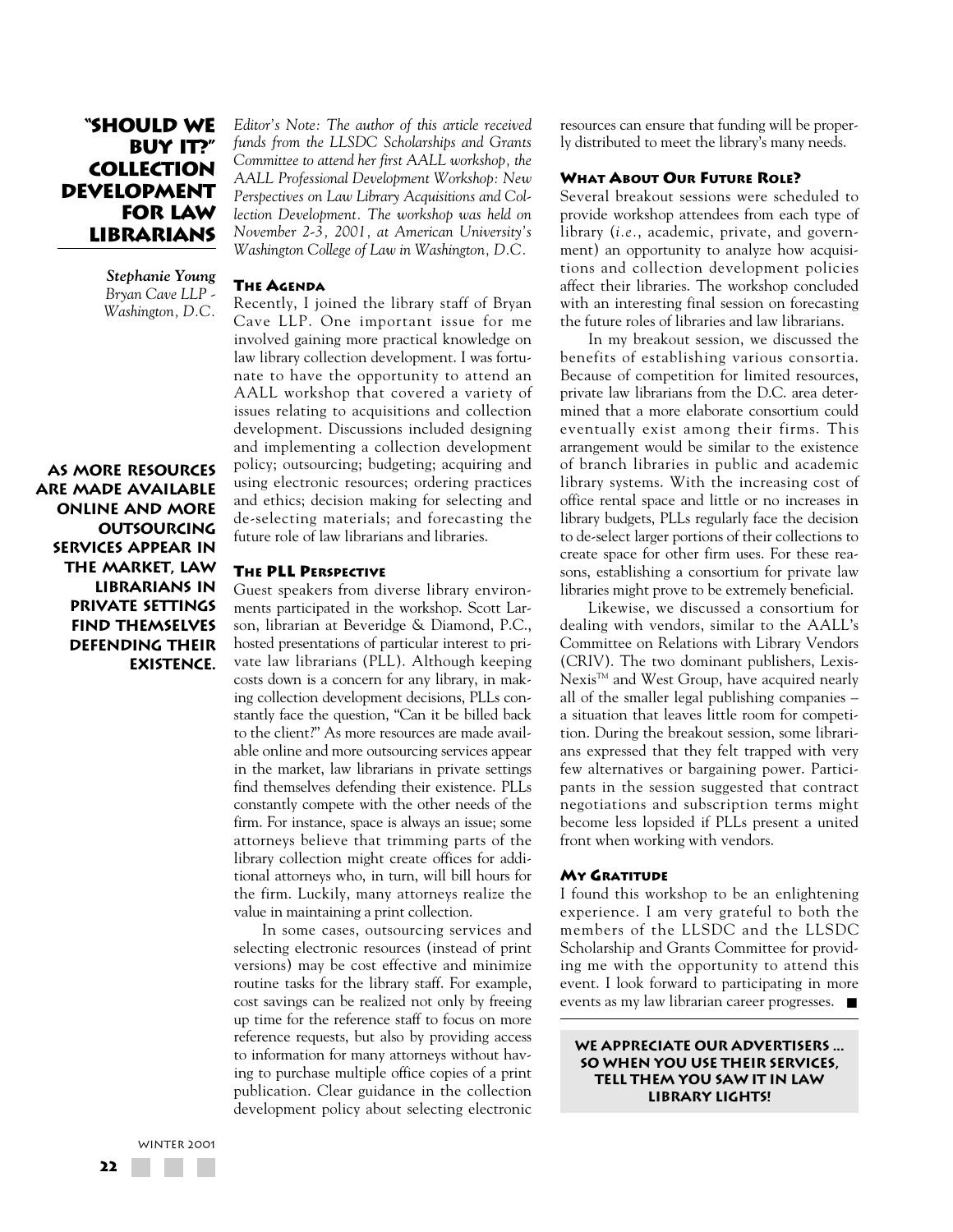# "Should We Buy It?" Collection Development for Law Librarians

***Stephanie Young***
*Bryan Cave LLP - Washington, D.C.*

*Editor's Note: The author of this article received funds from the LLSDC Scholarships and Grants Committee to attend her first AALL workshop, the AALL Professional Development Workshop: New Perspectives on Law Library Acquisitions and Collection Development. The workshop was held on November 2-3, 2001, at American University's Washington College of Law in Washington, D.C.*

### The Agenda

Recently, I joined the library staff of Bryan Cave LLP. One important issue for me involved gaining more practical knowledge on law library collection development. I was fortunate to have the opportunity to attend an AALL workshop that covered a variety of issues relating to acquisitions and collection development. Discussions included designing and implementing a collection development policy; outsourcing; budgeting; acquiring and using electronic resources; ordering practices and ethics; decision making for selecting and de-selecting materials; and forecasting the future role of law librarians and libraries.

### The PLL Perspective

Guest speakers from diverse library environments participated in the workshop. Scott Larson, librarian at Beveridge & Diamond, P.C., hosted presentations of particular interest to private law librarians (PLL). Although keeping costs down is a concern for any library, in making collection development decisions, PLLs constantly face the question, "Can it be billed back to the client?" As more resources are made available online and more outsourcing services appear in the market, law librarians in private settings find themselves defending their existence. PLLs constantly compete with the other needs of the firm. For instance, space is always an issue; some attorneys believe that trimming parts of the library collection might create offices for additional attorneys who, in turn, will bill hours for the firm. Luckily, many attorneys realize the value in maintaining a print collection.

**As more resources are made available online and more outsourcing services appear in the market, law librarians in private settings find themselves defending their existence.**

In some cases, outsourcing services and selecting electronic resources (instead of print versions) may be cost effective and minimize routine tasks for the library staff. For example, cost savings can be realized not only by freeing up time for the reference staff to focus on more reference requests, but also by providing access to information for many attorneys without having to purchase multiple office copies of a print publication. Clear guidance in the collection development policy about selecting electronic resources can ensure that funding will be properly distributed to meet the library's many needs.

### What About Our Future Role?

Several breakout sessions were scheduled to provide workshop attendees from each type of library (*i.e.*, academic, private, and government) an opportunity to analyze how acquisitions and collection development policies affect their libraries. The workshop concluded with an interesting final session on forecasting the future roles of libraries and law librarians.

In my breakout session, we discussed the benefits of establishing various consortia. Because of competition for limited resources, private law librarians from the D.C. area determined that a more elaborate consortium could eventually exist among their firms. This arrangement would be similar to the existence of branch libraries in public and academic library systems. With the increasing cost of office rental space and little or no increases in library budgets, PLLs regularly face the decision to de-select larger portions of their collections to create space for other firm uses. For these reasons, establishing a consortium for private law libraries might prove to be extremely beneficial.

Likewise, we discussed a consortium for dealing with vendors, similar to the AALL's Committee on Relations with Library Vendors (CRIV). The two dominant publishers, LexisNexis™ and West Group, have acquired nearly all of the smaller legal publishing companies – a situation that leaves little room for competition. During the breakout session, some librarians expressed that they felt trapped with very few alternatives or bargaining power. Participants in the session suggested that contract negotiations and subscription terms might become less lopsided if PLLs present a united front when working with vendors.

### My Gratitude

I found this workshop to be an enlightening experience. I am very grateful to both the members of the LLSDC and the LLSDC Scholarship and Grants Committee for providing me with the opportunity to attend this event. I look forward to participating in more events as my law librarian career progresses. ■

**We appreciate our advertisers ... so when you use their services, tell them you saw it in Law Library Lights!**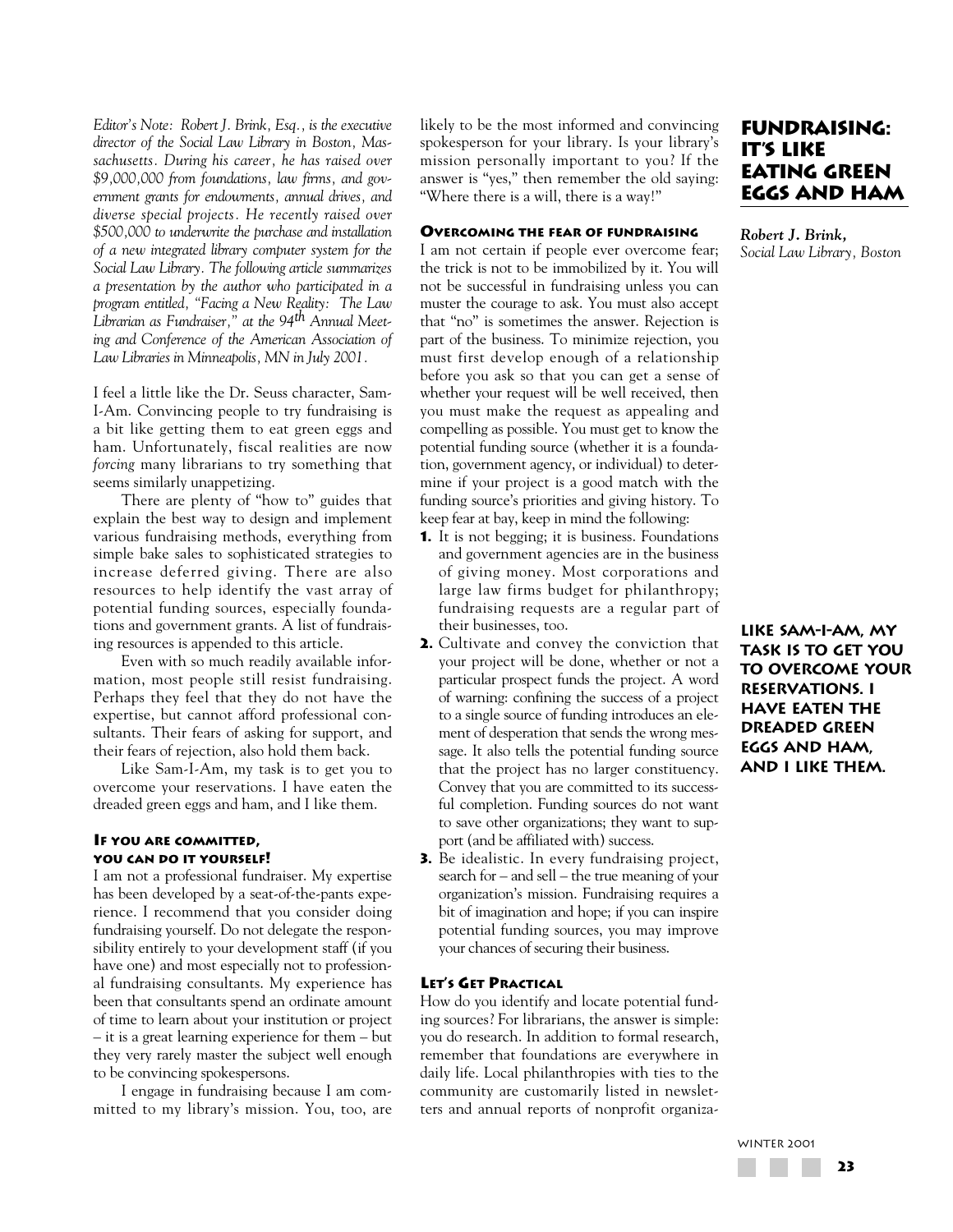# Fundraising: It's Like Eating Green Eggs and Ham

***Robert J. Brink,***
*Social Law Library, Boston*

*Editor's Note: Robert J. Brink, Esq., is the executive director of the Social Law Library in Boston, Massachusetts. During his career, he has raised over $9,000,000 from foundations, law firms, and government grants for endowments, annual drives, and diverse special projects. He recently raised over $500,000 to underwrite the purchase and installation of a new integrated library computer system for the Social Law Library. The following article summarizes a presentation by the author who participated in a program entitled, "Facing a New Reality: The Law Librarian as Fundraiser," at the 94th Annual Meeting and Conference of the American Association of Law Libraries in Minneapolis, MN in July 2001.*

I feel a little like the Dr. Seuss character, Sam-I-Am. Convincing people to try fundraising is a bit like getting them to eat green eggs and ham. Unfortunately, fiscal realities are now *forcing* many librarians to try something that seems similarly unappetizing.

There are plenty of "how to" guides that explain the best way to design and implement various fundraising methods, everything from simple bake sales to sophisticated strategies to increase deferred giving. There are also resources to help identify the vast array of potential funding sources, especially foundations and government grants. A list of fundraising resources is appended to this article.

Even with so much readily available information, most people still resist fundraising. Perhaps they feel that they do not have the expertise, but cannot afford professional consultants. Their fears of asking for support, and their fears of rejection, also hold them back.

Like Sam-I-Am, my task is to get you to overcome your reservations. I have eaten the dreaded green eggs and ham, and I like them.

#### If you are committed, you can do it yourself!

I am not a professional fundraiser. My expertise has been developed by a seat-of-the-pants experience. I recommend that you consider doing fundraising yourself. Do not delegate the responsibility entirely to your development staff (if you have one) and most especially not to professional fundraising consultants. My experience has been that consultants spend an ordinate amount of time to learn about your institution or project – it is a great learning experience for them – but they very rarely master the subject well enough to be convincing spokespersons.

I engage in fundraising because I am committed to my library's mission. You, too, are likely to be the most informed and convincing spokesperson for your library. Is your library's mission personally important to you? If the answer is "yes," then remember the old saying: "Where there is a will, there is a way!"

#### Overcoming the fear of fundraising

I am not certain if people ever overcome fear; the trick is not to be immobilized by it. You will not be successful in fundraising unless you can muster the courage to ask. You must also accept that "no" is sometimes the answer. Rejection is part of the business. To minimize rejection, you must first develop enough of a relationship before you ask so that you can get a sense of whether your request will be well received, then you must make the request as appealing and compelling as possible. You must get to know the potential funding source (whether it is a foundation, government agency, or individual) to determine if your project is a good match with the funding source's priorities and giving history. To keep fear at bay, keep in mind the following:

1. It is not begging; it is business. Foundations and government agencies are in the business of giving money. Most corporations and large law firms budget for philanthropy; fundraising requests are a regular part of their businesses, too.
2. Cultivate and convey the conviction that your project will be done, whether or not a particular prospect funds the project. A word of warning: confining the success of a project to a single source of funding introduces an element of desperation that sends the wrong message. It also tells the potential funding source that the project has no larger constituency. Convey that you are committed to its successful completion. Funding sources do not want to save other organizations; they want to support (and be affiliated with) success.
3. Be idealistic. In every fundraising project, search for – and sell – the true meaning of your organization's mission. Fundraising requires a bit of imagination and hope; if you can inspire potential funding sources, you may improve your chances of securing their business.

**Like Sam-I-Am, my task is to get you to overcome your reservations. I have eaten the dreaded green eggs and ham, and I like them.**

#### Let's Get Practical

How do you identify and locate potential funding sources? For librarians, the answer is simple: you do research. In addition to formal research, remember that foundations are everywhere in daily life. Local philanthropies with ties to the community are customarily listed in newsletters and annual reports of nonprofit organiza-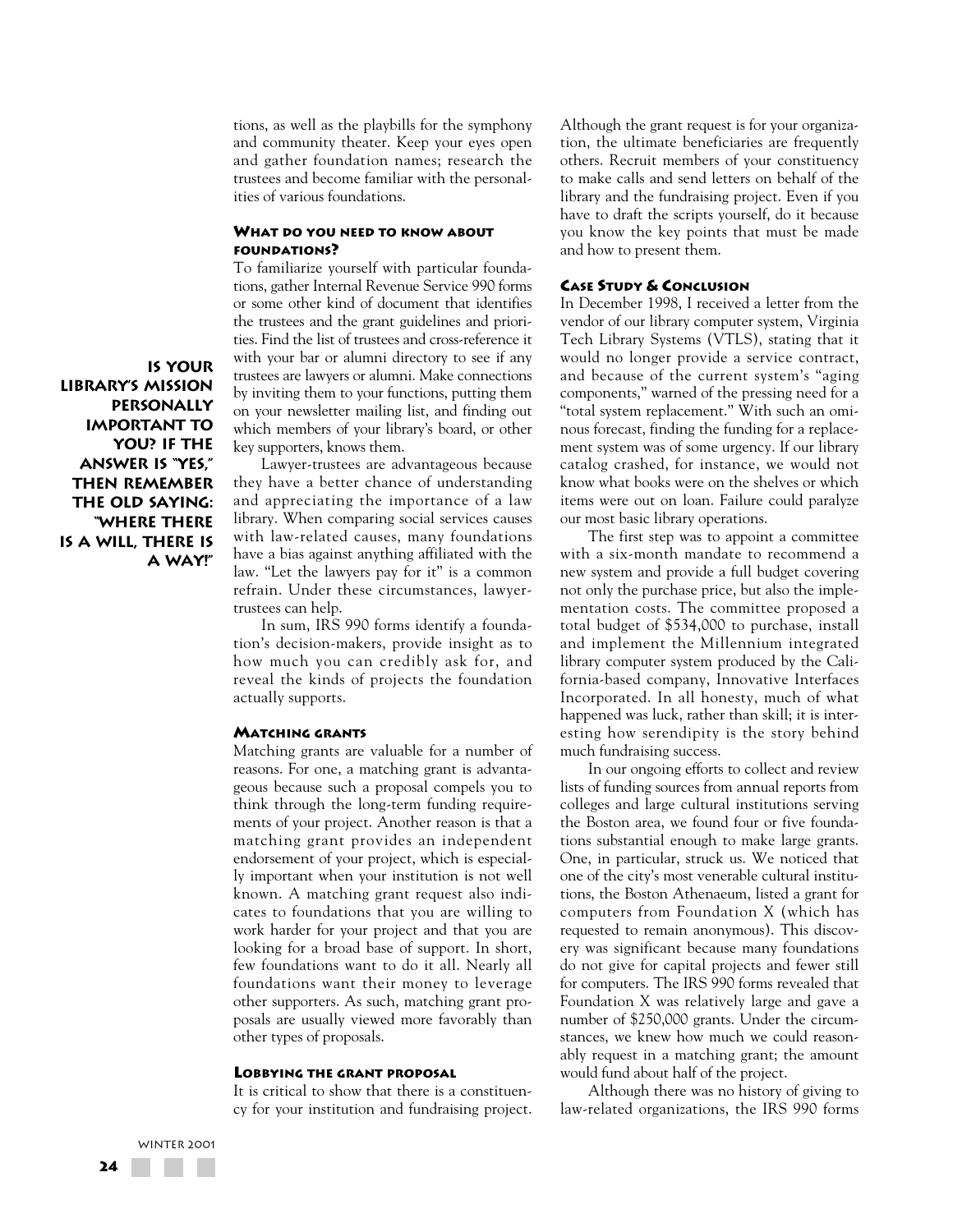tions, as well as the playbills for the symphony and community theater. Keep your eyes open and gather foundation names; research the trustees and become familiar with the personalities of various foundations.

### What do you need to know about foundations?

To familiarize yourself with particular foundations, gather Internal Revenue Service 990 forms or some other kind of document that identifies the trustees and the grant guidelines and priorities. Find the list of trustees and cross-reference it with your bar or alumni directory to see if any trustees are lawyers or alumni. Make connections by inviting them to your functions, putting them on your newsletter mailing list, and finding out which members of your library's board, or other key supporters, knows them.

**Is your library's mission personally important to you? If the answer is "yes," then remember the old saying: "Where there is a will, there is a way!"**

Lawyer-trustees are advantageous because they have a better chance of understanding and appreciating the importance of a law library. When comparing social services causes with law-related causes, many foundations have a bias against anything affiliated with the law. "Let the lawyers pay for it" is a common refrain. Under these circumstances, lawyer-trustees can help.

In sum, IRS 990 forms identify a foundation's decision-makers, provide insight as to how much you can credibly ask for, and reveal the kinds of projects the foundation actually supports.

### Matching grants

Matching grants are valuable for a number of reasons. For one, a matching grant is advantageous because such a proposal compels you to think through the long-term funding requirements of your project. Another reason is that a matching grant provides an independent endorsement of your project, which is especially important when your institution is not well known. A matching grant request also indicates to foundations that you are willing to work harder for your project and that you are looking for a broad base of support. In short, few foundations want to do it all. Nearly all foundations want their money to leverage other supporters. As such, matching grant proposals are usually viewed more favorably than other types of proposals.

### Lobbying the grant proposal

It is critical to show that there is a constituency for your institution and fundraising project. Although the grant request is for your organization, the ultimate beneficiaries are frequently others. Recruit members of your constituency to make calls and send letters on behalf of the library and the fundraising project. Even if you have to draft the scripts yourself, do it because you know the key points that must be made and how to present them.

### Case Study & Conclusion

In December 1998, I received a letter from the vendor of our library computer system, Virginia Tech Library Systems (VTLS), stating that it would no longer provide a service contract, and because of the current system's "aging components," warned of the pressing need for a "total system replacement." With such an ominous forecast, finding the funding for a replacement system was of some urgency. If our library catalog crashed, for instance, we would not know what books were on the shelves or which items were out on loan. Failure could paralyze our most basic library operations.

The first step was to appoint a committee with a six-month mandate to recommend a new system and provide a full budget covering not only the purchase price, but also the implementation costs. The committee proposed a total budget of $534,000 to purchase, install and implement the Millennium integrated library computer system produced by the California-based company, Innovative Interfaces Incorporated. In all honesty, much of what happened was luck, rather than skill; it is interesting how serendipity is the story behind much fundraising success.

In our ongoing efforts to collect and review lists of funding sources from annual reports from colleges and large cultural institutions serving the Boston area, we found four or five foundations substantial enough to make large grants. One, in particular, struck us. We noticed that one of the city's most venerable cultural institutions, the Boston Athenaeum, listed a grant for computers from Foundation X (which has requested to remain anonymous). This discovery was significant because many foundations do not give for capital projects and fewer still for computers. The IRS 990 forms revealed that Foundation X was relatively large and gave a number of $250,000 grants. Under the circumstances, we knew how much we could reasonably request in a matching grant; the amount would fund about half of the project.

Although there was no history of giving to law-related organizations, the IRS 990 forms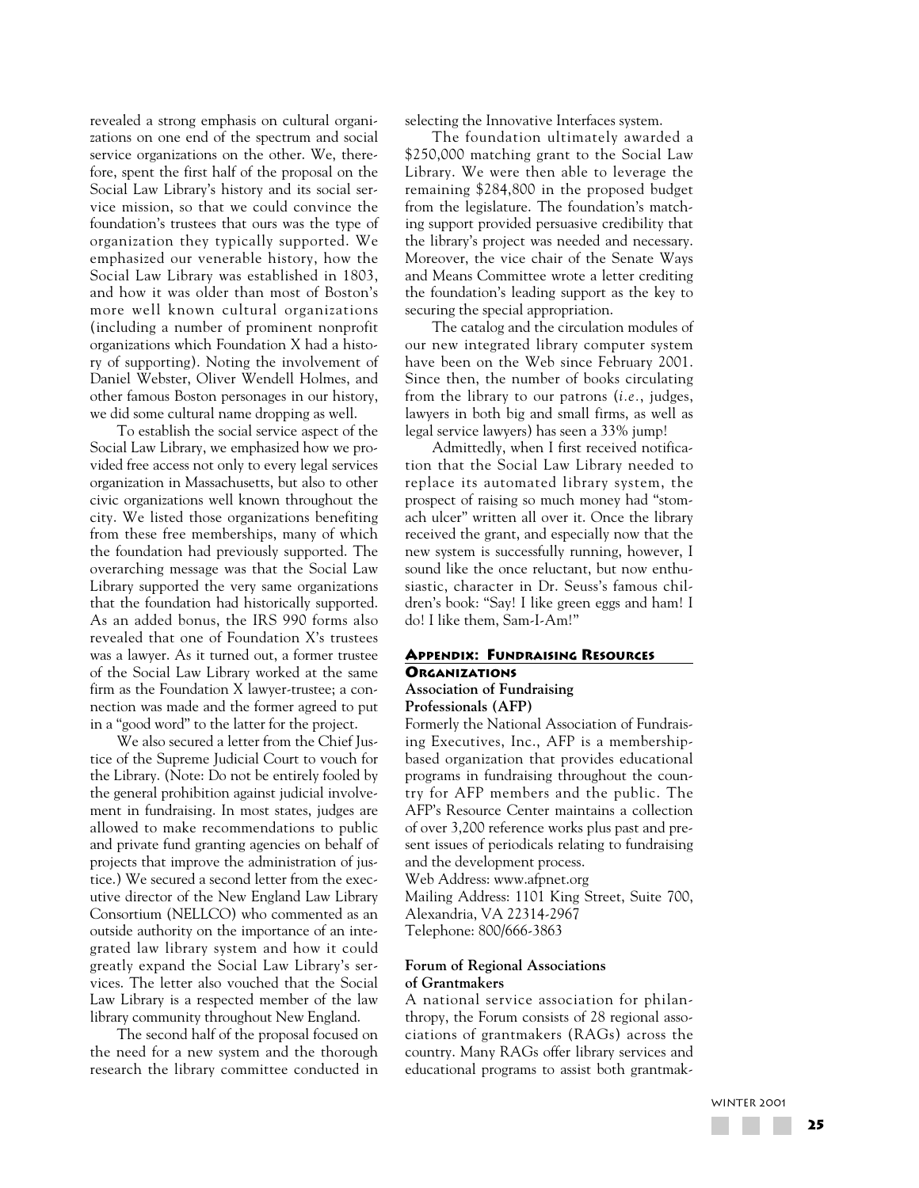revealed a strong emphasis on cultural organizations on one end of the spectrum and social service organizations on the other. We, therefore, spent the first half of the proposal on the Social Law Library's history and its social service mission, so that we could convince the foundation's trustees that ours was the type of organization they typically supported. We emphasized our venerable history, how the Social Law Library was established in 1803, and how it was older than most of Boston's more well known cultural organizations (including a number of prominent nonprofit organizations which Foundation X had a history of supporting). Noting the involvement of Daniel Webster, Oliver Wendell Holmes, and other famous Boston personages in our history, we did some cultural name dropping as well.

To establish the social service aspect of the Social Law Library, we emphasized how we provided free access not only to every legal services organization in Massachusetts, but also to other civic organizations well known throughout the city. We listed those organizations benefiting from these free memberships, many of which the foundation had previously supported. The overarching message was that the Social Law Library supported the very same organizations that the foundation had historically supported. As an added bonus, the IRS 990 forms also revealed that one of Foundation X's trustees was a lawyer. As it turned out, a former trustee of the Social Law Library worked at the same firm as the Foundation X lawyer-trustee; a connection was made and the former agreed to put in a "good word" to the latter for the project.

We also secured a letter from the Chief Justice of the Supreme Judicial Court to vouch for the Library. (Note: Do not be entirely fooled by the general prohibition against judicial involvement in fundraising. In most states, judges are allowed to make recommendations to public and private fund granting agencies on behalf of projects that improve the administration of justice.) We secured a second letter from the executive director of the New England Law Library Consortium (NELLCO) who commented as an outside authority on the importance of an integrated law library system and how it could greatly expand the Social Law Library's services. The letter also vouched that the Social Law Library is a respected member of the law library community throughout New England.

The second half of the proposal focused on the need for a new system and the thorough research the library committee conducted in selecting the Innovative Interfaces system.

The foundation ultimately awarded a $250,000 matching grant to the Social Law Library. We were then able to leverage the remaining $284,800 in the proposed budget from the legislature. The foundation's matching support provided persuasive credibility that the library's project was needed and necessary. Moreover, the vice chair of the Senate Ways and Means Committee wrote a letter crediting the foundation's leading support as the key to securing the special appropriation.

The catalog and the circulation modules of our new integrated library computer system have been on the Web since February 2001. Since then, the number of books circulating from the library to our patrons (*i.e.*, judges, lawyers in both big and small firms, as well as legal service lawyers) has seen a 33% jump!

Admittedly, when I first received notification that the Social Law Library needed to replace its automated library system, the prospect of raising so much money had "stomach ulcer" written all over it. Once the library received the grant, and especially now that the new system is successfully running, however, I sound like the once reluctant, but now enthusiastic, character in Dr. Seuss's famous children's book: "Say! I like green eggs and ham! I do! I like them, Sam-I-Am!"

## Appendix: Fundraising Resources

### Organizations

**Association of Fundraising Professionals (AFP)**

Formerly the National Association of Fundraising Executives, Inc., AFP is a membership-based organization that provides educational programs in fundraising throughout the country for AFP members and the public. The AFP's Resource Center maintains a collection of over 3,200 reference works plus past and present issues of periodicals relating to fundraising and the development process.
Web Address: www.afpnet.org
Mailing Address: 1101 King Street, Suite 700, Alexandria, VA 22314-2967
Telephone: 800/666-3863

**Forum of Regional Associations of Grantmakers**

A national service association for philanthropy, the Forum consists of 28 regional associations of grantmakers (RAGs) across the country. Many RAGs offer library services and educational programs to assist both grantmak-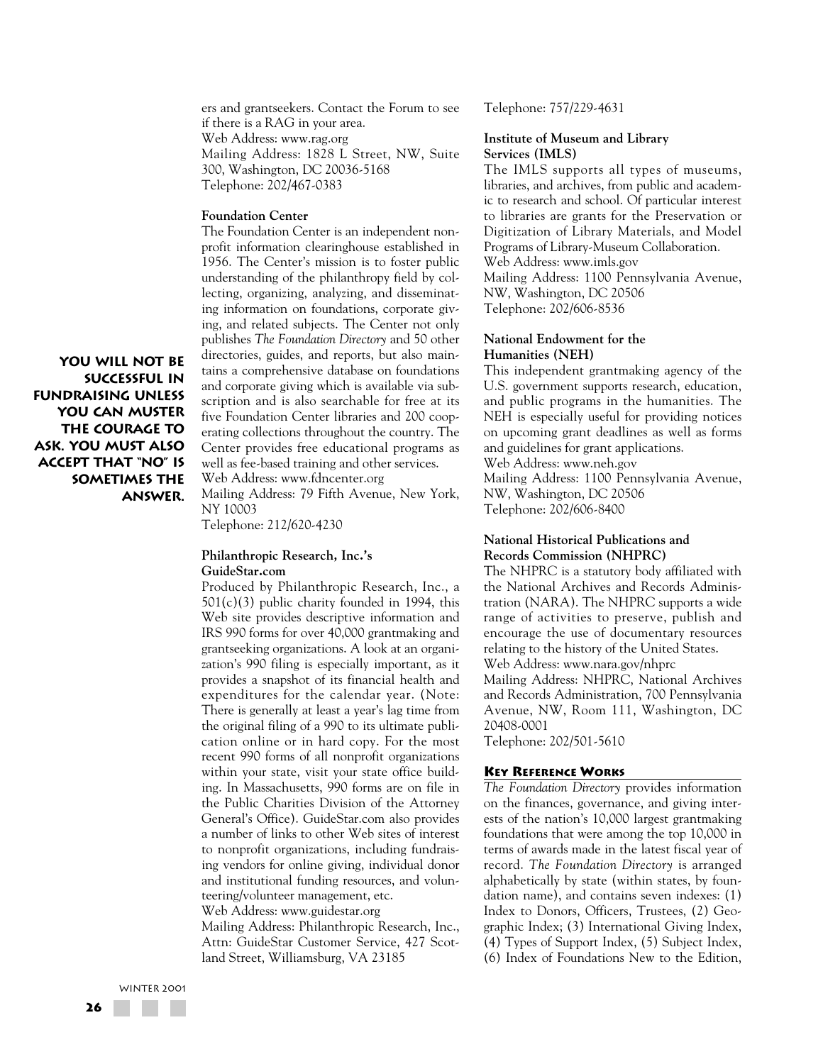ers and grantseekers. Contact the Forum to see if there is a RAG in your area.
Web Address: www.rag.org
Mailing Address: 1828 L Street, NW, Suite 300, Washington, DC 20036-5168
Telephone: 202/467-0383

**Foundation Center**

The Foundation Center is an independent nonprofit information clearinghouse established in 1956. The Center's mission is to foster public understanding of the philanthropy field by collecting, organizing, analyzing, and disseminating information on foundations, corporate giving, and related subjects. The Center not only publishes *The Foundation Directory* and 50 other directories, guides, and reports, but also maintains a comprehensive database on foundations and corporate giving which is available via subscription and is also searchable for free at its five Foundation Center libraries and 200 cooperating collections throughout the country. The Center provides free educational programs as well as fee-based training and other services.
Web Address: www.fdncenter.org
Mailing Address: 79 Fifth Avenue, New York, NY 10003
Telephone: 212/620-4230

**YOU WILL NOT BE SUCCESSFUL IN FUNDRAISING UNLESS YOU CAN MUSTER THE COURAGE TO ASK. YOU MUST ALSO ACCEPT THAT "NO" IS SOMETIMES THE ANSWER.**

**Philanthropic Research, Inc.'s GuideStar.com**

Produced by Philanthropic Research, Inc., a 501(c)(3) public charity founded in 1994, this Web site provides descriptive information and IRS 990 forms for over 40,000 grantmaking and grantseeking organizations. A look at an organization's 990 filing is especially important, as it provides a snapshot of its financial health and expenditures for the calendar year. (Note: There is generally at least a year's lag time from the original filing of a 990 to its ultimate publication online or in hard copy. For the most recent 990 forms of all nonprofit organizations within your state, visit your state office building. In Massachusetts, 990 forms are on file in the Public Charities Division of the Attorney General's Office). GuideStar.com also provides a number of links to other Web sites of interest to nonprofit organizations, including fundraising vendors for online giving, individual donor and institutional funding resources, and volunteering/volunteer management, etc.
Web Address: www.guidestar.org
Mailing Address: Philanthropic Research, Inc., Attn: GuideStar Customer Service, 427 Scotland Street, Williamsburg, VA 23185
Telephone: 757/229-4631

**Institute of Museum and Library Services (IMLS)**

The IMLS supports all types of museums, libraries, and archives, from public and academic to research and school. Of particular interest to libraries are grants for the Preservation or Digitization of Library Materials, and Model Programs of Library-Museum Collaboration.
Web Address: www.imls.gov
Mailing Address: 1100 Pennsylvania Avenue, NW, Washington, DC 20506
Telephone: 202/606-8536

**National Endowment for the Humanities (NEH)**

This independent grantmaking agency of the U.S. government supports research, education, and public programs in the humanities. The NEH is especially useful for providing notices on upcoming grant deadlines as well as forms and guidelines for grant applications.
Web Address: www.neh.gov
Mailing Address: 1100 Pennsylvania Avenue, NW, Washington, DC 20506
Telephone: 202/606-8400

**National Historical Publications and Records Commission (NHPRC)**

The NHPRC is a statutory body affiliated with the National Archives and Records Administration (NARA). The NHPRC supports a wide range of activities to preserve, publish and encourage the use of documentary resources relating to the history of the United States.
Web Address: www.nara.gov/nhprc
Mailing Address: NHPRC, National Archives and Records Administration, 700 Pennsylvania Avenue, NW, Room 111, Washington, DC 20408-0001
Telephone: 202/501-5610

## KEY REFERENCE WORKS

*The Foundation Directory* provides information on the finances, governance, and giving interests of the nation's 10,000 largest grantmaking foundations that were among the top 10,000 in terms of awards made in the latest fiscal year of record. *The Foundation Directory* is arranged alphabetically by state (within states, by foundation name), and contains seven indexes: (1) Index to Donors, Officers, Trustees, (2) Geographic Index; (3) International Giving Index, (4) Types of Support Index, (5) Subject Index, (6) Index of Foundations New to the Edition,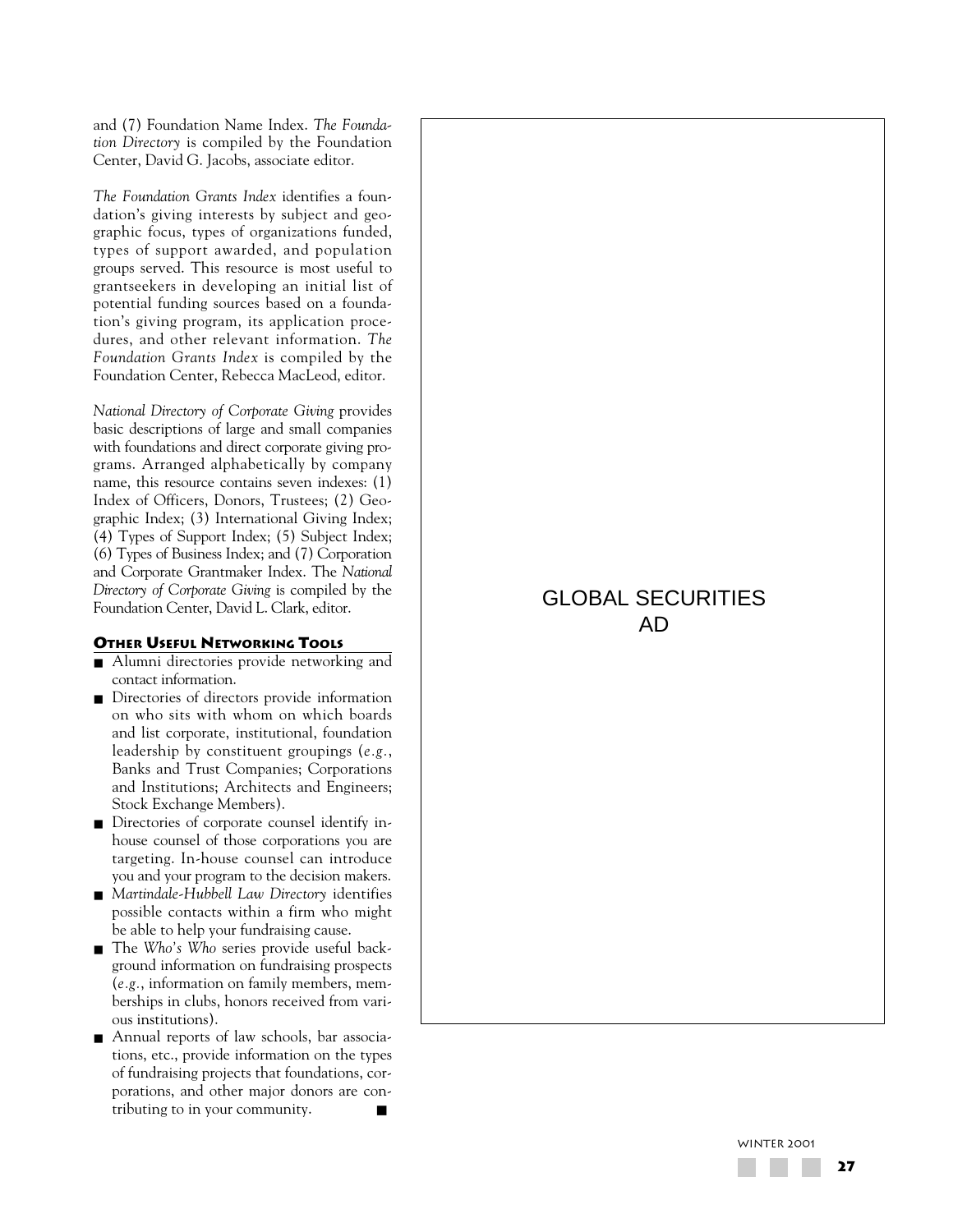and (7) Foundation Name Index. *The Foundation Directory* is compiled by the Foundation Center, David G. Jacobs, associate editor.

*The Foundation Grants Index* identifies a foundation's giving interests by subject and geographic focus, types of organizations funded, types of support awarded, and population groups served. This resource is most useful to grantseekers in developing an initial list of potential funding sources based on a foundation's giving program, its application procedures, and other relevant information. *The Foundation Grants Index* is compiled by the Foundation Center, Rebecca MacLeod, editor.

*National Directory of Corporate Giving* provides basic descriptions of large and small companies with foundations and direct corporate giving programs. Arranged alphabetically by company name, this resource contains seven indexes: (1) Index of Officers, Donors, Trustees; (2) Geographic Index; (3) International Giving Index; (4) Types of Support Index; (5) Subject Index; (6) Types of Business Index; and (7) Corporation and Corporate Grantmaker Index. The *National Directory of Corporate Giving* is compiled by the Foundation Center, David L. Clark, editor.

### Other Useful Networking Tools

- Alumni directories provide networking and contact information.
- Directories of directors provide information on who sits with whom on which boards and list corporate, institutional, foundation leadership by constituent groupings (*e.g.*, Banks and Trust Companies; Corporations and Institutions; Architects and Engineers; Stock Exchange Members).
- Directories of corporate counsel identify in-house counsel of those corporations you are targeting. In-house counsel can introduce you and your program to the decision makers.
- *Martindale-Hubbell Law Directory* identifies possible contacts within a firm who might be able to help your fundraising cause.
- The *Who's Who* series provide useful background information on fundraising prospects (*e.g.*, information on family members, memberships in clubs, honors received from various institutions).
- Annual reports of law schools, bar associations, etc., provide information on the types of fundraising projects that foundations, corporations, and other major donors are contributing to in your community. ■

GLOBAL SECURITIES AD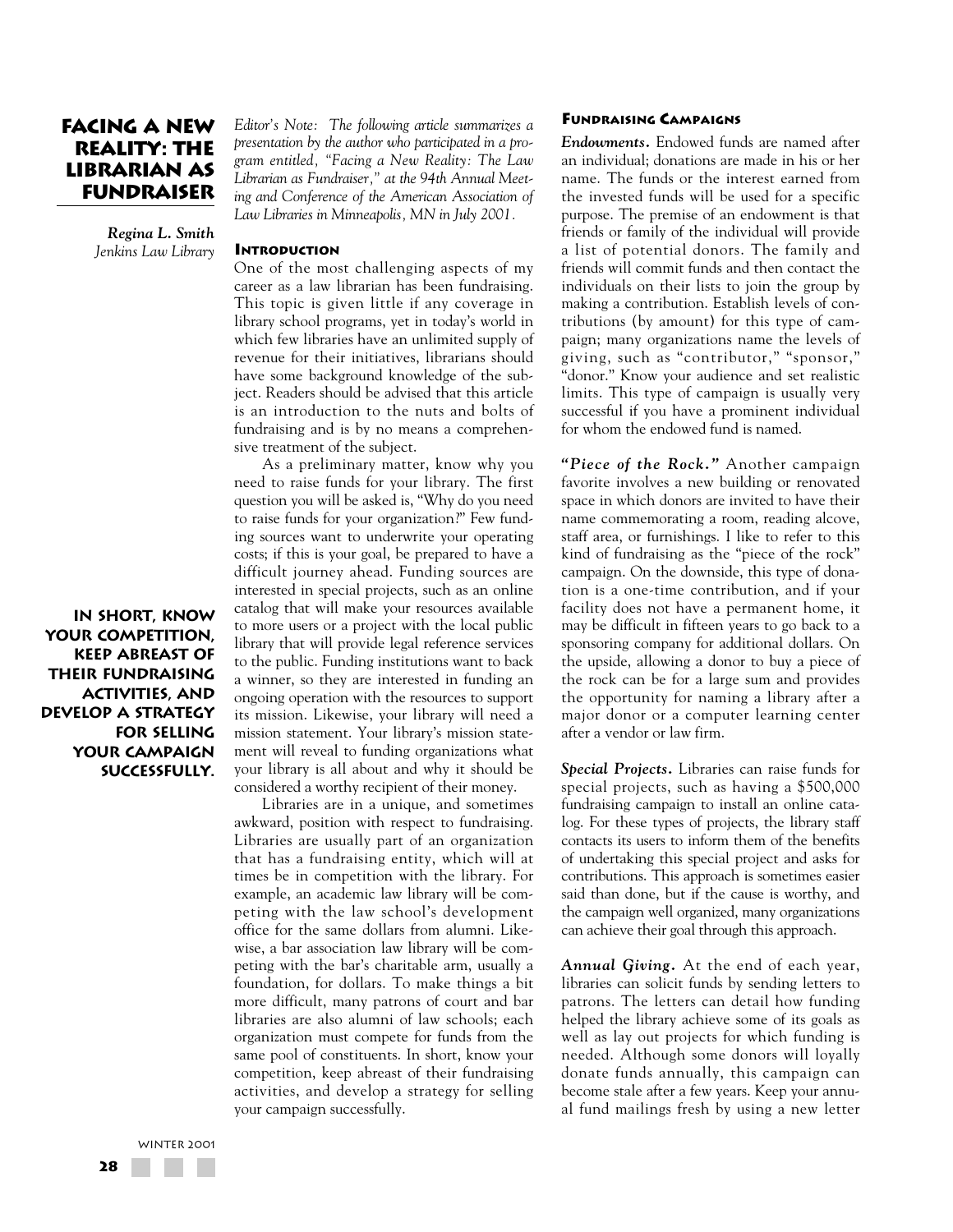# Facing a New Reality: The Librarian as Fundraiser

***Regina L. Smith***
*Jenkins Law Library*

*Editor's Note: The following article summarizes a presentation by the author who participated in a program entitled, "Facing a New Reality: The Law Librarian as Fundraiser," at the 94th Annual Meeting and Conference of the American Association of Law Libraries in Minneapolis, MN in July 2001.*

## Introduction

One of the most challenging aspects of my career as a law librarian has been fundraising. This topic is given little if any coverage in library school programs, yet in today's world in which few libraries have an unlimited supply of revenue for their initiatives, librarians should have some background knowledge of the subject. Readers should be advised that this article is an introduction to the nuts and bolts of fundraising and is by no means a comprehensive treatment of the subject.

As a preliminary matter, know why you need to raise funds for your library. The first question you will be asked is, "Why do you need to raise funds for your organization?" Few funding sources want to underwrite your operating costs; if this is your goal, be prepared to have a difficult journey ahead. Funding sources are interested in special projects, such as an online catalog that will make your resources available to more users or a project with the local public library that will provide legal reference services to the public. Funding institutions want to back a winner, so they are interested in funding an ongoing operation with the resources to support its mission. Likewise, your library will need a mission statement. Your library's mission statement will reveal to funding organizations what your library is all about and why it should be considered a worthy recipient of their money.

Libraries are in a unique, and sometimes awkward, position with respect to fundraising. Libraries are usually part of an organization that has a fundraising entity, which will at times be in competition with the library. For example, an academic law library will be competing with the law school's development office for the same dollars from alumni. Likewise, a bar association law library will be competing with the bar's charitable arm, usually a foundation, for dollars. To make things a bit more difficult, many patrons of court and bar libraries are also alumni of law schools; each organization must compete for funds from the same pool of constituents. In short, know your competition, keep abreast of their fundraising activities, and develop a strategy for selling your campaign successfully.

> **In short, know your competition, keep abreast of their fundraising activities, and develop a strategy for selling your campaign successfully.**

## Fundraising Campaigns

***Endowments.*** Endowed funds are named after an individual; donations are made in his or her name. The funds or the interest earned from the invested funds will be used for a specific purpose. The premise of an endowment is that friends or family of the individual will provide a list of potential donors. The family and friends will commit funds and then contact the individuals on their lists to join the group by making a contribution. Establish levels of contributions (by amount) for this type of campaign; many organizations name the levels of giving, such as "contributor," "sponsor," "donor." Know your audience and set realistic limits. This type of campaign is usually very successful if you have a prominent individual for whom the endowed fund is named.

***"Piece of the Rock."*** Another campaign favorite involves a new building or renovated space in which donors are invited to have their name commemorating a room, reading alcove, staff area, or furnishings. I like to refer to this kind of fundraising as the "piece of the rock" campaign. On the downside, this type of donation is a one-time contribution, and if your facility does not have a permanent home, it may be difficult in fifteen years to go back to a sponsoring company for additional dollars. On the upside, allowing a donor to buy a piece of the rock can be for a large sum and provides the opportunity for naming a library after a major donor or a computer learning center after a vendor or law firm.

***Special Projects.*** Libraries can raise funds for special projects, such as having a $500,000 fundraising campaign to install an online catalog. For these types of projects, the library staff contacts its users to inform them of the benefits of undertaking this special project and asks for contributions. This approach is sometimes easier said than done, but if the cause is worthy, and the campaign well organized, many organizations can achieve their goal through this approach.

***Annual Giving.*** At the end of each year, libraries can solicit funds by sending letters to patrons. The letters can detail how funding helped the library achieve some of its goals as well as lay out projects for which funding is needed. Although some donors will loyally donate funds annually, this campaign can become stale after a few years. Keep your annual fund mailings fresh by using a new letter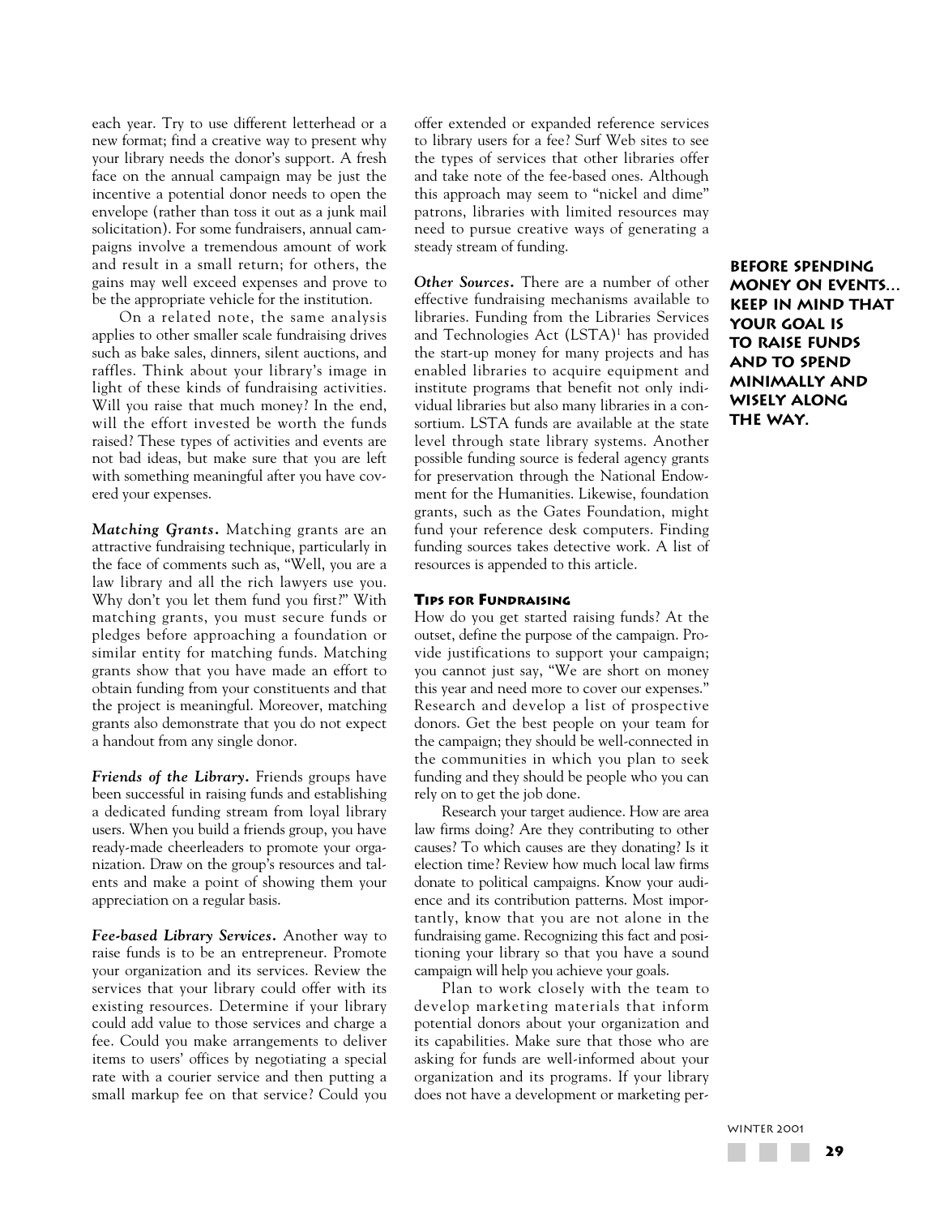each year. Try to use different letterhead or a new format; find a creative way to present why your library needs the donor's support. A fresh face on the annual campaign may be just the incentive a potential donor needs to open the envelope (rather than toss it out as a junk mail solicitation). For some fundraisers, annual campaigns involve a tremendous amount of work and result in a small return; for others, the gains may well exceed expenses and prove to be the appropriate vehicle for the institution.

On a related note, the same analysis applies to other smaller scale fundraising drives such as bake sales, dinners, silent auctions, and raffles. Think about your library's image in light of these kinds of fundraising activities. Will you raise that much money? In the end, will the effort invested be worth the funds raised? These types of activities and events are not bad ideas, but make sure that you are left with something meaningful after you have covered your expenses.

***Matching Grants.*** Matching grants are an attractive fundraising technique, particularly in the face of comments such as, "Well, you are a law library and all the rich lawyers use you. Why don't you let them fund you first?" With matching grants, you must secure funds or pledges before approaching a foundation or similar entity for matching funds. Matching grants show that you have made an effort to obtain funding from your constituents and that the project is meaningful. Moreover, matching grants also demonstrate that you do not expect a handout from any single donor.

***Friends of the Library.*** Friends groups have been successful in raising funds and establishing a dedicated funding stream from loyal library users. When you build a friends group, you have ready-made cheerleaders to promote your organization. Draw on the group's resources and talents and make a point of showing them your appreciation on a regular basis.

***Fee-based Library Services.*** Another way to raise funds is to be an entrepreneur. Promote your organization and its services. Review the services that your library could offer with its existing resources. Determine if your library could add value to those services and charge a fee. Could you make arrangements to deliver items to users' offices by negotiating a special rate with a courier service and then putting a small markup fee on that service? Could you offer extended or expanded reference services to library users for a fee? Surf Web sites to see the types of services that other libraries offer and take note of the fee-based ones. Although this approach may seem to "nickel and dime" patrons, libraries with limited resources may need to pursue creative ways of generating a steady stream of funding.

***Other Sources.*** There are a number of other effective fundraising mechanisms available to libraries. Funding from the Libraries Services and Technologies Act (LSTA)[1] has provided the start-up money for many projects and has enabled libraries to acquire equipment and institute programs that benefit not only individual libraries but also many libraries in a consortium. LSTA funds are available at the state level through state library systems. Another possible funding source is federal agency grants for preservation through the National Endowment for the Humanities. Likewise, foundation grants, such as the Gates Foundation, might fund your reference desk computers. Finding funding sources takes detective work. A list of resources is appended to this article.

**BEFORE SPENDING MONEY ON EVENTS… KEEP IN MIND THAT YOUR GOAL IS TO RAISE FUNDS AND TO SPEND MINIMALLY AND WISELY ALONG THE WAY.**

### Tips for Fundraising

How do you get started raising funds? At the outset, define the purpose of the campaign. Provide justifications to support your campaign; you cannot just say, "We are short on money this year and need more to cover our expenses." Research and develop a list of prospective donors. Get the best people on your team for the campaign; they should be well-connected in the communities in which you plan to seek funding and they should be people who you can rely on to get the job done.

Research your target audience. How are area law firms doing? Are they contributing to other causes? To which causes are they donating? Is it election time? Review how much local law firms donate to political campaigns. Know your audience and its contribution patterns. Most importantly, know that you are not alone in the fundraising game. Recognizing this fact and positioning your library so that you have a sound campaign will help you achieve your goals.

Plan to work closely with the team to develop marketing materials that inform potential donors about your organization and its capabilities. Make sure that those who are asking for funds are well-informed about your organization and its programs. If your library does not have a development or marketing per-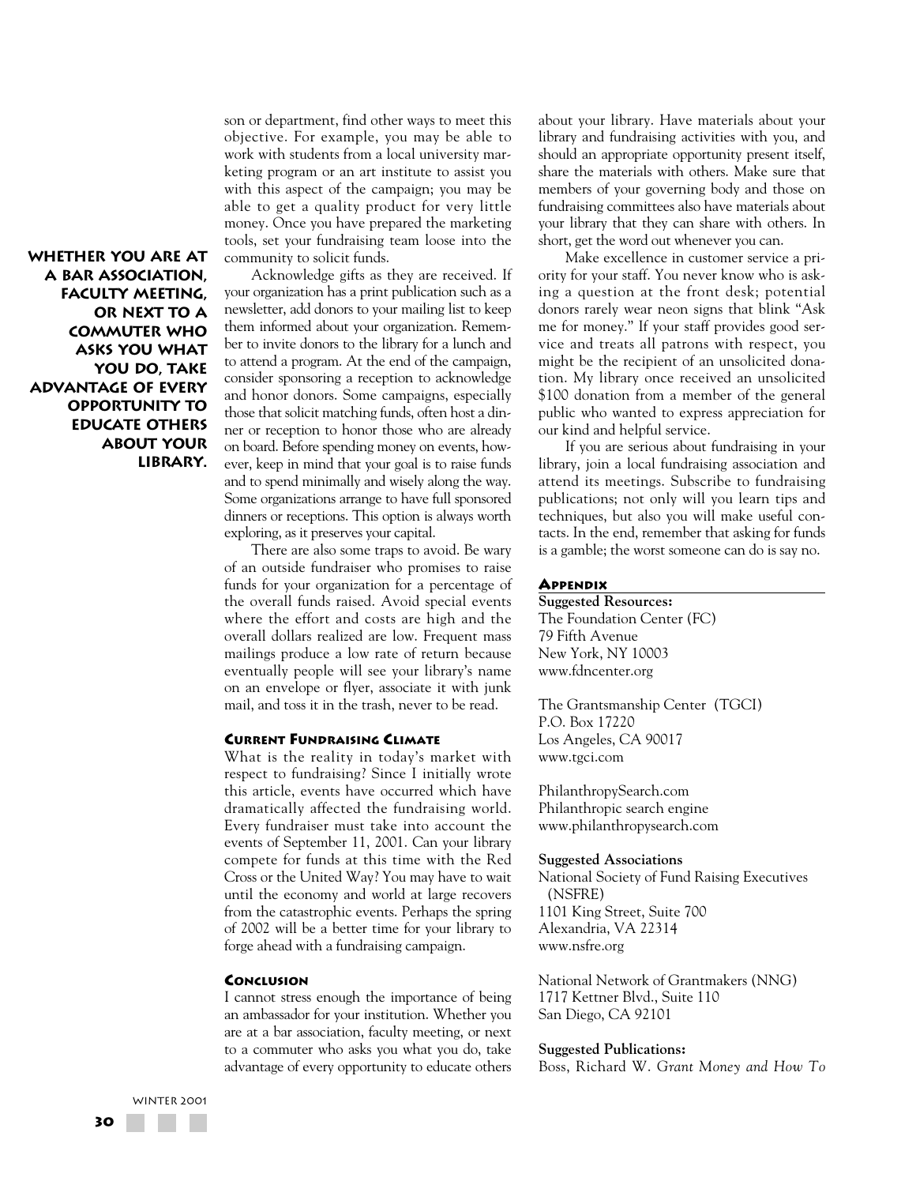son or department, find other ways to meet this objective. For example, you may be able to work with students from a local university marketing program or an art institute to assist you with this aspect of the campaign; you may be able to get a quality product for very little money. Once you have prepared the marketing tools, set your fundraising team loose into the community to solicit funds.

**WHETHER YOU ARE AT A BAR ASSOCIATION, FACULTY MEETING, OR NEXT TO A COMMUTER WHO ASKS YOU WHAT YOU DO, TAKE ADVANTAGE OF EVERY OPPORTUNITY TO EDUCATE OTHERS ABOUT YOUR LIBRARY.**

Acknowledge gifts as they are received. If your organization has a print publication such as a newsletter, add donors to your mailing list to keep them informed about your organization. Remember to invite donors to the library for a lunch and to attend a program. At the end of the campaign, consider sponsoring a reception to acknowledge and honor donors. Some campaigns, especially those that solicit matching funds, often host a dinner or reception to honor those who are already on board. Before spending money on events, however, keep in mind that your goal is to raise funds and to spend minimally and wisely along the way. Some organizations arrange to have full sponsored dinners or receptions. This option is always worth exploring, as it preserves your capital.

There are also some traps to avoid. Be wary of an outside fundraiser who promises to raise funds for your organization for a percentage of the overall funds raised. Avoid special events where the effort and costs are high and the overall dollars realized are low. Frequent mass mailings produce a low rate of return because eventually people will see your library's name on an envelope or flyer, associate it with junk mail, and toss it in the trash, never to be read.

### Current Fundraising Climate

What is the reality in today's market with respect to fundraising? Since I initially wrote this article, events have occurred which have dramatically affected the fundraising world. Every fundraiser must take into account the events of September 11, 2001. Can your library compete for funds at this time with the Red Cross or the United Way? You may have to wait until the economy and world at large recovers from the catastrophic events. Perhaps the spring of 2002 will be a better time for your library to forge ahead with a fundraising campaign.

### Conclusion

I cannot stress enough the importance of being an ambassador for your institution. Whether you are at a bar association, faculty meeting, or next to a commuter who asks you what you do, take advantage of every opportunity to educate others about your library. Have materials about your library and fundraising activities with you, and should an appropriate opportunity present itself, share the materials with others. Make sure that members of your governing body and those on fundraising committees also have materials about your library that they can share with others. In short, get the word out whenever you can.

Make excellence in customer service a priority for your staff. You never know who is asking a question at the front desk; potential donors rarely wear neon signs that blink "Ask me for money." If your staff provides good service and treats all patrons with respect, you might be the recipient of an unsolicited donation. My library once received an unsolicited $100 donation from a member of the general public who wanted to express appreciation for our kind and helpful service.

If you are serious about fundraising in your library, join a local fundraising association and attend its meetings. Subscribe to fundraising publications; not only will you learn tips and techniques, but also you will make useful contacts. In the end, remember that asking for funds is a gamble; the worst someone can do is say no.

### Appendix

**Suggested Resources:**

The Foundation Center (FC)
79 Fifth Avenue
New York, NY 10003
www.fdncenter.org

The Grantsmanship Center (TGCI)
P.O. Box 17220
Los Angeles, CA 90017
www.tgci.com

PhilanthropySearch.com
Philanthropic search engine
www.philanthropysearch.com

**Suggested Associations**

National Society of Fund Raising Executives (NSFRE)
1101 King Street, Suite 700
Alexandria, VA 22314
www.nsfre.org

National Network of Grantmakers (NNG)
1717 Kettner Blvd., Suite 110
San Diego, CA 92101

**Suggested Publications:**

Boss, Richard W. *Grant Money and How To*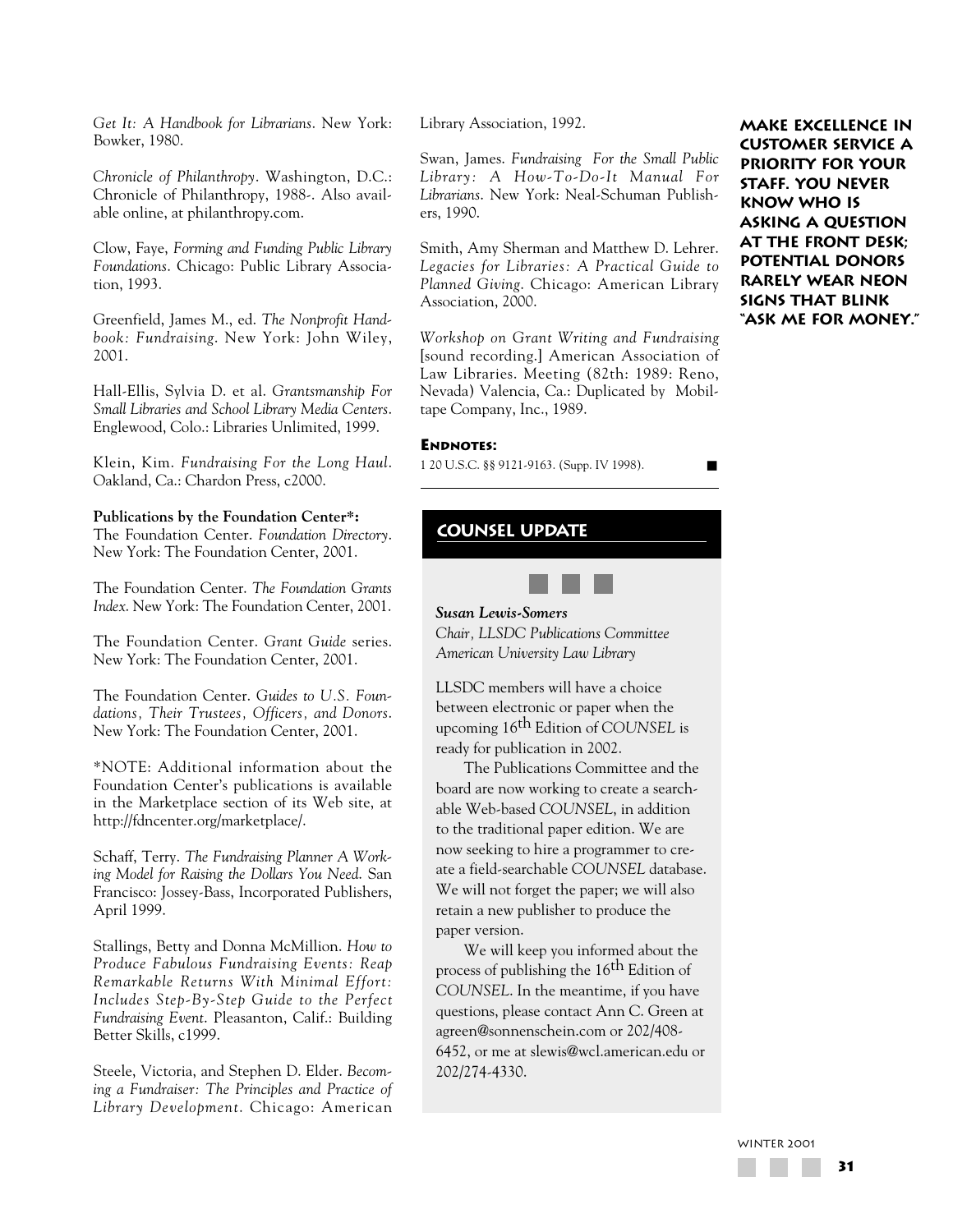*Get It: A Handbook for Librarians*. New York: Bowker, 1980.

*Chronicle of Philanthropy*. Washington, D.C.: Chronicle of Philanthropy, 1988-. Also available online, at philanthropy.com.

Clow, Faye, *Forming and Funding Public Library Foundations*. Chicago: Public Library Association, 1993.

Greenfield, James M., ed. *The Nonprofit Handbook: Fundraising*. New York: John Wiley, 2001.

Hall-Ellis, Sylvia D. et al. *Grantsmanship For Small Libraries and School Library Media Centers*. Englewood, Colo.: Libraries Unlimited, 1999.

Klein, Kim. *Fundraising For the Long Haul*. Oakland, Ca.: Chardon Press, c2000.

**Publications by the Foundation Center*:**
The Foundation Center. *Foundation Directory*. New York: The Foundation Center, 2001.

The Foundation Center. *The Foundation Grants Index*. New York: The Foundation Center, 2001.

The Foundation Center. *Grant Guide* series. New York: The Foundation Center, 2001.

The Foundation Center. *Guides to U.S. Foundations, Their Trustees, Officers, and Donors*. New York: The Foundation Center, 2001.

*NOTE: Additional information about the Foundation Center's publications is available in the Marketplace section of its Web site, at http://fdncenter.org/marketplace/.

Schaff, Terry. *The Fundraising Planner A Working Model for Raising the Dollars You Need*. San Francisco: Jossey-Bass, Incorporated Publishers, April 1999.

Stallings, Betty and Donna McMillion. *How to Produce Fabulous Fundraising Events: Reap Remarkable Returns With Minimal Effort: Includes Step-By-Step Guide to the Perfect Fundraising Event*. Pleasanton, Calif.: Building Better Skills, c1999.

Steele, Victoria, and Stephen D. Elder. *Becoming a Fundraiser: The Principles and Practice of Library Development*. Chicago: American Library Association, 1992.

Swan, James. *Fundraising For the Small Public Library: A How-To-Do-It Manual For Librarians*. New York: Neal-Schuman Publishers, 1990.

Smith, Amy Sherman and Matthew D. Lehrer. *Legacies for Libraries: A Practical Guide to Planned Giving*. Chicago: American Library Association, 2000.

*Workshop on Grant Writing and Fundraising* [sound recording.] American Association of Law Libraries. Meeting (82th: 1989: Reno, Nevada) Valencia, Ca.: Duplicated by Mobiltape Company, Inc., 1989.

**Endnotes:**

1 20 U.S.C. §§ 9121-9163. (Supp. IV 1998).

**MAKE EXCELLENCE IN CUSTOMER SERVICE A PRIORITY FOR YOUR STAFF. YOU NEVER KNOW WHO IS ASKING A QUESTION AT THE FRONT DESK; POTENTIAL DONORS RARELY WEAR NEON SIGNS THAT BLINK "ASK ME FOR MONEY."**

## COUNSEL UPDATE

***Susan Lewis-Somers***
*Chair, LLSDC Publications Committee*
*American University Law Library*

LLSDC members will have a choice between electronic or paper when the upcoming 16th Edition of *COUNSEL* is ready for publication in 2002.

The Publications Committee and the board are now working to create a searchable Web-based *COUNSEL*, in addition to the traditional paper edition. We are now seeking to hire a programmer to create a field-searchable *COUNSEL* database. We will not forget the paper; we will also retain a new publisher to produce the paper version.

We will keep you informed about the process of publishing the 16th Edition of *COUNSEL*. In the meantime, if you have questions, please contact Ann C. Green at agreen@sonnenschein.com or 202/408-6452, or me at slewis@wcl.american.edu or 202/274-4330.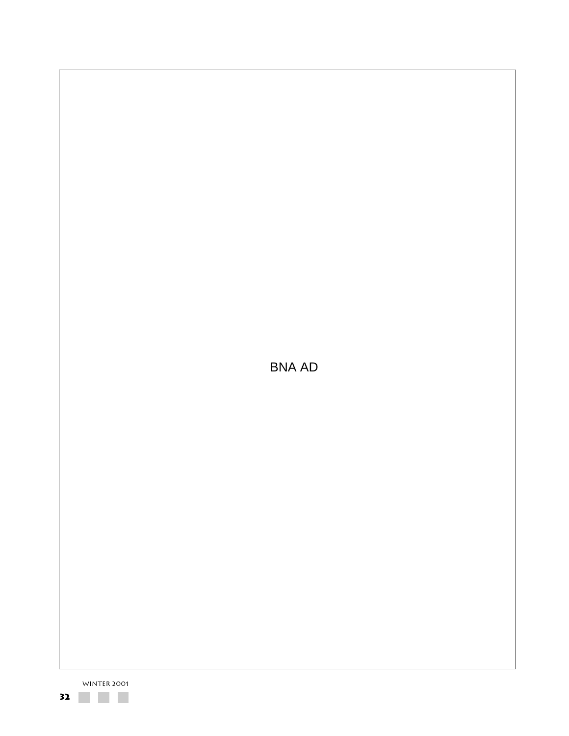BNA AD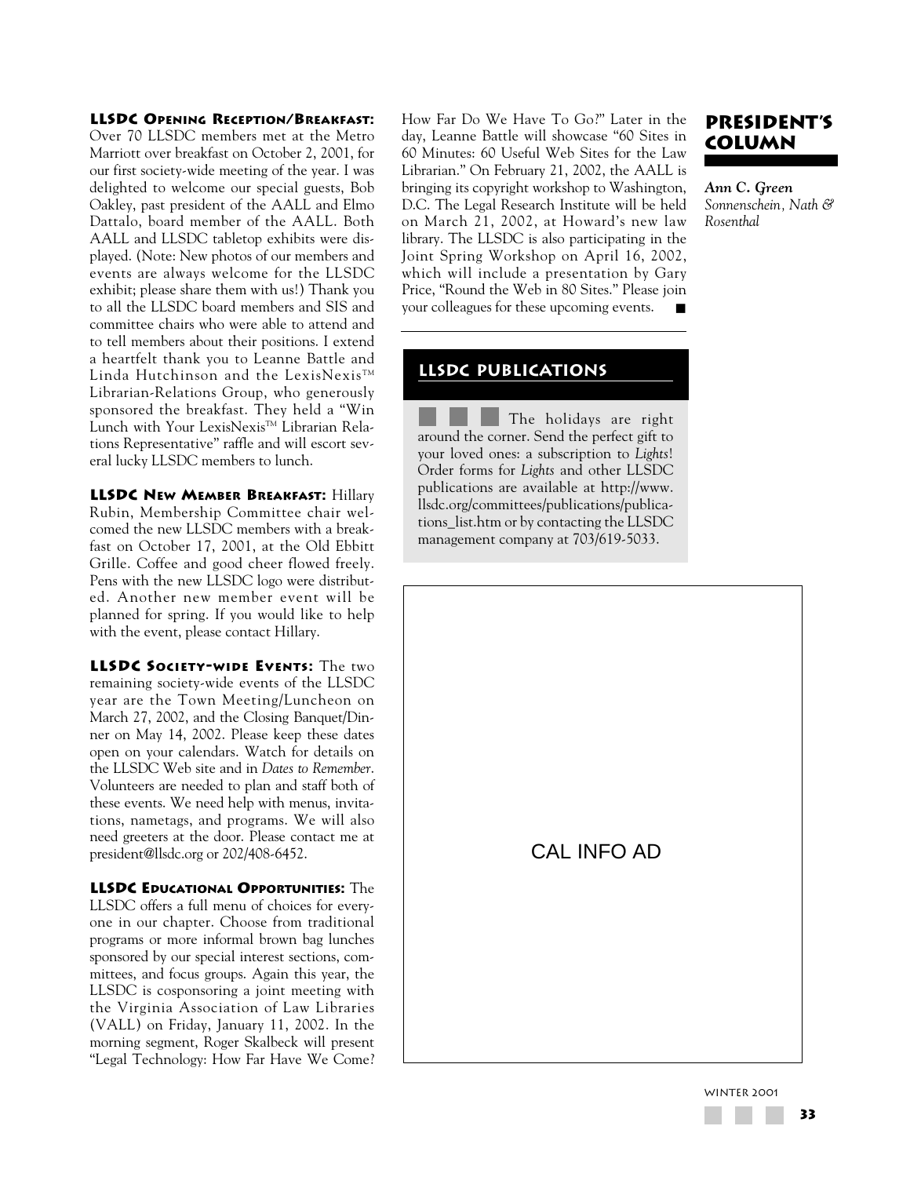## President's Column

***Ann C. Green***
*Sonnenschein, Nath & Rosenthal*

**LLSDC Opening Reception/Breakfast:** Over 70 LLSDC members met at the Metro Marriott over breakfast on October 2, 2001, for our first society-wide meeting of the year. I was delighted to welcome our special guests, Bob Oakley, past president of the AALL and Elmo Dattalo, board member of the AALL. Both AALL and LLSDC tabletop exhibits were displayed. (Note: New photos of our members and events are always welcome for the LLSDC exhibit; please share them with us!) Thank you to all the LLSDC board members and SIS and committee chairs who were able to attend and to tell members about their positions. I extend a heartfelt thank you to Leanne Battle and Linda Hutchinson and the LexisNexis™ Librarian-Relations Group, who generously sponsored the breakfast. They held a "Win Lunch with Your LexisNexis™ Librarian Relations Representative" raffle and will escort several lucky LLSDC members to lunch.

**LLSDC New Member Breakfast:** Hillary Rubin, Membership Committee chair welcomed the new LLSDC members with a breakfast on October 17, 2001, at the Old Ebbitt Grille. Coffee and good cheer flowed freely. Pens with the new LLSDC logo were distributed. Another new member event will be planned for spring. If you would like to help with the event, please contact Hillary.

**LLSDC Society-wide Events:** The two remaining society-wide events of the LLSDC year are the Town Meeting/Luncheon on March 27, 2002, and the Closing Banquet/Dinner on May 14, 2002. Please keep these dates open on your calendars. Watch for details on the LLSDC Web site and in *Dates to Remember*. Volunteers are needed to plan and staff both of these events. We need help with menus, invitations, nametags, and programs. We will also need greeters at the door. Please contact me at president@llsdc.org or 202/408-6452.

**LLSDC Educational Opportunities:** The LLSDC offers a full menu of choices for everyone in our chapter. Choose from traditional programs or more informal brown bag lunches sponsored by our special interest sections, committees, and focus groups. Again this year, the LLSDC is cosponsoring a joint meeting with the Virginia Association of Law Libraries (VALL) on Friday, January 11, 2002. In the morning segment, Roger Skalbeck will present "Legal Technology: How Far Have We Come? How Far Do We Have To Go?" Later in the day, Leanne Battle will showcase "60 Sites in 60 Minutes: 60 Useful Web Sites for the Law Librarian." On February 21, 2002, the AALL is bringing its copyright workshop to Washington, D.C. The Legal Research Institute will be held on March 21, 2002, at Howard's new law library. The LLSDC is also participating in the Joint Spring Workshop on April 16, 2002, which will include a presentation by Gary Price, "Round the Web in 80 Sites." Please join your colleagues for these upcoming events. ■

### LLSDC Publications

The holidays are right around the corner. Send the perfect gift to your loved ones: a subscription to *Lights*! Order forms for *Lights* and other LLSDC publications are available at http://www.llsdc.org/committees/publications/publications_list.htm or by contacting the LLSDC management company at 703/619-5033.

CAL INFO AD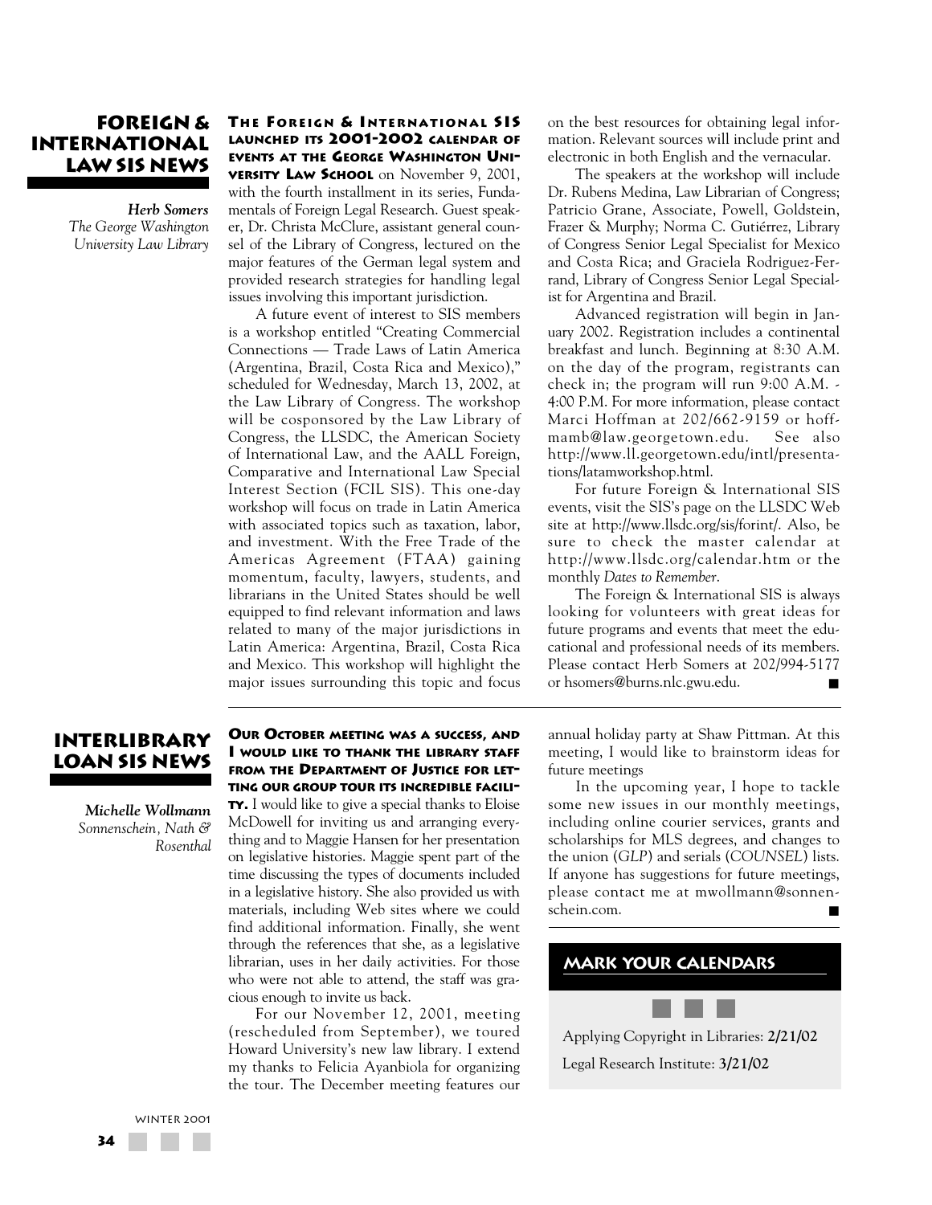## Foreign & International Law SIS News

*Herb Somers*
*The George Washington University Law Library*

**The Foreign & International SIS launched its 2001-2002 calendar of events at the George Washington University Law School** on November 9, 2001, with the fourth installment in its series, Fundamentals of Foreign Legal Research. Guest speaker, Dr. Christa McClure, assistant general counsel of the Library of Congress, lectured on the major features of the German legal system and provided research strategies for handling legal issues involving this important jurisdiction.

A future event of interest to SIS members is a workshop entitled "Creating Commercial Connections — Trade Laws of Latin America (Argentina, Brazil, Costa Rica and Mexico)," scheduled for Wednesday, March 13, 2002, at the Law Library of Congress. The workshop will be cosponsored by the Law Library of Congress, the LLSDC, the American Society of International Law, and the AALL Foreign, Comparative and International Law Special Interest Section (FCIL SIS). This one-day workshop will focus on trade in Latin America with associated topics such as taxation, labor, and investment. With the Free Trade of the Americas Agreement (FTAA) gaining momentum, faculty, lawyers, students, and librarians in the United States should be well equipped to find relevant information and laws related to many of the major jurisdictions in Latin America: Argentina, Brazil, Costa Rica and Mexico. This workshop will highlight the major issues surrounding this topic and focus on the best resources for obtaining legal information. Relevant sources will include print and electronic in both English and the vernacular.

The speakers at the workshop will include Dr. Rubens Medina, Law Librarian of Congress; Patricio Grane, Associate, Powell, Goldstein, Frazer & Murphy; Norma C. Gutiérrez, Library of Congress Senior Legal Specialist for Mexico and Costa Rica; and Graciela Rodriguez-Ferrand, Library of Congress Senior Legal Specialist for Argentina and Brazil.

Advanced registration will begin in January 2002. Registration includes a continental breakfast and lunch. Beginning at 8:30 A.M. on the day of the program, registrants can check in; the program will run 9:00 A.M. - 4:00 P.M. For more information, please contact Marci Hoffman at 202/662-9159 or hoffmamb@law.georgetown.edu. See also http://www.ll.georgetown.edu/intl/presentations/latamworkshop.html.

For future Foreign & International SIS events, visit the SIS's page on the LLSDC Web site at http://www.llsdc.org/sis/forint/. Also, be sure to check the master calendar at http://www.llsdc.org/calendar.htm or the monthly *Dates to Remember*.

The Foreign & International SIS is always looking for volunteers with great ideas for future programs and events that meet the educational and professional needs of its members. Please contact Herb Somers at 202/994-5177 or hsomers@burns.nlc.gwu.edu. ■

## Interlibrary Loan SIS News

*Michelle Wollmann*
*Sonnenschein, Nath & Rosenthal*

**Our October meeting was a success, and I would like to thank the library staff from the Department of Justice for letting our group tour its incredible facility.** I would like to give a special thanks to Eloise McDowell for inviting us and arranging everything and to Maggie Hansen for her presentation on legislative histories. Maggie spent part of the time discussing the types of documents included in a legislative history. She also provided us with materials, including Web sites where we could find additional information. Finally, she went through the references that she, as a legislative librarian, uses in her daily activities. For those who were not able to attend, the staff was gracious enough to invite us back.

For our November 12, 2001, meeting (rescheduled from September), we toured Howard University's new law library. I extend my thanks to Felicia Ayanbiola for organizing the tour. The December meeting features our annual holiday party at Shaw Pittman. At this meeting, I would like to brainstorm ideas for future meetings

In the upcoming year, I hope to tackle some new issues in our monthly meetings, including online courier services, grants and scholarships for MLS degrees, and changes to the union (*GLP*) and serials (*COUNSEL*) lists. If anyone has suggestions for future meetings, please contact me at mwollmann@sonnenschein.com. ■

### Mark Your Calendars

Applying Copyright in Libraries: **2/21/02**

Legal Research Institute: **3/21/02**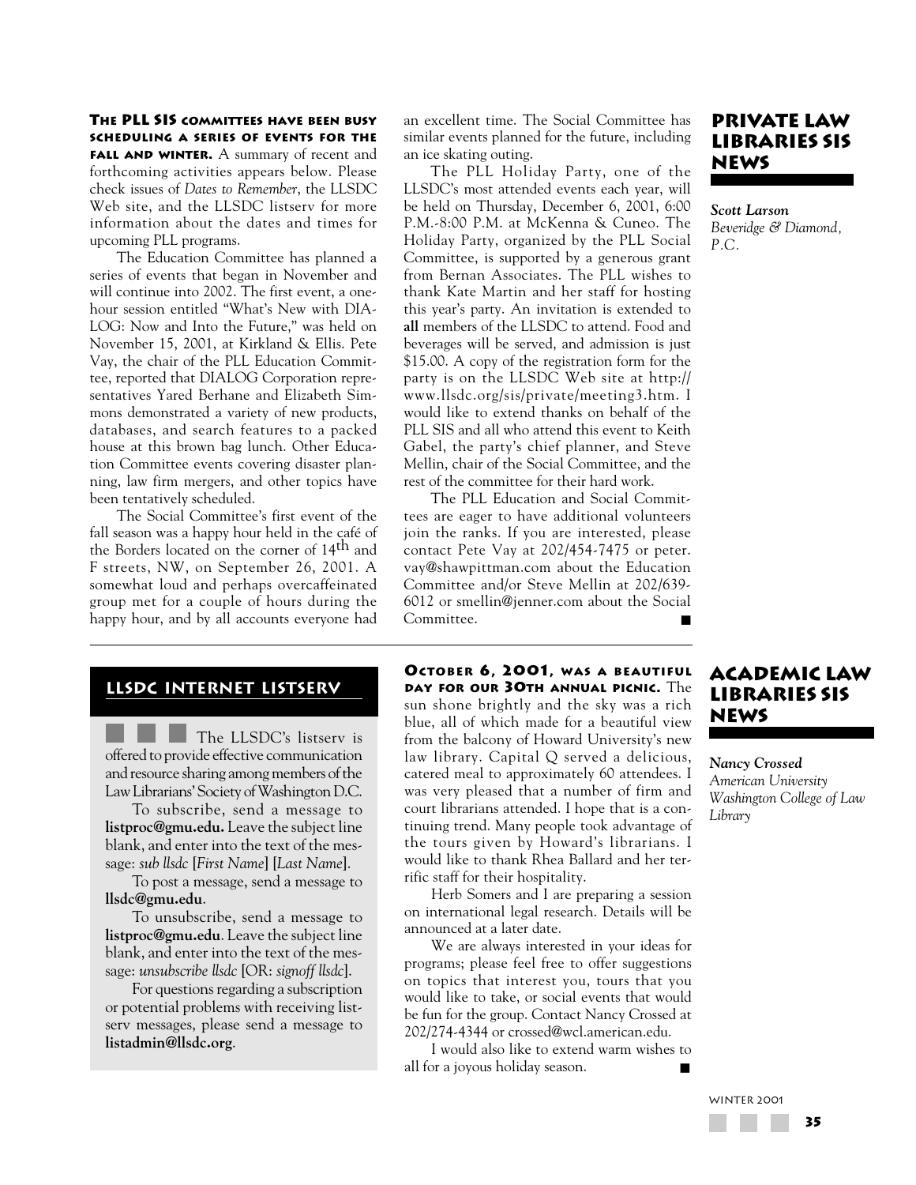## Private Law Libraries SIS News

*Scott Larson*
*Beveridge & Diamond, P.C.*

**The PLL SIS committees have been busy scheduling a series of events for the fall and winter.** A summary of recent and forthcoming activities appears below. Please check issues of *Dates to Remember*, the LLSDC Web site, and the LLSDC listserv for more information about the dates and times for upcoming PLL programs.

The Education Committee has planned a series of events that began in November and will continue into 2002. The first event, a one-hour session entitled "What's New with DIALOG: Now and Into the Future," was held on November 15, 2001, at Kirkland & Ellis. Pete Vay, the chair of the PLL Education Committee, reported that DIALOG Corporation representatives Yared Berhane and Elizabeth Simmons demonstrated a variety of new products, databases, and search features to a packed house at this brown bag lunch. Other Education Committee events covering disaster planning, law firm mergers, and other topics have been tentatively scheduled.

The Social Committee's first event of the fall season was a happy hour held in the café of the Borders located on the corner of 14th and F streets, NW, on September 26, 2001. A somewhat loud and perhaps overcaffeinated group met for a couple of hours during the happy hour, and by all accounts everyone had an excellent time. The Social Committee has similar events planned for the future, including an ice skating outing.

The PLL Holiday Party, one of the LLSDC's most attended events each year, will be held on Thursday, December 6, 2001, 6:00 P.M.-8:00 P.M. at McKenna & Cuneo. The Holiday Party, organized by the PLL Social Committee, is supported by a generous grant from Bernan Associates. The PLL wishes to thank Kate Martin and her staff for hosting this year's party. An invitation is extended to **all** members of the LLSDC to attend. Food and beverages will be served, and admission is just $15.00. A copy of the registration form for the party is on the LLSDC Web site at http://www.llsdc.org/sis/private/meeting3.htm. I would like to extend thanks on behalf of the PLL SIS and all who attend this event to Keith Gabel, the party's chief planner, and Steve Mellin, chair of the Social Committee, and the rest of the committee for their hard work.

The PLL Education and Social Committees are eager to have additional volunteers join the ranks. If you are interested, please contact Pete Vay at 202/454-7475 or peter.vay@shawpittman.com about the Education Committee and/or Steve Mellin at 202/639-6012 or smellin@jenner.com about the Social Committee. ■

## LLSDC Internet Listserv

The LLSDC's listserv is offered to provide effective communication and resource sharing among members of the Law Librarians' Society of Washington D.C.

To subscribe, send a message to **listproc@gmu.edu.** Leave the subject line blank, and enter into the text of the message: *sub llsdc* [*First Name*] [*Last Name*].

To post a message, send a message to **llsdc@gmu.edu**.

To unsubscribe, send a message to **listproc@gmu.edu**. Leave the subject line blank, and enter into the text of the message: *unsubscribe llsdc* [OR: *signoff llsdc*].

For questions regarding a subscription or potential problems with receiving listserv messages, please send a message to **listadmin@llsdc.org**.

## Academic Law Libraries SIS News

*Nancy Crossed*
*American University Washington College of Law Library*

**October 6, 2001, was a beautiful day for our 30th annual picnic.** The sun shone brightly and the sky was a rich blue, all of which made for a beautiful view from the balcony of Howard University's new law library. Capital Q served a delicious, catered meal to approximately 60 attendees. I was very pleased that a number of firm and court librarians attended. I hope that is a continuing trend. Many people took advantage of the tours given by Howard's librarians. I would like to thank Rhea Ballard and her terrific staff for their hospitality.

Herb Somers and I are preparing a session on international legal research. Details will be announced at a later date.

We are always interested in your ideas for programs; please feel free to offer suggestions on topics that interest you, tours that you would like to take, or social events that would be fun for the group. Contact Nancy Crossed at 202/274-4344 or crossed@wcl.american.edu.

I would also like to extend warm wishes to all for a joyous holiday season. ■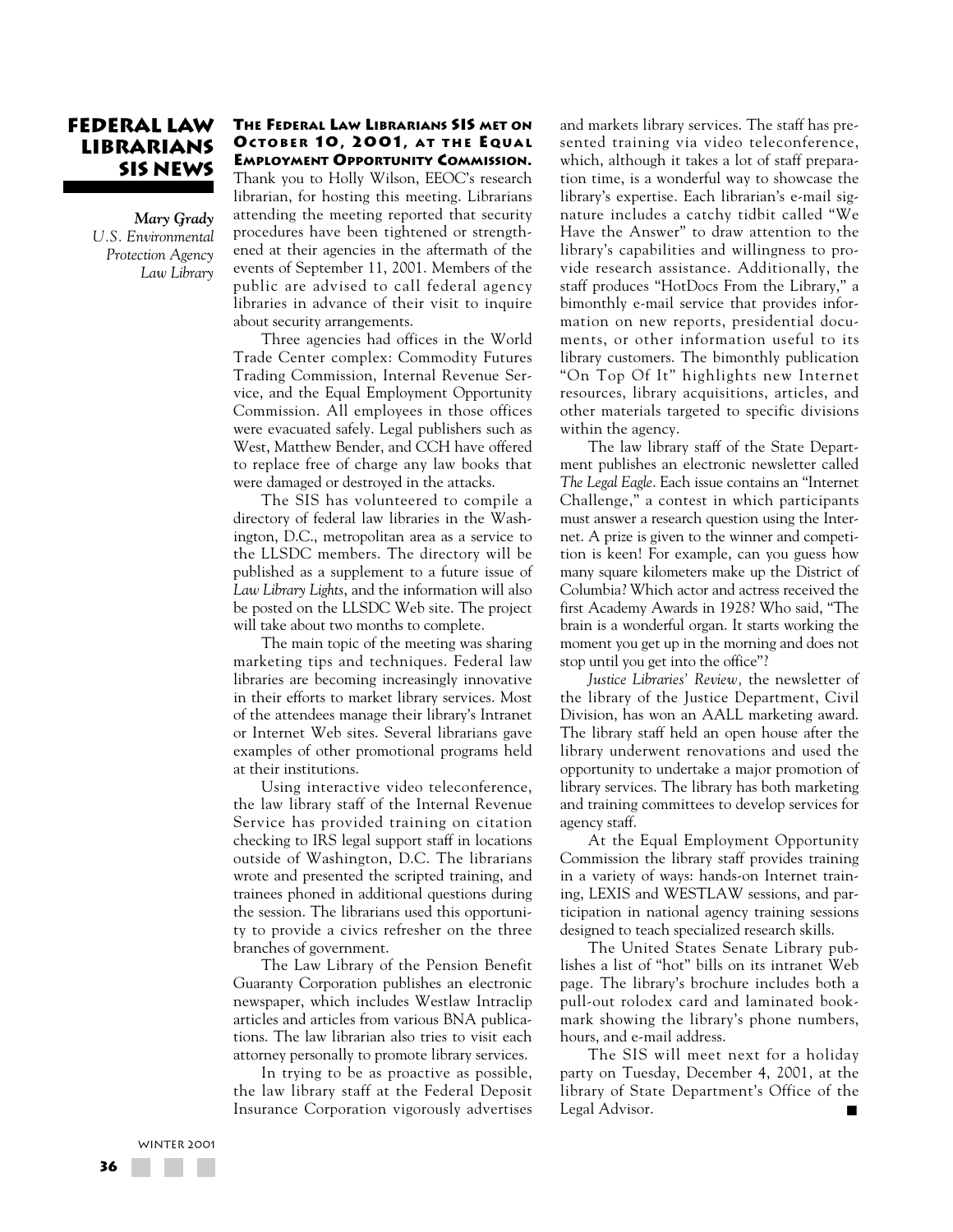# Federal Law Librarians SIS News

*Mary Grady*
*U.S. Environmental Protection Agency Law Library*

**The Federal Law Librarians SIS met on October 10, 2001, at the Equal Employment Opportunity Commission.** Thank you to Holly Wilson, EEOC's research librarian, for hosting this meeting. Librarians attending the meeting reported that security procedures have been tightened or strengthened at their agencies in the aftermath of the events of September 11, 2001. Members of the public are advised to call federal agency libraries in advance of their visit to inquire about security arrangements.

Three agencies had offices in the World Trade Center complex: Commodity Futures Trading Commission, Internal Revenue Service, and the Equal Employment Opportunity Commission. All employees in those offices were evacuated safely. Legal publishers such as West, Matthew Bender, and CCH have offered to replace free of charge any law books that were damaged or destroyed in the attacks.

The SIS has volunteered to compile a directory of federal law libraries in the Washington, D.C., metropolitan area as a service to the LLSDC members. The directory will be published as a supplement to a future issue of *Law Library Lights*, and the information will also be posted on the LLSDC Web site. The project will take about two months to complete.

The main topic of the meeting was sharing marketing tips and techniques. Federal law libraries are becoming increasingly innovative in their efforts to market library services. Most of the attendees manage their library's Intranet or Internet Web sites. Several librarians gave examples of other promotional programs held at their institutions.

Using interactive video teleconference, the law library staff of the Internal Revenue Service has provided training on citation checking to IRS legal support staff in locations outside of Washington, D.C. The librarians wrote and presented the scripted training, and trainees phoned in additional questions during the session. The librarians used this opportunity to provide a civics refresher on the three branches of government.

The Law Library of the Pension Benefit Guaranty Corporation publishes an electronic newspaper, which includes Westlaw Intraclip articles and articles from various BNA publications. The law librarian also tries to visit each attorney personally to promote library services.

In trying to be as proactive as possible, the law library staff at the Federal Deposit Insurance Corporation vigorously advertises and markets library services. The staff has presented training via video teleconference, which, although it takes a lot of staff preparation time, is a wonderful way to showcase the library's expertise. Each librarian's e-mail signature includes a catchy tidbit called "We Have the Answer" to draw attention to the library's capabilities and willingness to provide research assistance. Additionally, the staff produces "HotDocs From the Library," a bimonthly e-mail service that provides information on new reports, presidential documents, or other information useful to its library customers. The bimonthly publication "On Top Of It" highlights new Internet resources, library acquisitions, articles, and other materials targeted to specific divisions within the agency.

The law library staff of the State Department publishes an electronic newsletter called *The Legal Eagle*. Each issue contains an "Internet Challenge," a contest in which participants must answer a research question using the Internet. A prize is given to the winner and competition is keen! For example, can you guess how many square kilometers make up the District of Columbia? Which actor and actress received the first Academy Awards in 1928? Who said, "The brain is a wonderful organ. It starts working the moment you get up in the morning and does not stop until you get into the office"?

*Justice Libraries' Review*, the newsletter of the library of the Justice Department, Civil Division, has won an AALL marketing award. The library staff held an open house after the library underwent renovations and used the opportunity to undertake a major promotion of library services. The library has both marketing and training committees to develop services for agency staff.

At the Equal Employment Opportunity Commission the library staff provides training in a variety of ways: hands-on Internet training, LEXIS and WESTLAW sessions, and participation in national agency training sessions designed to teach specialized research skills.

The United States Senate Library publishes a list of "hot" bills on its intranet Web page. The library's brochure includes both a pull-out rolodex card and laminated bookmark showing the library's phone numbers, hours, and e-mail address.

The SIS will meet next for a holiday party on Tuesday, December 4, 2001, at the library of State Department's Office of the Legal Advisor. ■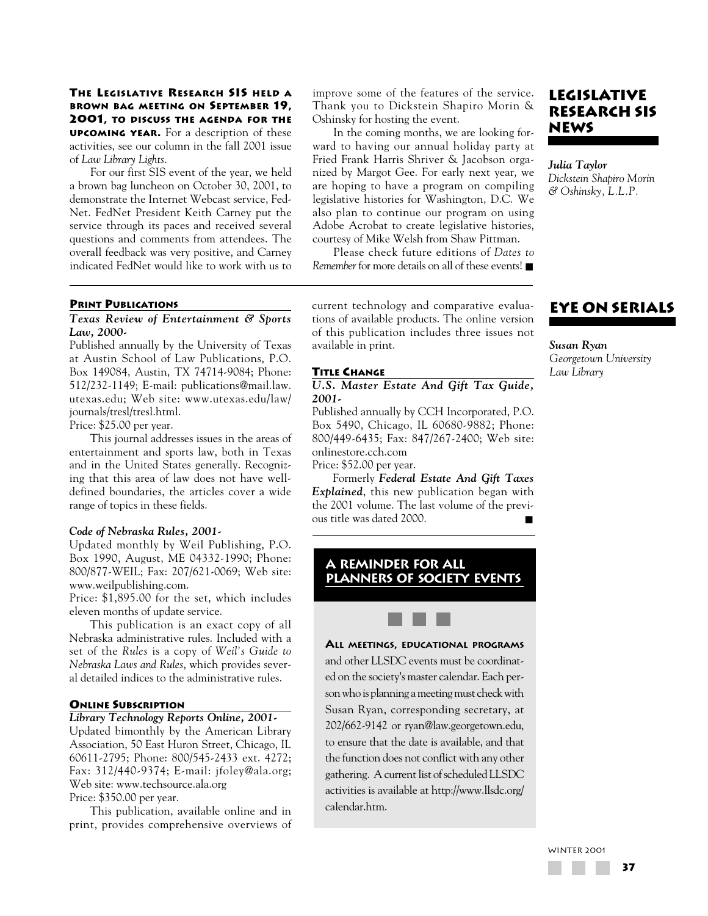## Legislative Research SIS News

*Julia Taylor*
*Dickstein Shapiro Morin & Oshinsky, L.L.P.*

**The Legislative Research SIS held a brown bag meeting on September 19, 2001, to discuss the agenda for the upcoming year.** For a description of these activities, see our column in the fall 2001 issue of *Law Library Lights*.

For our first SIS event of the year, we held a brown bag luncheon on October 30, 2001, to demonstrate the Internet Webcast service, FedNet. FedNet President Keith Carney put the service through its paces and received several questions and comments from attendees. The overall feedback was very positive, and Carney indicated FedNet would like to work with us to improve some of the features of the service. Thank you to Dickstein Shapiro Morin & Oshinsky for hosting the event.

In the coming months, we are looking forward to having our annual holiday party at Fried Frank Harris Shriver & Jacobson organized by Margot Gee. For early next year, we are hoping to have a program on compiling legislative histories for Washington, D.C. We also plan to continue our program on using Adobe Acrobat to create legislative histories, courtesy of Mike Welsh from Shaw Pittman.

Please check future editions of *Dates to Remember* for more details on all of these events! ■

## Eye on Serials

*Susan Ryan*
*Georgetown University Law Library*

### Print Publications

***Texas Review of Entertainment & Sports Law, 2000-***

Published annually by the University of Texas at Austin School of Law Publications, P.O. Box 149084, Austin, TX 74714-9084; Phone: 512/232-1149; E-mail: publications@mail.law.utexas.edu; Web site: www.utexas.edu/law/journals/tresl/tresl.html.

Price: $25.00 per year.

This journal addresses issues in the areas of entertainment and sports law, both in Texas and in the United States generally. Recognizing that this area of law does not have well-defined boundaries, the articles cover a wide range of topics in these fields.

***Code of Nebraska Rules, 2001-***

Updated monthly by Weil Publishing, P.O. Box 1990, August, ME 04332-1990; Phone: 800/877-WEIL; Fax: 207/621-0069; Web site: www.weilpublishing.com.

Price: $1,895.00 for the set, which includes eleven months of update service.

This publication is an exact copy of all Nebraska administrative rules. Included with a set of the *Rules* is a copy of *Weil's Guide to Nebraska Laws and Rules*, which provides several detailed indices to the administrative rules.

### Online Subscription

***Library Technology Reports Online, 2001-***

Updated bimonthly by the American Library Association, 50 East Huron Street, Chicago, IL 60611-2795; Phone: 800/545-2433 ext. 4272; Fax: 312/440-9374; E-mail: jfoley@ala.org; Web site: www.techsource.ala.org

Price: $350.00 per year.

This publication, available online and in print, provides comprehensive overviews of current technology and comparative evaluations of available products. The online version of this publication includes three issues not available in print.

### Title Change

***U.S. Master Estate And Gift Tax Guide, 2001-***

Published annually by CCH Incorporated, P.O. Box 5490, Chicago, IL 60680-9882; Phone: 800/449-6435; Fax: 847/267-2400; Web site: onlinestore.cch.com

Price: $52.00 per year.

Formerly ***Federal Estate And Gift Taxes Explained***, this new publication began with the 2001 volume. The last volume of the previous title was dated 2000. ■

## A Reminder for All Planners of Society Events

**All meetings, educational programs** and other LLSDC events must be coordinated on the society's master calendar. Each person who is planning a meeting must check with Susan Ryan, corresponding secretary, at 202/662-9142 or ryan@law.georgetown.edu, to ensure that the date is available, and that the function does not conflict with any other gathering. A current list of scheduled LLSDC activities is available at http://www.llsdc.org/calendar.htm.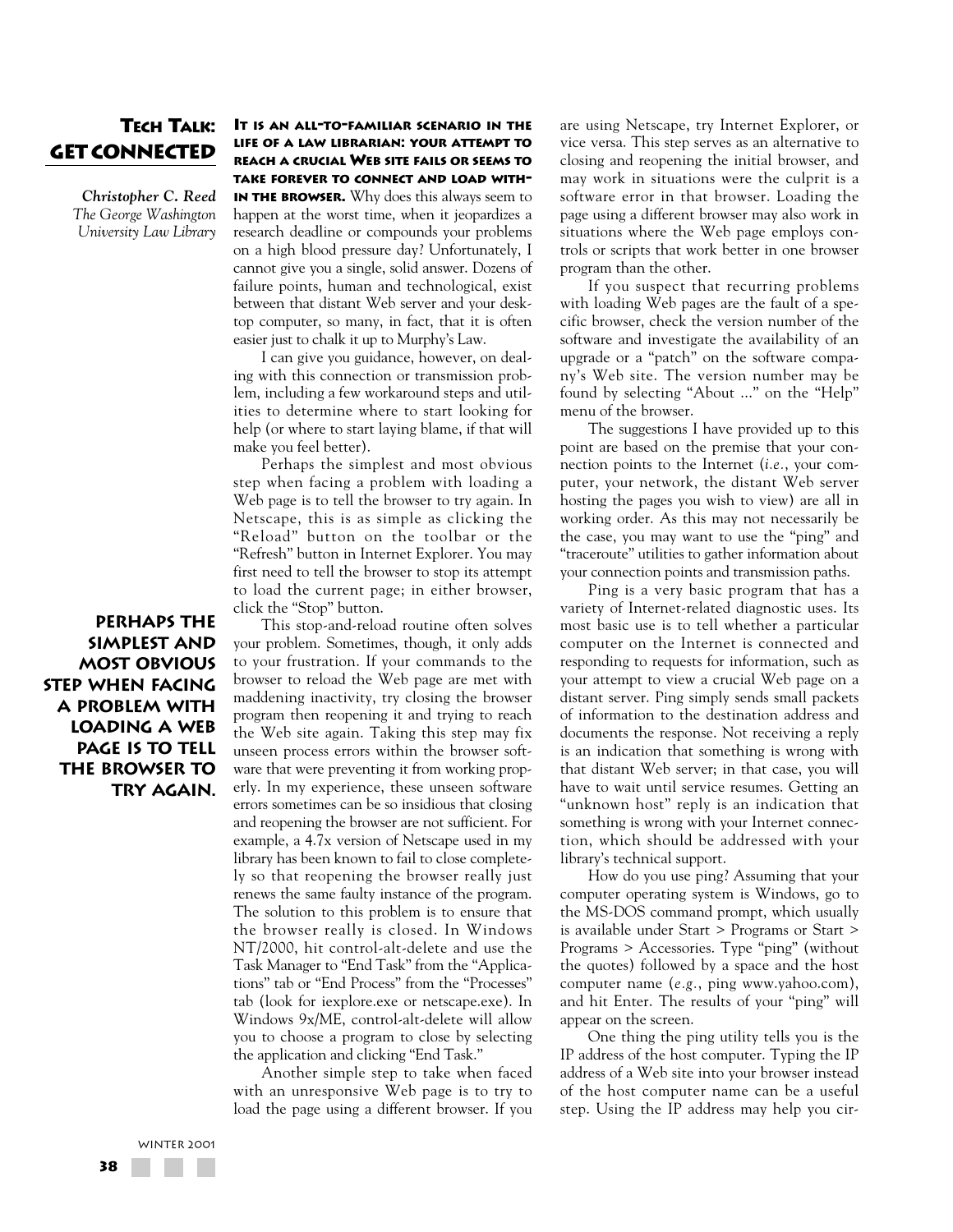# Tech Talk: Get Connected

*Christopher C. Reed*
*The George Washington University Law Library*

**It is an all-to-familiar scenario in the life of a law librarian: your attempt to reach a crucial Web site fails or seems to take forever to connect and load within the browser.** Why does this always seem to happen at the worst time, when it jeopardizes a research deadline or compounds your problems on a high blood pressure day? Unfortunately, I cannot give you a single, solid answer. Dozens of failure points, human and technological, exist between that distant Web server and your desktop computer, so many, in fact, that it is often easier just to chalk it up to Murphy's Law.

I can give you guidance, however, on dealing with this connection or transmission problem, including a few workaround steps and utilities to determine where to start looking for help (or where to start laying blame, if that will make you feel better).

Perhaps the simplest and most obvious step when facing a problem with loading a Web page is to tell the browser to try again. In Netscape, this is as simple as clicking the "Reload" button on the toolbar or the "Refresh" button in Internet Explorer. You may first need to tell the browser to stop its attempt to load the current page; in either browser, click the "Stop" button.

> **Perhaps the simplest and most obvious step when facing a problem with loading a Web page is to tell the browser to try again.**

This stop-and-reload routine often solves your problem. Sometimes, though, it only adds to your frustration. If your commands to the browser to reload the Web page are met with maddening inactivity, try closing the browser program then reopening it and trying to reach the Web site again. Taking this step may fix unseen process errors within the browser software that were preventing it from working properly. In my experience, these unseen software errors sometimes can be so insidious that closing and reopening the browser are not sufficient. For example, a 4.7x version of Netscape used in my library has been known to fail to close completely so that reopening the browser really just renews the same faulty instance of the program. The solution to this problem is to ensure that the browser really is closed. In Windows NT/2000, hit control-alt-delete and use the Task Manager to "End Task" from the "Applications" tab or "End Process" from the "Processes" tab (look for iexplore.exe or netscape.exe). In Windows 9x/ME, control-alt-delete will allow you to choose a program to close by selecting the application and clicking "End Task."

Another simple step to take when faced with an unresponsive Web page is to try to load the page using a different browser. If you are using Netscape, try Internet Explorer, or vice versa. This step serves as an alternative to closing and reopening the initial browser, and may work in situations were the culprit is a software error in that browser. Loading the page using a different browser may also work in situations where the Web page employs controls or scripts that work better in one browser program than the other.

If you suspect that recurring problems with loading Web pages are the fault of a specific browser, check the version number of the software and investigate the availability of an upgrade or a "patch" on the software company's Web site. The version number may be found by selecting "About ..." on the "Help" menu of the browser.

The suggestions I have provided up to this point are based on the premise that your connection points to the Internet (*i.e.*, your computer, your network, the distant Web server hosting the pages you wish to view) are all in working order. As this may not necessarily be the case, you may want to use the "ping" and "traceroute" utilities to gather information about your connection points and transmission paths.

Ping is a very basic program that has a variety of Internet-related diagnostic uses. Its most basic use is to tell whether a particular computer on the Internet is connected and responding to requests for information, such as your attempt to view a crucial Web page on a distant server. Ping simply sends small packets of information to the destination address and documents the response. Not receiving a reply is an indication that something is wrong with that distant Web server; in that case, you will have to wait until service resumes. Getting an "unknown host" reply is an indication that something is wrong with your Internet connection, which should be addressed with your library's technical support.

How do you use ping? Assuming that your computer operating system is Windows, go to the MS-DOS command prompt, which usually is available under Start > Programs or Start > Programs > Accessories. Type "ping" (without the quotes) followed by a space and the host computer name (*e.g.*, ping www.yahoo.com), and hit Enter. The results of your "ping" will appear on the screen.

One thing the ping utility tells you is the IP address of the host computer. Typing the IP address of a Web site into your browser instead of the host computer name can be a useful step. Using the IP address may help you cir-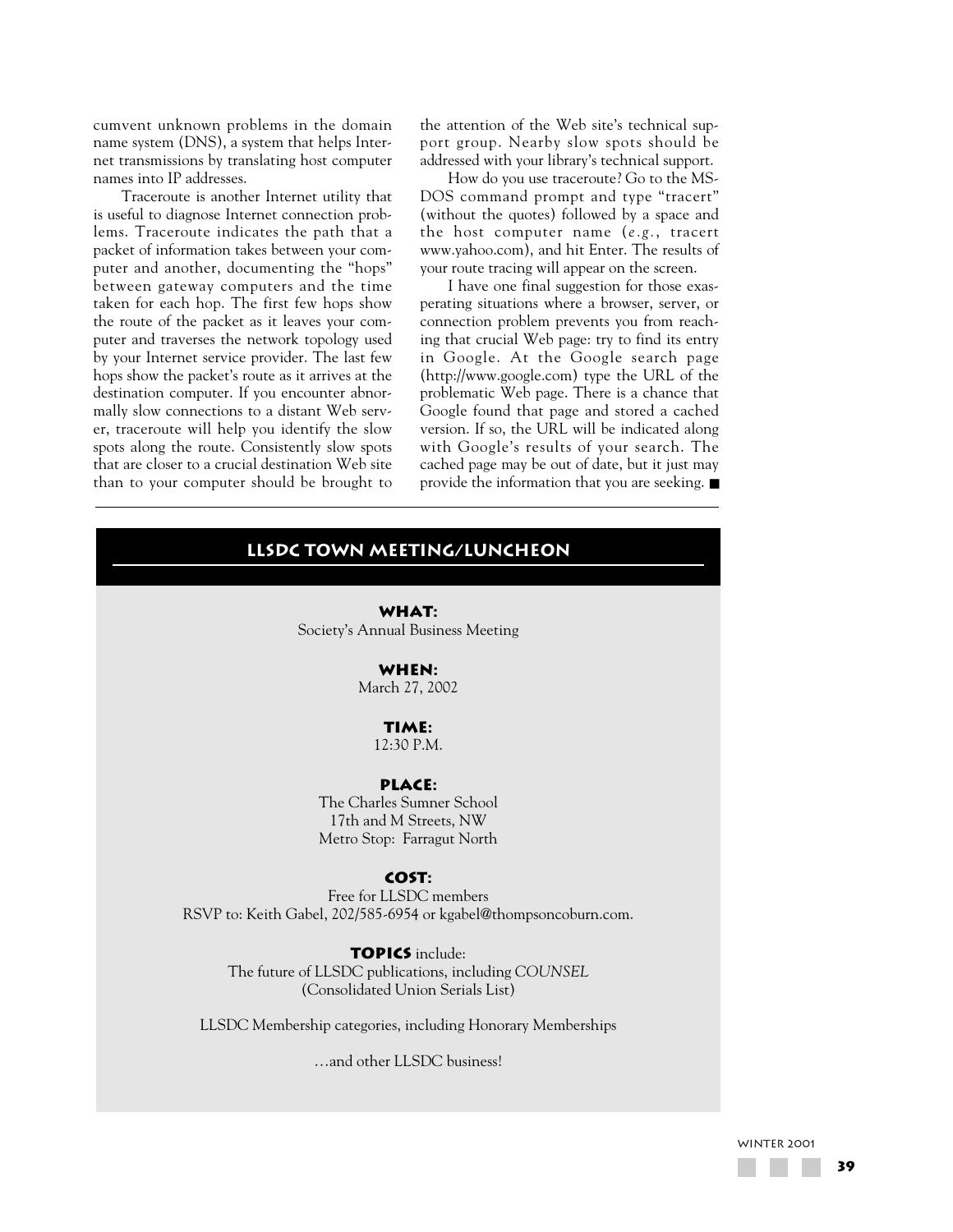cumvent unknown problems in the domain name system (DNS), a system that helps Internet transmissions by translating host computer names into IP addresses.

Traceroute is another Internet utility that is useful to diagnose Internet connection problems. Traceroute indicates the path that a packet of information takes between your computer and another, documenting the "hops" between gateway computers and the time taken for each hop. The first few hops show the route of the packet as it leaves your computer and traverses the network topology used by your Internet service provider. The last few hops show the packet's route as it arrives at the destination computer. If you encounter abnormally slow connections to a distant Web server, traceroute will help you identify the slow spots along the route. Consistently slow spots that are closer to a crucial destination Web site than to your computer should be brought to the attention of the Web site's technical support group. Nearby slow spots should be addressed with your library's technical support.

How do you use traceroute? Go to the MS-DOS command prompt and type "tracert" (without the quotes) followed by a space and the host computer name (*e.g.*, tracert www.yahoo.com), and hit Enter. The results of your route tracing will appear on the screen.

I have one final suggestion for those exasperating situations where a browser, server, or connection problem prevents you from reaching that crucial Web page: try to find its entry in Google. At the Google search page (http://www.google.com) type the URL of the problematic Web page. There is a chance that Google found that page and stored a cached version. If so, the URL will be indicated along with Google's results of your search. The cached page may be out of date, but it just may provide the information that you are seeking. ■

## LLSDC TOWN MEETING/LUNCHEON

**WHAT:**
Society's Annual Business Meeting

**WHEN:**
March 27, 2002

**TIME:**
12:30 P.M.

**PLACE:**
The Charles Sumner School
17th and M Streets, NW
Metro Stop: Farragut North

**COST:**
Free for LLSDC members
RSVP to: Keith Gabel, 202/585-6954 or kgabel@thompsoncoburn.com.

**TOPICS** include:
The future of LLSDC publications, including *COUNSEL* (Consolidated Union Serials List)

LLSDC Membership categories, including Honorary Memberships

…and other LLSDC business!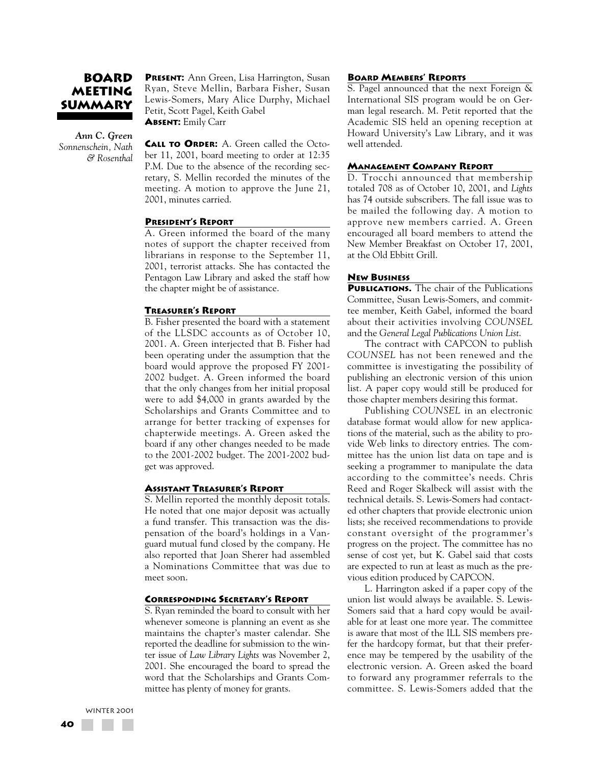# Board Meeting Summary

*Ann C. Green*
*Sonnenschein, Nath & Rosenthal*

**Present:** Ann Green, Lisa Harrington, Susan Ryan, Steve Mellin, Barbara Fisher, Susan Lewis-Somers, Mary Alice Durphy, Michael Petit, Scott Pagel, Keith Gabel
**Absent:** Emily Carr

**Call to Order:** A. Green called the October 11, 2001, board meeting to order at 12:35 P.M. Due to the absence of the recording secretary, S. Mellin recorded the minutes of the meeting. A motion to approve the June 21, 2001, minutes carried.

## President's Report

A. Green informed the board of the many notes of support the chapter received from librarians in response to the September 11, 2001, terrorist attacks. She has contacted the Pentagon Law Library and asked the staff how the chapter might be of assistance.

## Treasurer's Report

B. Fisher presented the board with a statement of the LLSDC accounts as of October 10, 2001. A. Green interjected that B. Fisher had been operating under the assumption that the board would approve the proposed FY 2001-2002 budget. A. Green informed the board that the only changes from her initial proposal were to add $4,000 in grants awarded by the Scholarships and Grants Committee and to arrange for better tracking of expenses for chapterwide meetings. A. Green asked the board if any other changes needed to be made to the 2001-2002 budget. The 2001-2002 budget was approved.

## Assistant Treasurer's Report

S. Mellin reported the monthly deposit totals. He noted that one major deposit was actually a fund transfer. This transaction was the dispensation of the board's holdings in a Vanguard mutual fund closed by the company. He also reported that Joan Sherer had assembled a Nominations Committee that was due to meet soon.

## Corresponding Secretary's Report

S. Ryan reminded the board to consult with her whenever someone is planning an event as she maintains the chapter's master calendar. She reported the deadline for submission to the winter issue of *Law Library Lights* was November 2, 2001. She encouraged the board to spread the word that the Scholarships and Grants Committee has plenty of money for grants.

## Board Members' Reports

S. Pagel announced that the next Foreign & International SIS program would be on German legal research. M. Petit reported that the Academic SIS held an opening reception at Howard University's Law Library, and it was well attended.

## Management Company Report

D. Trocchi announced that membership totaled 708 as of October 10, 2001, and *Lights* has 74 outside subscribers. The fall issue was to be mailed the following day. A motion to approve new members carried. A. Green encouraged all board members to attend the New Member Breakfast on October 17, 2001, at the Old Ebbitt Grill.

## New Business

**Publications.** The chair of the Publications Committee, Susan Lewis-Somers, and committee member, Keith Gabel, informed the board about their activities involving *COUNSEL* and the *General Legal Publications Union List*.

The contract with CAPCON to publish *COUNSEL* has not been renewed and the committee is investigating the possibility of publishing an electronic version of this union list. A paper copy would still be produced for those chapter members desiring this format.

Publishing *COUNSEL* in an electronic database format would allow for new applications of the material, such as the ability to provide Web links to directory entries. The committee has the union list data on tape and is seeking a programmer to manipulate the data according to the committee's needs. Chris Reed and Roger Skalbeck will assist with the technical details. S. Lewis-Somers had contacted other chapters that provide electronic union lists; she received recommendations to provide constant oversight of the programmer's progress on the project. The committee has no sense of cost yet, but K. Gabel said that costs are expected to run at least as much as the previous edition produced by CAPCON.

L. Harrington asked if a paper copy of the union list would always be available. S. Lewis-Somers said that a hard copy would be available for at least one more year. The committee is aware that most of the ILL SIS members prefer the hardcopy format, but that their preference may be tempered by the usability of the electronic version. A. Green asked the board to forward any programmer referrals to the committee. S. Lewis-Somers added that the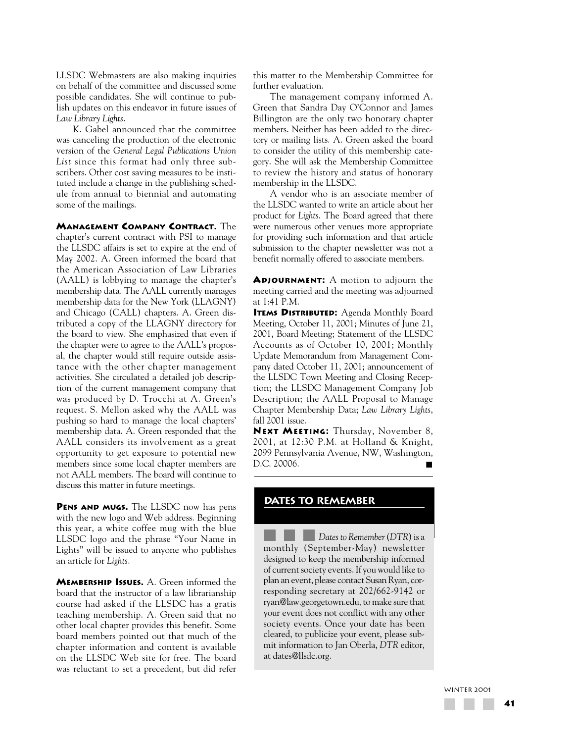LLSDC Webmasters are also making inquiries on behalf of the committee and discussed some possible candidates. She will continue to publish updates on this endeavor in future issues of *Law Library Lights*.

K. Gabel announced that the committee was canceling the production of the electronic version of the *General Legal Publications Union List* since this format had only three subscribers. Other cost saving measures to be instituted include a change in the publishing schedule from annual to biennial and automating some of the mailings.

**MANAGEMENT COMPANY CONTRACT.** The chapter's current contract with PSI to manage the LLSDC affairs is set to expire at the end of May 2002. A. Green informed the board that the American Association of Law Libraries (AALL) is lobbying to manage the chapter's membership data. The AALL currently manages membership data for the New York (LLAGNY) and Chicago (CALL) chapters. A. Green distributed a copy of the LLAGNY directory for the board to view. She emphasized that even if the chapter were to agree to the AALL's proposal, the chapter would still require outside assistance with the other chapter management activities. She circulated a detailed job description of the current management company that was produced by D. Trocchi at A. Green's request. S. Mellon asked why the AALL was pushing so hard to manage the local chapters' membership data. A. Green responded that the AALL considers its involvement as a great opportunity to get exposure to potential new members since some local chapter members are not AALL members. The board will continue to discuss this matter in future meetings.

**PENS AND MUGS.** The LLSDC now has pens with the new logo and Web address. Beginning this year, a white coffee mug with the blue LLSDC logo and the phrase "Your Name in Lights" will be issued to anyone who publishes an article for *Lights*.

**MEMBERSHIP ISSUES.** A. Green informed the board that the instructor of a law librarianship course had asked if the LLSDC has a gratis teaching membership. A. Green said that no other local chapter provides this benefit. Some board members pointed out that much of the chapter information and content is available on the LLSDC Web site for free. The board was reluctant to set a precedent, but did refer this matter to the Membership Committee for further evaluation.

The management company informed A. Green that Sandra Day O'Connor and James Billington are the only two honorary chapter members. Neither has been added to the directory or mailing lists. A. Green asked the board to consider the utility of this membership category. She will ask the Membership Committee to review the history and status of honorary membership in the LLSDC.

A vendor who is an associate member of the LLSDC wanted to write an article about her product for *Lights*. The Board agreed that there were numerous other venues more appropriate for providing such information and that article submission to the chapter newsletter was not a benefit normally offered to associate members.

**ADJOURNMENT:** A motion to adjourn the meeting carried and the meeting was adjourned at 1:41 P.M.

**ITEMS DISTRIBUTED:** Agenda Monthly Board Meeting, October 11, 2001; Minutes of June 21, 2001, Board Meeting; Statement of the LLSDC Accounts as of October 10, 2001; Monthly Update Memorandum from Management Company dated October 11, 2001; announcement of the LLSDC Town Meeting and Closing Reception; the LLSDC Management Company Job Description; the AALL Proposal to Manage Chapter Membership Data; *Law Library Lights*, fall 2001 issue.

**NEXT MEETING:** Thursday, November 8, 2001, at 12:30 P.M. at Holland & Knight, 2099 Pennsylvania Avenue, NW, Washington, D.C. 20006. ■

## DATES TO REMEMBER

*Dates to Remember* (*DTR*) is a monthly (September-May) newsletter designed to keep the membership informed of current society events. If you would like to plan an event, please contact Susan Ryan, corresponding secretary at 202/662-9142 or ryan@law.georgetown.edu, to make sure that your event does not conflict with any other society events. Once your date has been cleared, to publicize your event, please submit information to Jan Oberla, *DTR* editor, at dates@llsdc.org.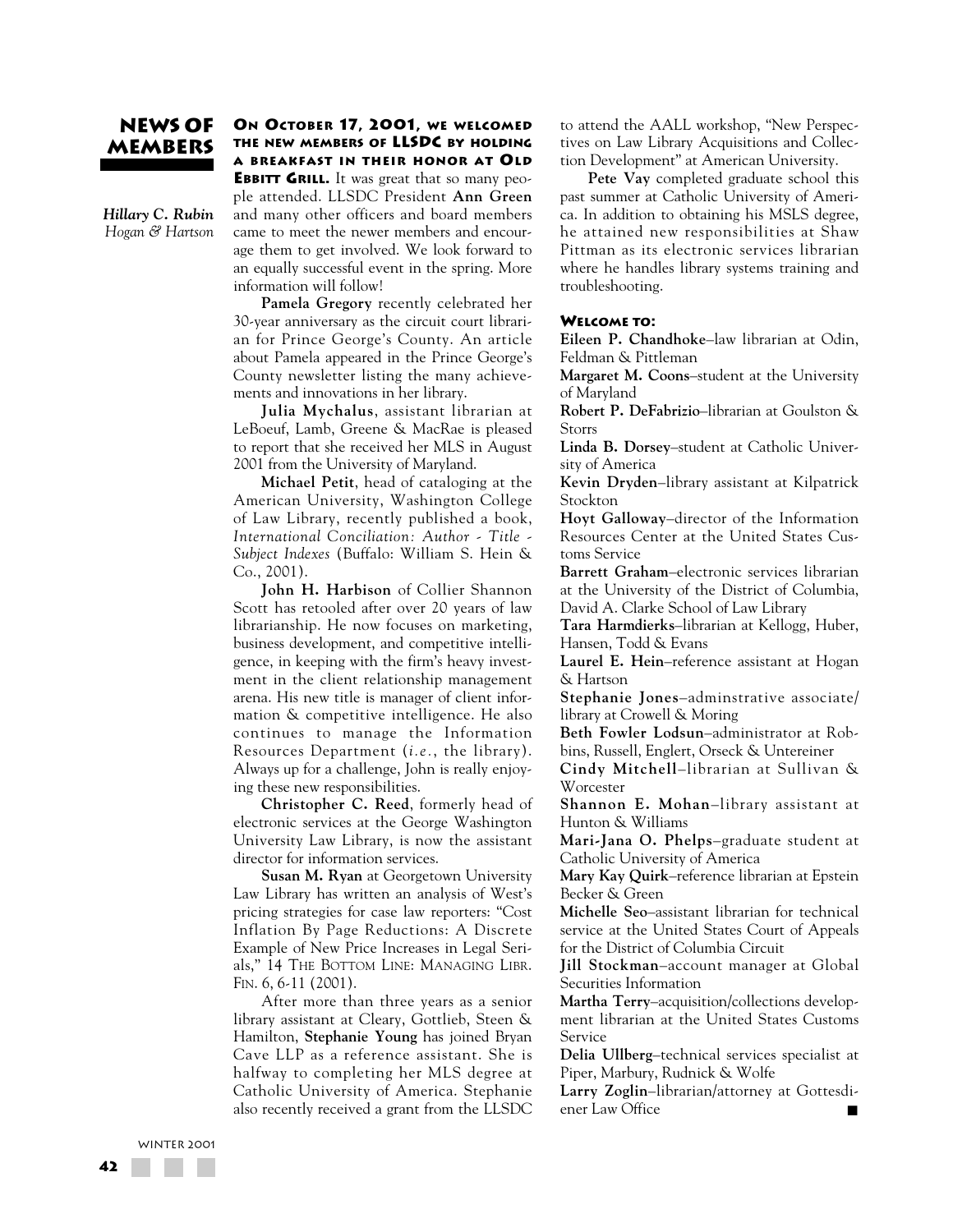## NEWS OF MEMBERS

*Hillary C. Rubin*
*Hogan & Hartson*

**ON OCTOBER 17, 2001, WE WELCOMED THE NEW MEMBERS OF LLSDC BY HOLDING A BREAKFAST IN THEIR HONOR AT OLD EBBITT GRILL.** It was great that so many people attended. LLSDC President **Ann Green** and many other officers and board members came to meet the newer members and encourage them to get involved. We look forward to an equally successful event in the spring. More information will follow!

**Pamela Gregory** recently celebrated her 30-year anniversary as the circuit court librarian for Prince George's County. An article about Pamela appeared in the Prince George's County newsletter listing the many achievements and innovations in her library.

**Julia Mychalus**, assistant librarian at LeBoeuf, Lamb, Greene & MacRae is pleased to report that she received her MLS in August 2001 from the University of Maryland.

**Michael Petit**, head of cataloging at the American University, Washington College of Law Library, recently published a book, *International Conciliation: Author - Title - Subject Indexes* (Buffalo: William S. Hein & Co., 2001).

**John H. Harbison** of Collier Shannon Scott has retooled after over 20 years of law librarianship. He now focuses on marketing, business development, and competitive intelligence, in keeping with the firm's heavy investment in the client relationship management arena. His new title is manager of client information & competitive intelligence. He also continues to manage the Information Resources Department (*i.e.*, the library). Always up for a challenge, John is really enjoying these new responsibilities.

**Christopher C. Reed**, formerly head of electronic services at the George Washington University Law Library, is now the assistant director for information services.

**Susan M. Ryan** at Georgetown University Law Library has written an analysis of West's pricing strategies for case law reporters: "Cost Inflation By Page Reductions: A Discrete Example of New Price Increases in Legal Serials," 14 THE BOTTOM LINE: MANAGING LIBR. FIN. 6, 6-11 (2001).

After more than three years as a senior library assistant at Cleary, Gottlieb, Steen & Hamilton, **Stephanie Young** has joined Bryan Cave LLP as a reference assistant. She is halfway to completing her MLS degree at Catholic University of America. Stephanie also recently received a grant from the LLSDC to attend the AALL workshop, "New Perspectives on Law Library Acquisitions and Collection Development" at American University.

**Pete Vay** completed graduate school this past summer at Catholic University of America. In addition to obtaining his MSLS degree, he attained new responsibilities at Shaw Pittman as its electronic services librarian where he handles library systems training and troubleshooting.

### WELCOME TO:

**Eileen P. Chandhoke**–law librarian at Odin, Feldman & Pittleman

**Margaret M. Coons**–student at the University of Maryland

**Robert P. DeFabrizio**–librarian at Goulston & Storrs

**Linda B. Dorsey**–student at Catholic University of America

**Kevin Dryden**–library assistant at Kilpatrick Stockton

**Hoyt Galloway**–director of the Information Resources Center at the United States Customs Service

**Barrett Graham**–electronic services librarian at the University of the District of Columbia, David A. Clarke School of Law Library

**Tara Harmdierks**–librarian at Kellogg, Huber, Hansen, Todd & Evans

**Laurel E. Hein**–reference assistant at Hogan & Hartson

**Stephanie Jones**–adminstrative associate/library at Crowell & Moring

**Beth Fowler Lodsun**–administrator at Robbins, Russell, Englert, Orseck & Untereiner

**Cindy Mitchell**–librarian at Sullivan & Worcester

**Shannon E. Mohan**–library assistant at Hunton & Williams

**Mari-Jana O. Phelps**–graduate student at Catholic University of America

**Mary Kay Quirk**–reference librarian at Epstein Becker & Green

**Michelle Seo**–assistant librarian for technical service at the United States Court of Appeals for the District of Columbia Circuit

**Jill Stockman**–account manager at Global Securities Information

**Martha Terry**–acquisition/collections development librarian at the United States Customs Service

**Delia Ullberg**–technical services specialist at Piper, Marbury, Rudnick & Wolfe

**Larry Zoglin**–librarian/attorney at Gottesdiener Law Office ■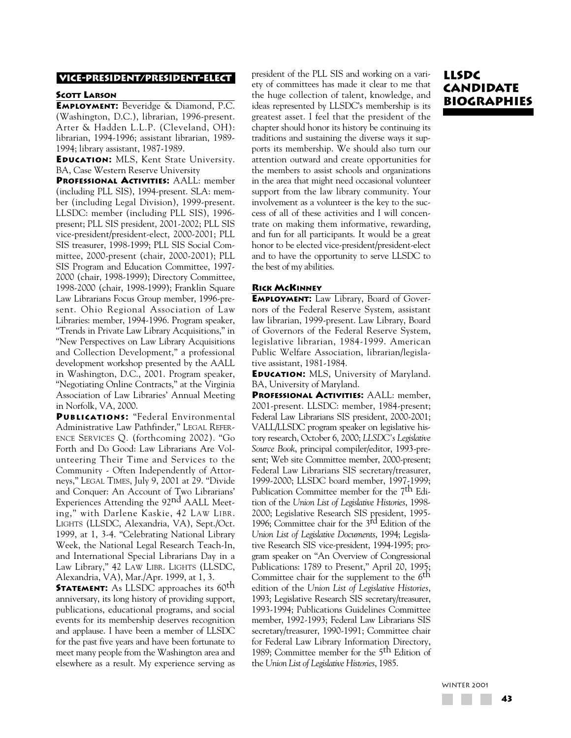# LLSDC Candidate Biographies

## Vice-President/President-Elect

### Scott Larson

**Employment:** Beveridge & Diamond, P.C. (Washington, D.C.), librarian, 1996-present. Arter & Hadden L.L.P. (Cleveland, OH): librarian, 1994-1996; assistant librarian, 1989-1994; library assistant, 1987-1989.

**Education:** MLS, Kent State University. BA, Case Western Reserve University

**Professional Activities:** AALL: member (including PLL SIS), 1994-present. SLA: member (including Legal Division), 1999-present. LLSDC: member (including PLL SIS), 1996-present; PLL SIS president, 2001-2002; PLL SIS vice-president/president-elect, 2000-2001; PLL SIS treasurer, 1998-1999; PLL SIS Social Committee, 2000-present (chair, 2000-2001); PLL SIS Program and Education Committee, 1997-2000 (chair, 1998-1999); Directory Committee, 1998-2000 (chair, 1998-1999); Franklin Square Law Librarians Focus Group member, 1996-present. Ohio Regional Association of Law Libraries: member, 1994-1996. Program speaker, "Trends in Private Law Library Acquisitions," in "New Perspectives on Law Library Acquisitions and Collection Development," a professional development workshop presented by the AALL in Washington, D.C., 2001. Program speaker, "Negotiating Online Contracts," at the Virginia Association of Law Libraries' Annual Meeting in Norfolk, VA, 2000.

**Publications:** "Federal Environmental Administrative Law Pathfinder," LEGAL REFERENCE SERVICES Q. (forthcoming 2002). "Go Forth and Do Good: Law Librarians Are Volunteering Their Time and Services to the Community - Often Independently of Attorneys," LEGAL TIMES, July 9, 2001 at 29. "Divide and Conquer: An Account of Two Librarians' Experiences Attending the 92nd AALL Meeting," with Darlene Kaskie, 42 LAW LIBR. LIGHTS (LLSDC, Alexandria, VA), Sept./Oct. 1999, at 1, 3-4. "Celebrating National Library Week, the National Legal Research Teach-In, and International Special Librarians Day in a Law Library," 42 LAW LIBR. LIGHTS (LLSDC, Alexandria, VA), Mar./Apr. 1999, at 1, 3.

**Statement:** As LLSDC approaches its 60th anniversary, its long history of providing support, publications, educational programs, and social events for its membership deserves recognition and applause. I have been a member of LLSDC for the past five years and have been fortunate to meet many people from the Washington area and elsewhere as a result. My experience serving as president of the PLL SIS and working on a variety of committees has made it clear to me that the huge collection of talent, knowledge, and ideas represented by LLSDC's membership is its greatest asset. I feel that the president of the chapter should honor its history be continuing its traditions and sustaining the diverse ways it supports its membership. We should also turn our attention outward and create opportunities for the members to assist schools and organizations in the area that might need occasional volunteer support from the law library community. Your involvement as a volunteer is the key to the success of all of these activities and I will concentrate on making them informative, rewarding, and fun for all participants. It would be a great honor to be elected vice-president/president-elect and to have the opportunity to serve LLSDC to the best of my abilities.

### Rick McKinney

**Employment:** Law Library, Board of Governors of the Federal Reserve System, assistant law librarian, 1999-present. Law Library, Board of Governors of the Federal Reserve System, legislative librarian, 1984-1999. American Public Welfare Association, librarian/legislative assistant, 1981-1984.

**Education:** MLS, University of Maryland. BA, University of Maryland.

**Professional Activities:** AALL: member, 2001-present. LLSDC: member, 1984-present; Federal Law Librarians SIS president, 2000-2001; VALL/LLSDC program speaker on legislative history research, October 6, 2000; *LLSDC's Legislative Source Book*, principal compiler/editor, 1993-present; Web site Committee member, 2000-present; Federal Law Librarians SIS secretary/treasurer, 1999-2000; LLSDC board member, 1997-1999; Publication Committee member for the 7th Edition of the *Union List of Legislative Histories*, 1998-2000; Legislative Research SIS president, 1995-1996; Committee chair for the 3rd Edition of the *Union List of Legislative Documents*, 1994; Legislative Research SIS vice-president, 1994-1995; program speaker on "An Overview of Congressional Publications: 1789 to Present," April 20, 1995; Committee chair for the supplement to the 6th edition of the *Union List of Legislative Histories*, 1993; Legislative Research SIS secretary/treasurer, 1993-1994; Publications Guidelines Committee member, 1992-1993; Federal Law Librarians SIS secretary/treasurer, 1990-1991; Committee chair for Federal Law Library Information Directory, 1989; Committee member for the 5th Edition of the *Union List of Legislative Histories*, 1985.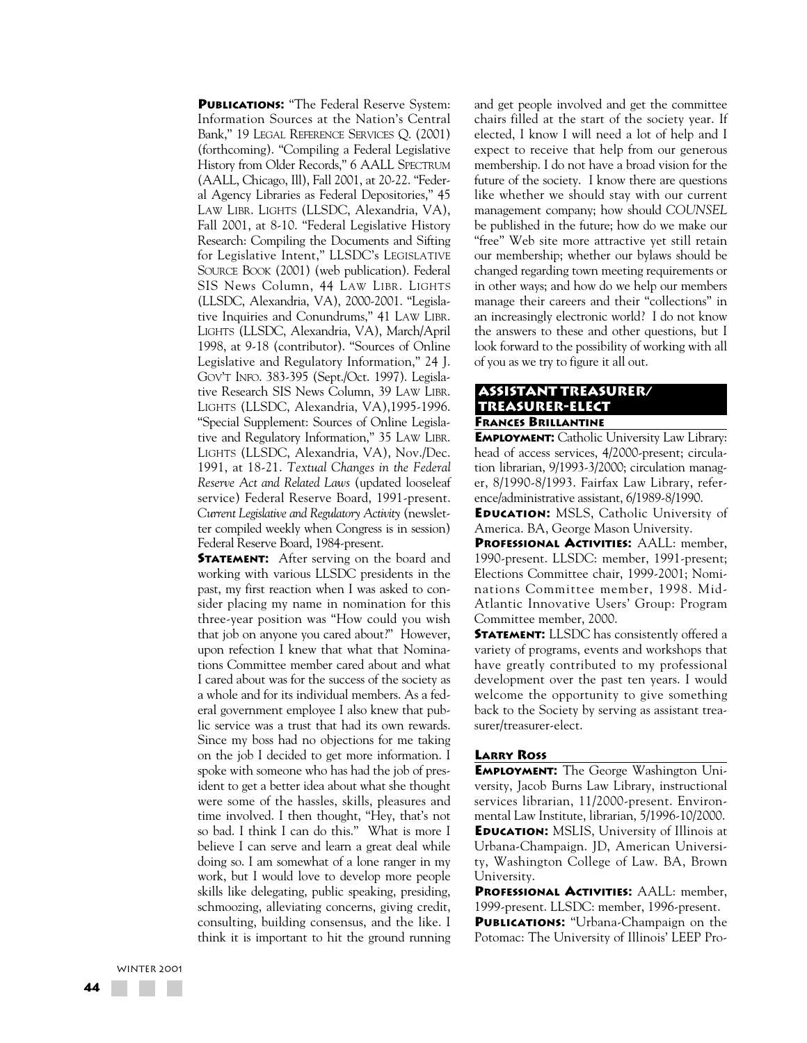**PUBLICATIONS:** "The Federal Reserve System: Information Sources at the Nation's Central Bank," 19 LEGAL REFERENCE SERVICES Q. (2001) (forthcoming). "Compiling a Federal Legislative History from Older Records," 6 AALL SPECTRUM (AALL, Chicago, Ill), Fall 2001, at 20-22. "Federal Agency Libraries as Federal Depositories," 45 LAW LIBR. LIGHTS (LLSDC, Alexandria, VA), Fall 2001, at 8-10. "Federal Legislative History Research: Compiling the Documents and Sifting for Legislative Intent," LLSDC's LEGISLATIVE SOURCE BOOK (2001) (web publication). Federal SIS News Column, 44 LAW LIBR. LIGHTS (LLSDC, Alexandria, VA), 2000-2001. "Legislative Inquiries and Conundrums," 41 LAW LIBR. LIGHTS (LLSDC, Alexandria, VA), March/April 1998, at 9-18 (contributor). "Sources of Online Legislative and Regulatory Information," 24 J. GOV'T INFO. 383-395 (Sept./Oct. 1997). Legislative Research SIS News Column, 39 LAW LIBR. LIGHTS (LLSDC, Alexandria, VA),1995-1996. "Special Supplement: Sources of Online Legislative and Regulatory Information," 35 LAW LIBR. LIGHTS (LLSDC, Alexandria, VA), Nov./Dec. 1991, at 18-21. *Textual Changes in the Federal Reserve Act and Related Laws* (updated looseleaf service) Federal Reserve Board, 1991-present. *Current Legislative and Regulatory Activity* (newsletter compiled weekly when Congress is in session) Federal Reserve Board, 1984-present.

**STATEMENT:** After serving on the board and working with various LLSDC presidents in the past, my first reaction when I was asked to consider placing my name in nomination for this three-year position was "How could you wish that job on anyone you cared about?" However, upon refection I knew that what that Nominations Committee member cared about and what I cared about was for the success of the society as a whole and for its individual members. As a federal government employee I also knew that public service was a trust that had its own rewards. Since my boss had no objections for me taking on the job I decided to get more information. I spoke with someone who has had the job of president to get a better idea about what she thought were some of the hassles, skills, pleasures and time involved. I then thought, "Hey, that's not so bad. I think I can do this." What is more I believe I can serve and learn a great deal while doing so. I am somewhat of a lone ranger in my work, but I would love to develop more people skills like delegating, public speaking, presiding, schmoozing, alleviating concerns, giving credit, consulting, building consensus, and the like. I think it is important to hit the ground running and get people involved and get the committee chairs filled at the start of the society year. If elected, I know I will need a lot of help and I expect to receive that help from our generous membership. I do not have a broad vision for the future of the society. I know there are questions like whether we should stay with our current management company; how should *COUNSEL* be published in the future; how do we make our "free" Web site more attractive yet still retain our membership; whether our bylaws should be changed regarding town meeting requirements or in other ways; and how do we help our members manage their careers and their "collections" in an increasingly electronic world? I do not know the answers to these and other questions, but I look forward to the possibility of working with all of you as we try to figure it all out.

## ASSISTANT TREASURER/ TREASURER-ELECT

### FRANCES BRILLANTINE

**EMPLOYMENT:** Catholic University Law Library: head of access services, 4/2000-present; circulation librarian, 9/1993-3/2000; circulation manager, 8/1990-8/1993. Fairfax Law Library, reference/administrative assistant, 6/1989-8/1990.

**EDUCATION:** MSLS, Catholic University of America. BA, George Mason University.

**PROFESSIONAL ACTIVITIES:** AALL: member, 1990-present. LLSDC: member, 1991-present; Elections Committee chair, 1999-2001; Nominations Committee member, 1998. Mid-Atlantic Innovative Users' Group: Program Committee member, 2000.

**STATEMENT:** LLSDC has consistently offered a variety of programs, events and workshops that have greatly contributed to my professional development over the past ten years. I would welcome the opportunity to give something back to the Society by serving as assistant treasurer/treasurer-elect.

### LARRY ROSS

**EMPLOYMENT:** The George Washington University, Jacob Burns Law Library, instructional services librarian, 11/2000-present. Environmental Law Institute, librarian, 5/1996-10/2000.

**EDUCATION:** MSLIS, University of Illinois at Urbana-Champaign. JD, American University, Washington College of Law. BA, Brown University.

**PROFESSIONAL ACTIVITIES:** AALL: member, 1999-present. LLSDC: member, 1996-present.

**PUBLICATIONS:** "Urbana-Champaign on the Potomac: The University of Illinois' LEEP Pro-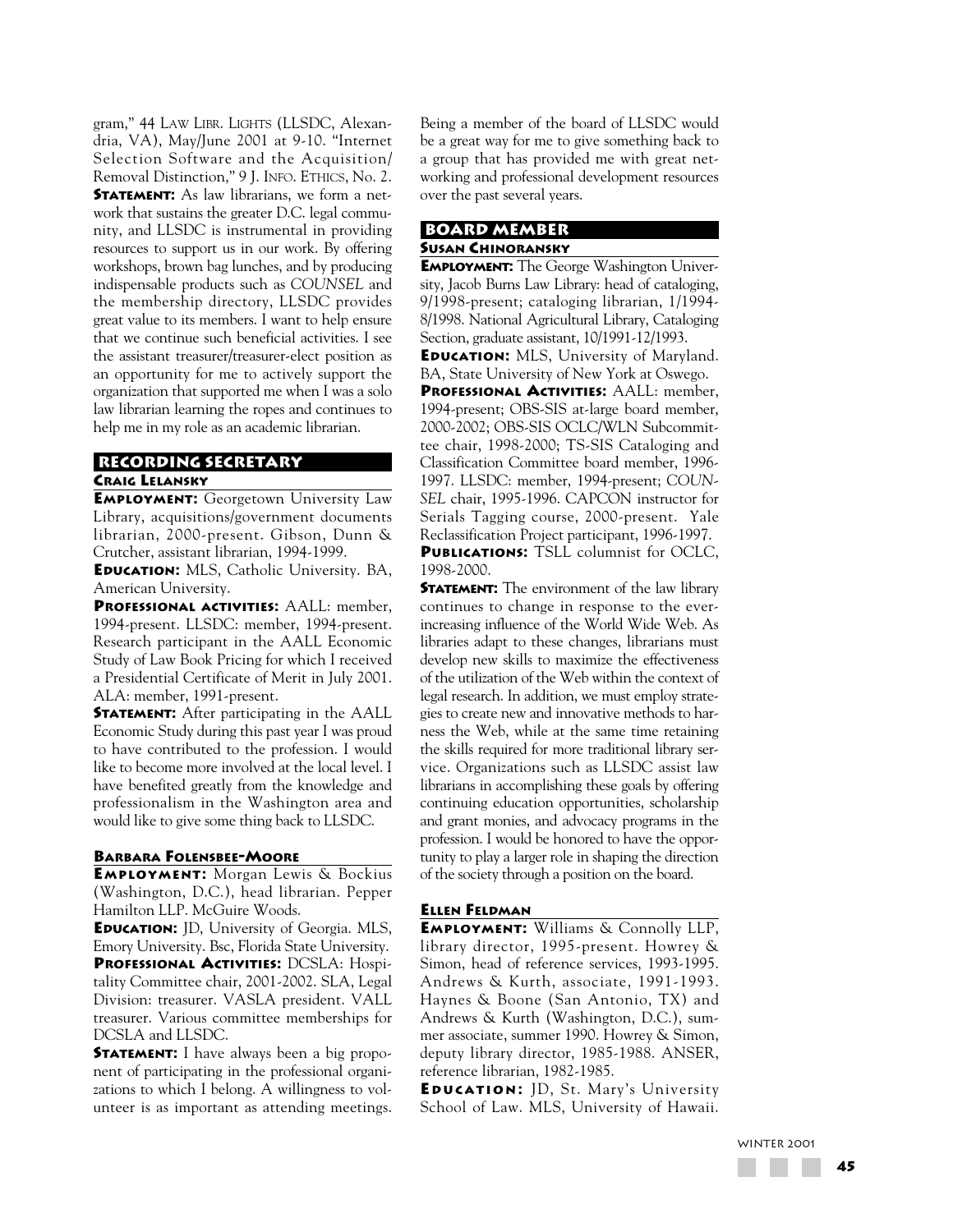gram," 44 LAW LIBR. LIGHTS (LLSDC, Alexandria, VA), May/June 2001 at 9-10. "Internet Selection Software and the Acquisition/Removal Distinction," 9 J. INFO. ETHICS, No. 2.

**STATEMENT:** As law librarians, we form a network that sustains the greater D.C. legal community, and LLSDC is instrumental in providing resources to support us in our work. By offering workshops, brown bag lunches, and by producing indispensable products such as *COUNSEL* and the membership directory, LLSDC provides great value to its members. I want to help ensure that we continue such beneficial activities. I see the assistant treasurer/treasurer-elect position as an opportunity for me to actively support the organization that supported me when I was a solo law librarian learning the ropes and continues to help me in my role as an academic librarian.

## RECORDING SECRETARY

### Craig Lelansky

**EMPLOYMENT:** Georgetown University Law Library, acquisitions/government documents librarian, 2000-present. Gibson, Dunn & Crutcher, assistant librarian, 1994-1999.

**EDUCATION:** MLS, Catholic University. BA, American University.

**PROFESSIONAL ACTIVITIES:** AALL: member, 1994-present. LLSDC: member, 1994-present. Research participant in the AALL Economic Study of Law Book Pricing for which I received a Presidential Certificate of Merit in July 2001. ALA: member, 1991-present.

**STATEMENT:** After participating in the AALL Economic Study during this past year I was proud to have contributed to the profession. I would like to become more involved at the local level. I have benefited greatly from the knowledge and professionalism in the Washington area and would like to give some thing back to LLSDC.

### Barbara Folensbee-Moore

**EMPLOYMENT:** Morgan Lewis & Bockius (Washington, D.C.), head librarian. Pepper Hamilton LLP. McGuire Woods.

**EDUCATION:** JD, University of Georgia. MLS, Emory University. Bsc, Florida State University.

**PROFESSIONAL ACTIVITIES:** DCSLA: Hospitality Committee chair, 2001-2002. SLA, Legal Division: treasurer. VASLA president. VALL treasurer. Various committee memberships for DCSLA and LLSDC.

**STATEMENT:** I have always been a big proponent of participating in the professional organizations to which I belong. A willingness to volunteer is as important as attending meetings. Being a member of the board of LLSDC would be a great way for me to give something back to a group that has provided me with great networking and professional development resources over the past several years.

## BOARD MEMBER

### Susan Chinoransky

**EMPLOYMENT:** The George Washington University, Jacob Burns Law Library: head of cataloging, 9/1998-present; cataloging librarian, 1/1994-8/1998. National Agricultural Library, Cataloging Section, graduate assistant, 10/1991-12/1993.

**EDUCATION:** MLS, University of Maryland. BA, State University of New York at Oswego.

**PROFESSIONAL ACTIVITIES:** AALL: member, 1994-present; OBS-SIS at-large board member, 2000-2002; OBS-SIS OCLC/WLN Subcommittee chair, 1998-2000; TS-SIS Cataloging and Classification Committee board member, 1996-1997. LLSDC: member, 1994-present; *COUNSEL* chair, 1995-1996. CAPCON instructor for Serials Tagging course, 2000-present. Yale Reclassification Project participant, 1996-1997.

**PUBLICATIONS:** TSLL columnist for OCLC, 1998-2000.

**STATEMENT:** The environment of the law library continues to change in response to the ever-increasing influence of the World Wide Web. As libraries adapt to these changes, librarians must develop new skills to maximize the effectiveness of the utilization of the Web within the context of legal research. In addition, we must employ strategies to create new and innovative methods to harness the Web, while at the same time retaining the skills required for more traditional library service. Organizations such as LLSDC assist law librarians in accomplishing these goals by offering continuing education opportunities, scholarship and grant monies, and advocacy programs in the profession. I would be honored to have the opportunity to play a larger role in shaping the direction of the society through a position on the board.

### Ellen Feldman

**EMPLOYMENT:** Williams & Connolly LLP, library director, 1995-present. Howrey & Simon, head of reference services, 1993-1995. Andrews & Kurth, associate, 1991-1993. Haynes & Boone (San Antonio, TX) and Andrews & Kurth (Washington, D.C.), summer associate, summer 1990. Howrey & Simon, deputy library director, 1985-1988. ANSER, reference librarian, 1982-1985.

**EDUCATION:** JD, St. Mary's University School of Law. MLS, University of Hawaii.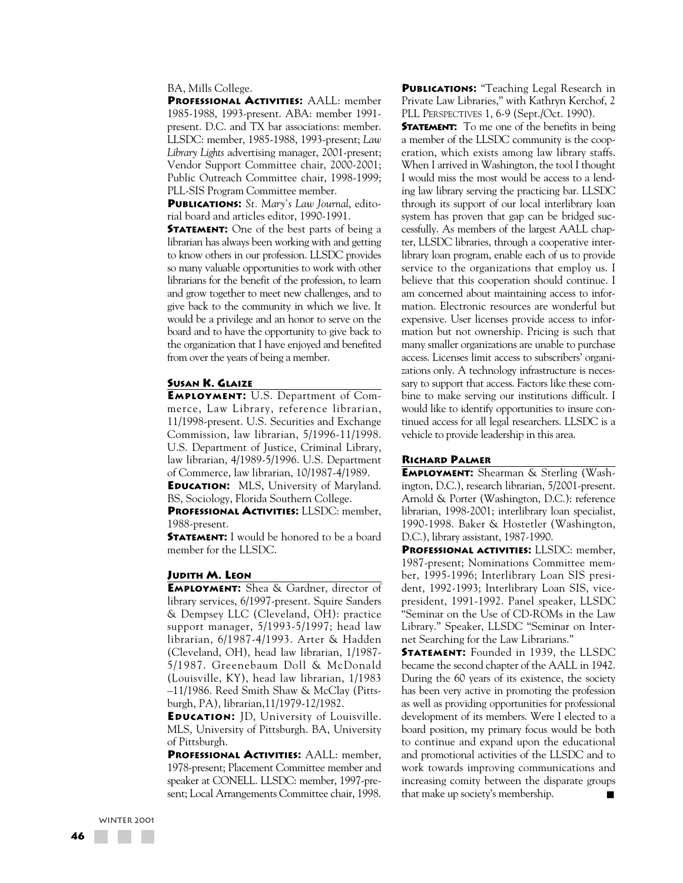BA, Mills College.

**Professional Activities:** AALL: member 1985-1988, 1993-present. ABA: member 1991-present. D.C. and TX bar associations: member. LLSDC: member, 1985-1988, 1993-present; *Law Library Lights* advertising manager, 2001-present; Vendor Support Committee chair, 2000-2001; Public Outreach Committee chair, 1998-1999; PLL-SIS Program Committee member.

**Publications:** *St. Mary's Law Journal*, editorial board and articles editor, 1990-1991.

**Statement:** One of the best parts of being a librarian has always been working with and getting to know others in our profession. LLSDC provides so many valuable opportunities to work with other librarians for the benefit of the profession, to learn and grow together to meet new challenges, and to give back to the community in which we live. It would be a privilege and an honor to serve on the board and to have the opportunity to give back to the organization that I have enjoyed and benefited from over the years of being a member.

### Susan K. Glaize

**Employment:** U.S. Department of Commerce, Law Library, reference librarian, 11/1998-present. U.S. Securities and Exchange Commission, law librarian, 5/1996-11/1998. U.S. Department of Justice, Criminal Library, law librarian, 4/1989-5/1996. U.S. Department of Commerce, law librarian, 10/1987-4/1989.

**Education:** MLS, University of Maryland. BS, Sociology, Florida Southern College.

**Professional Activities:** LLSDC: member, 1988-present.

**Statement:** I would be honored to be a board member for the LLSDC.

### Judith M. Leon

**Employment:** Shea & Gardner, director of library services, 6/1997-present. Squire Sanders & Dempsey LLC (Cleveland, OH): practice support manager, 5/1993-5/1997; head law librarian, 6/1987-4/1993. Arter & Hadden (Cleveland, OH), head law librarian, 1/1987-5/1987. Greenebaum Doll & McDonald (Louisville, KY), head law librarian, 1/1983 –11/1986. Reed Smith Shaw & McClay (Pittsburgh, PA), librarian,11/1979-12/1982.

**Education:** JD, University of Louisville. MLS, University of Pittsburgh. BA, University of Pittsburgh.

**Professional Activities:** AALL: member, 1978-present; Placement Committee member and speaker at CONELL. LLSDC: member, 1997-present; Local Arrangements Committee chair, 1998.

**Publications:** "Teaching Legal Research in Private Law Libraries," with Kathryn Kerchof, 2 PLL Perspectives 1, 6-9 (Sept./Oct. 1990).

**Statement:** To me one of the benefits in being a member of the LLSDC community is the cooperation, which exists among law library staffs. When I arrived in Washington, the tool I thought I would miss the most would be access to a lending law library serving the practicing bar. LLSDC through its support of our local interlibrary loan system has proven that gap can be bridged successfully. As members of the largest AALL chapter, LLSDC libraries, through a cooperative interlibrary loan program, enable each of us to provide service to the organizations that employ us. I believe that this cooperation should continue. I am concerned about maintaining access to information. Electronic resources are wonderful but expensive. User licenses provide access to information but not ownership. Pricing is such that many smaller organizations are unable to purchase access. Licenses limit access to subscribers' organizations only. A technology infrastructure is necessary to support that access. Factors like these combine to make serving our institutions difficult. I would like to identify opportunities to insure continued access for all legal researchers. LLSDC is a vehicle to provide leadership in this area.

### Richard Palmer

**Employment:** Shearman & Sterling (Washington, D.C.), research librarian, 5/2001-present. Arnold & Porter (Washington, D.C.): reference librarian, 1998-2001; interlibrary loan specialist, 1990-1998. Baker & Hostetler (Washington, D.C.), library assistant, 1987-1990.

**Professional activities:** LLSDC: member, 1987-present; Nominations Committee member, 1995-1996; Interlibrary Loan SIS president, 1992-1993; Interlibrary Loan SIS, vice-president, 1991-1992. Panel speaker, LLSDC "Seminar on the Use of CD-ROMs in the Law Library." Speaker, LLSDC "Seminar on Internet Searching for the Law Librarians."

**Statement:** Founded in 1939, the LLSDC became the second chapter of the AALL in 1942. During the 60 years of its existence, the society has been very active in promoting the profession as well as providing opportunities for professional development of its members. Were I elected to a board position, my primary focus would be both to continue and expand upon the educational and promotional activities of the LLSDC and to work towards improving communications and increasing comity between the disparate groups that make up society's membership. ■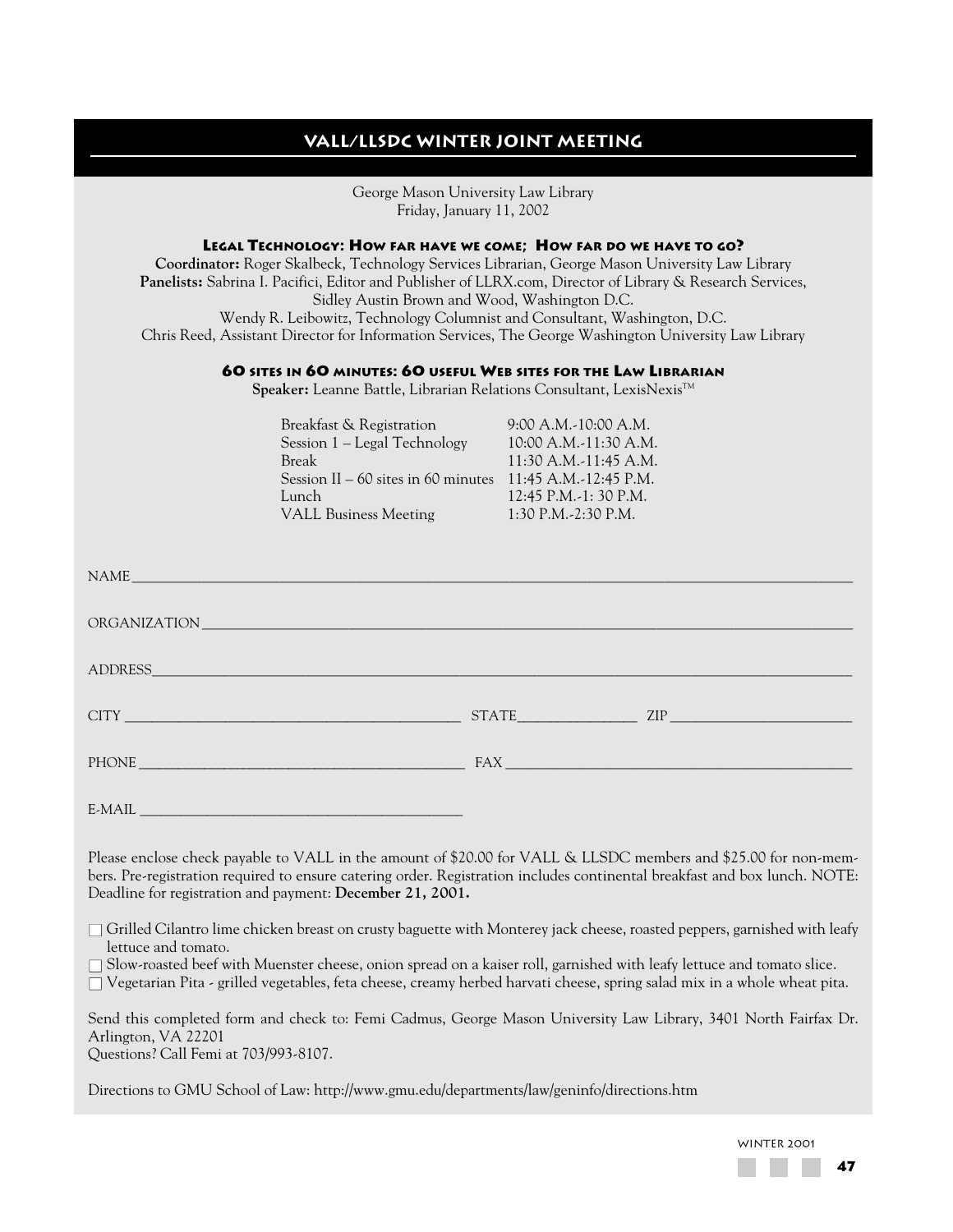## VALL/LLSDC WINTER JOINT MEETING

George Mason University Law Library
Friday, January 11, 2002

### Legal Technology: How far have we come; How far do we have to go?

**Coordinator:** Roger Skalbeck, Technology Services Librarian, George Mason University Law Library
**Panelists:** Sabrina I. Pacifici, Editor and Publisher of LLRX.com, Director of Library & Research Services, Sidley Austin Brown and Wood, Washington D.C.
Wendy R. Leibowitz, Technology Columnist and Consultant, Washington, D.C.
Chris Reed, Assistant Director for Information Services, The George Washington University Law Library

### 60 sites in 60 minutes: 60 useful Web sites for the Law Librarian

**Speaker:** Leanne Battle, Librarian Relations Consultant, LexisNexis™

| | |
|---|---|
| Breakfast & Registration | 9:00 A.M.-10:00 A.M. |
| Session 1 – Legal Technology | 10:00 A.M.-11:30 A.M. |
| Break | 11:30 A.M.-11:45 A.M. |
| Session II – 60 sites in 60 minutes | 11:45 A.M.-12:45 P.M. |
| Lunch | 12:45 P.M.-1: 30 P.M. |
| VALL Business Meeting | 1:30 P.M.-2:30 P.M. |

NAME ____________________

ORGANIZATION ____________________

ADDRESS ____________________

CITY ____________________ STATE ____________ ZIP ____________

PHONE ____________________ FAX ____________________

E-MAIL ____________________

Please enclose check payable to VALL in the amount of $20.00 for VALL & LLSDC members and $25.00 for non-members. Pre-registration required to ensure catering order. Registration includes continental breakfast and box lunch. NOTE: Deadline for registration and payment: **December 21, 2001.**

- ☐ Grilled Cilantro lime chicken breast on crusty baguette with Monterey jack cheese, roasted peppers, garnished with leafy lettuce and tomato.
- ☐ Slow-roasted beef with Muenster cheese, onion spread on a kaiser roll, garnished with leafy lettuce and tomato slice.
- ☐ Vegetarian Pita - grilled vegetables, feta cheese, creamy herbed harvati cheese, spring salad mix in a whole wheat pita.

Send this completed form and check to: Femi Cadmus, George Mason University Law Library, 3401 North Fairfax Dr. Arlington, VA 22201
Questions? Call Femi at 703/993-8107.

Directions to GMU School of Law: http://www.gmu.edu/departments/law/geninfo/directions.htm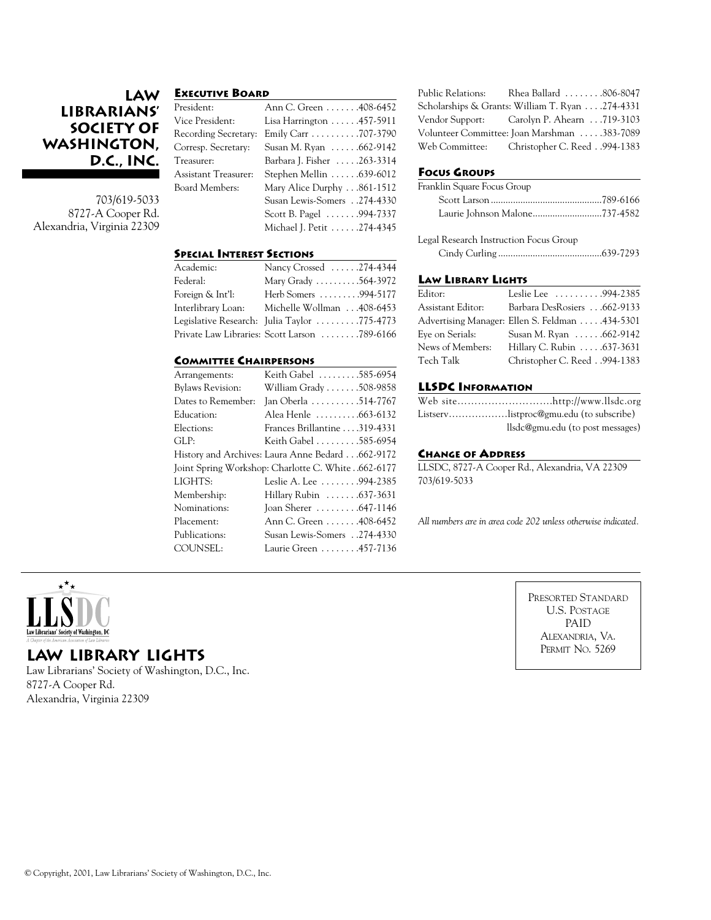# LAW LIBRARIANS' SOCIETY OF WASHINGTON, D.C., INC.

703/619-5033
8727-A Cooper Rd.
Alexandria, Virginia 22309

## Executive Board

| | |
|---|---|
| President: | Ann C. Green . . . . . . .408-6452 |
| Vice President: | Lisa Harrington . . . . . .457-5911 |
| Recording Secretary: | Emily Carr . . . . . . . . . .707-3790 |
| Corresp. Secretary: | Susan M. Ryan . . . . . .662-9142 |
| Treasurer: | Barbara J. Fisher . . . . .263-3314 |
| Assistant Treasurer: | Stephen Mellin . . . . . .639-6012 |
| Board Members: | Mary Alice Durphy . . .861-1512 |
| | Susan Lewis-Somers . .274-4330 |
| | Scott B. Pagel . . . . . . .994-7337 |
| | Michael J. Petit . . . . . .274-4345 |

## Special Interest Sections

| | |
|---|---|
| Academic: | Nancy Crossed . . . . . .274-4344 |
| Federal: | Mary Grady . . . . . . . . . .564-3972 |
| Foreign & Int'l: | Herb Somers . . . . . . . . .994-5177 |
| Interlibrary Loan: | Michelle Wollman . . .408-6453 |
| Legislative Research: | Julia Taylor . . . . . . . . .775-4773 |
| Private Law Libraries: | Scott Larson . . . . . . . .789-6166 |

## Committee Chairpersons

| | |
|---|---|
| Arrangements: | Keith Gabel . . . . . . . . .585-6954 |
| Bylaws Revision: | William Grady . . . . . . .508-9858 |
| Dates to Remember: | Jan Oberla . . . . . . . . . .514-7767 |
| Education: | Alea Henle . . . . . . . . . .663-6132 |
| Elections: | Frances Brillantine . . . .319-4331 |
| GLP: | Keith Gabel . . . . . . . . .585-6954 |
| History and Archives: | Laura Anne Bedard . . .662-9172 |
| Joint Spring Workshop: | Charlotte C. White . .662-6177 |
| LIGHTS: | Leslie A. Lee . . . . . . . .994-2385 |
| Membership: | Hillary Rubin . . . . . . .637-3631 |
| Nominations: | Joan Sherer . . . . . . . . .647-1146 |
| Placement: | Ann C. Green . . . . . . .408-6452 |
| Publications: | Susan Lewis-Somers . .274-4330 |
| COUNSEL: | Laurie Green . . . . . . . .457-7136 |
| Public Relations: | Rhea Ballard . . . . . . . .806-8047 |
| Scholarships & Grants: | William T. Ryan . . . .274-4331 |
| Vendor Support: | Carolyn P. Ahearn . . .719-3103 |
| Volunteer Committee: | Joan Marshman . . . . .383-7089 |
| Web Committee: | Christopher C. Reed . .994-1383 |

## Focus Groups

Franklin Square Focus Group
Scott Larson .............................................789-6166
Laurie Johnson Malone............................737-4582

Legal Research Instruction Focus Group
Cindy Curling ..........................................639-7293

## Law Library Lights

| | |
|---|---|
| Editor: | Leslie Lee . . . . . . . . . .994-2385 |
| Assistant Editor: | Barbara DesRosiers . . .662-9133 |
| Advertising Manager: | Ellen S. Feldman . . . . .434-5301 |
| Eye on Serials: | Susan M. Ryan . . . . . .662-9142 |
| News of Members: | Hillary C. Rubin . . . . .637-3631 |
| Tech Talk | Christopher C. Reed . .994-1383 |

## LLSDC Information

Web site.............................http://www.llsdc.org
Listserv..................listproc@gmu.edu (to subscribe)
llsdc@gmu.edu (to post messages)

## Change of Address

LLSDC, 8727-A Cooper Rd., Alexandria, VA 22309
703/619-5033

*All numbers are in area code 202 unless otherwise indicated.*

LLSDC
Law Librarians' Society of Washington, DC
A Chapter of the American Association of Law Libraries

# LAW LIBRARY LIGHTS

Law Librarians' Society of Washington, D.C., Inc.
8727-A Cooper Rd.
Alexandria, Virginia 22309

PRESORTED STANDARD
U.S. POSTAGE
PAID
ALEXANDRIA, VA.
PERMIT NO. 5269

© Copyright, 2001, Law Librarians' Society of Washington, D.C., Inc.